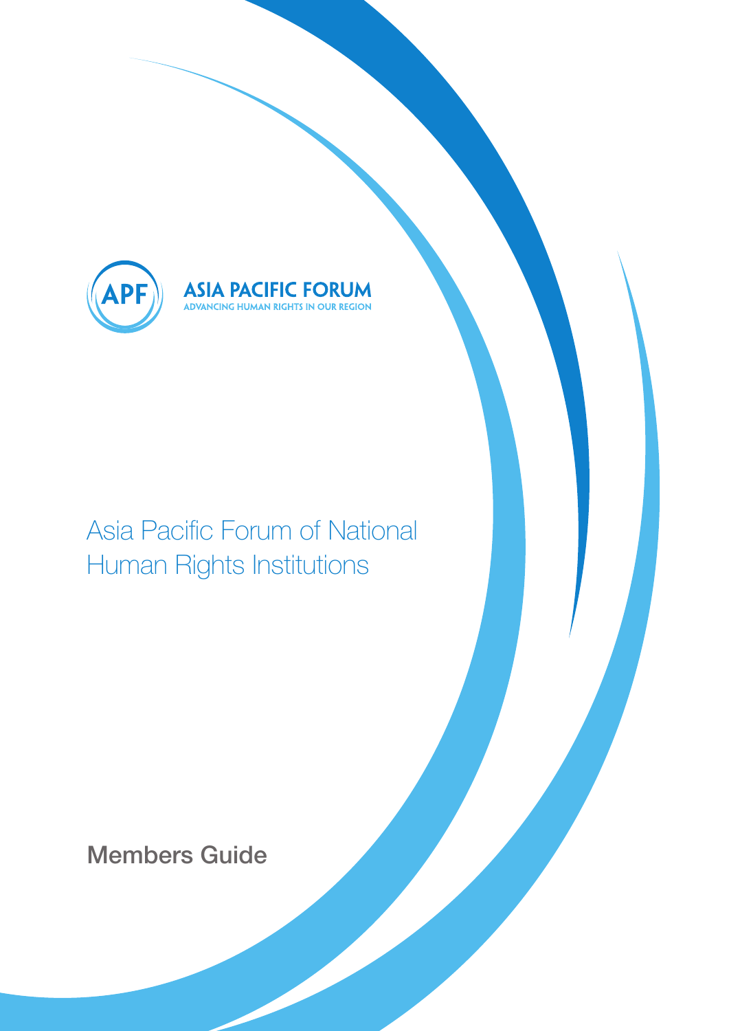ASIA PACIFIC FORUM
ADVANCING HUMAN RIGHTS IN OUR REGION

# Asia Pacific Forum of National Human Rights Institutions

## Members Guide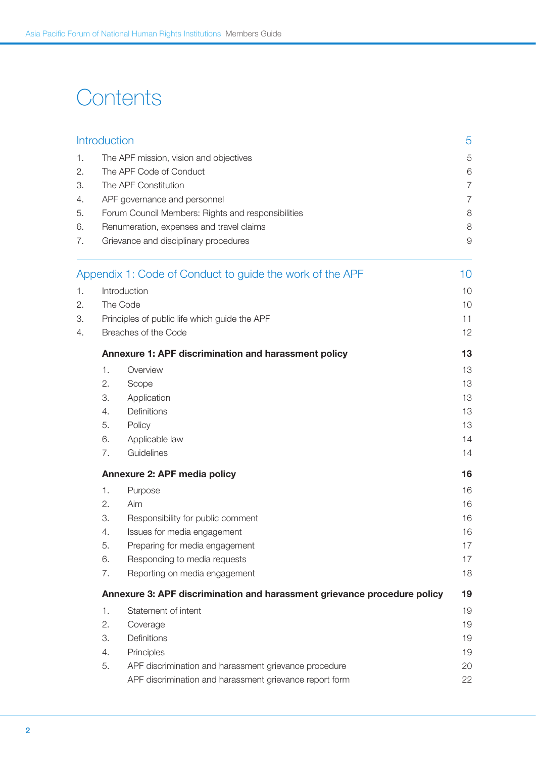# Contents

| | | |
|---|---|---|
| **Introduction** | | **5** |
| 1. | The APF mission, vision and objectives | 5 |
| 2. | The APF Code of Conduct | 6 |
| 3. | The APF Constitution | 7 |
| 4. | APF governance and personnel | 7 |
| 5. | Forum Council Members: Rights and responsibilities | 8 |
| 6. | Renumeration, expenses and travel claims | 8 |
| 7. | Grievance and disciplinary procedures | 9 |
| **Appendix 1: Code of Conduct to guide the work of the APF** | | **10** |
| 1. | Introduction | 10 |
| 2. | The Code | 10 |
| 3. | Principles of public life which guide the APF | 11 |
| 4. | Breaches of the Code | 12 |
| | **Annexure 1: APF discrimination and harassment policy** | **13** |
| | 1. Overview | 13 |
| | 2. Scope | 13 |
| | 3. Application | 13 |
| | 4. Definitions | 13 |
| | 5. Policy | 13 |
| | 6. Applicable law | 14 |
| | 7. Guidelines | 14 |
| | **Annexure 2: APF media policy** | **16** |
| | 1. Purpose | 16 |
| | 2. Aim | 16 |
| | 3. Responsibility for public comment | 16 |
| | 4. Issues for media engagement | 16 |
| | 5. Preparing for media engagement | 17 |
| | 6. Responding to media requests | 17 |
| | 7. Reporting on media engagement | 18 |
| | **Annexure 3: APF discrimination and harassment grievance procedure policy** | **19** |
| | 1. Statement of intent | 19 |
| | 2. Coverage | 19 |
| | 3. Definitions | 19 |
| | 4. Principles | 19 |
| | 5. APF discrimination and harassment grievance procedure | 20 |
| | APF discrimination and harassment grievance report form | 22 |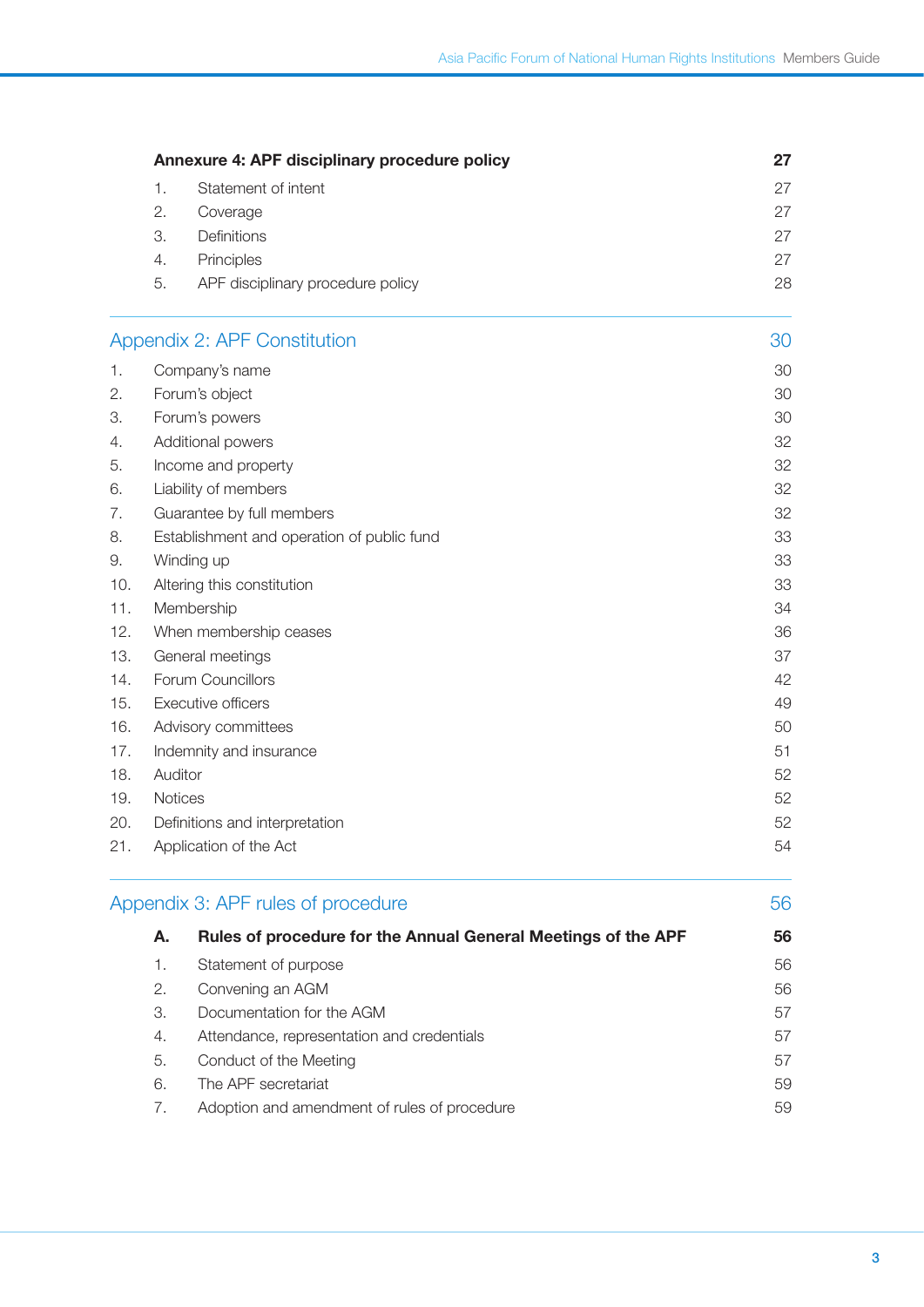| | | |
|---|---|---|
| **Annexure 4: APF disciplinary procedure policy** | | **27** |
| 1. | Statement of intent | 27 |
| 2. | Coverage | 27 |
| 3. | Definitions | 27 |
| 4. | Principles | 27 |
| 5. | APF disciplinary procedure policy | 28 |

## Appendix 2: APF Constitution — 30

| | | |
|---|---|---|
| 1. | Company's name | 30 |
| 2. | Forum's object | 30 |
| 3. | Forum's powers | 30 |
| 4. | Additional powers | 32 |
| 5. | Income and property | 32 |
| 6. | Liability of members | 32 |
| 7. | Guarantee by full members | 32 |
| 8. | Establishment and operation of public fund | 33 |
| 9. | Winding up | 33 |
| 10. | Altering this constitution | 33 |
| 11. | Membership | 34 |
| 12. | When membership ceases | 36 |
| 13. | General meetings | 37 |
| 14. | Forum Councillors | 42 |
| 15. | Executive officers | 49 |
| 16. | Advisory committees | 50 |
| 17. | Indemnity and insurance | 51 |
| 18. | Auditor | 52 |
| 19. | Notices | 52 |
| 20. | Definitions and interpretation | 52 |
| 21. | Application of the Act | 54 |

## Appendix 3: APF rules of procedure — 56

| | | |
|---|---|---|
| **A.** | **Rules of procedure for the Annual General Meetings of the APF** | **56** |
| 1. | Statement of purpose | 56 |
| 2. | Convening an AGM | 56 |
| 3. | Documentation for the AGM | 57 |
| 4. | Attendance, representation and credentials | 57 |
| 5. | Conduct of the Meeting | 57 |
| 6. | The APF secretariat | 59 |
| 7. | Adoption and amendment of rules of procedure | 59 |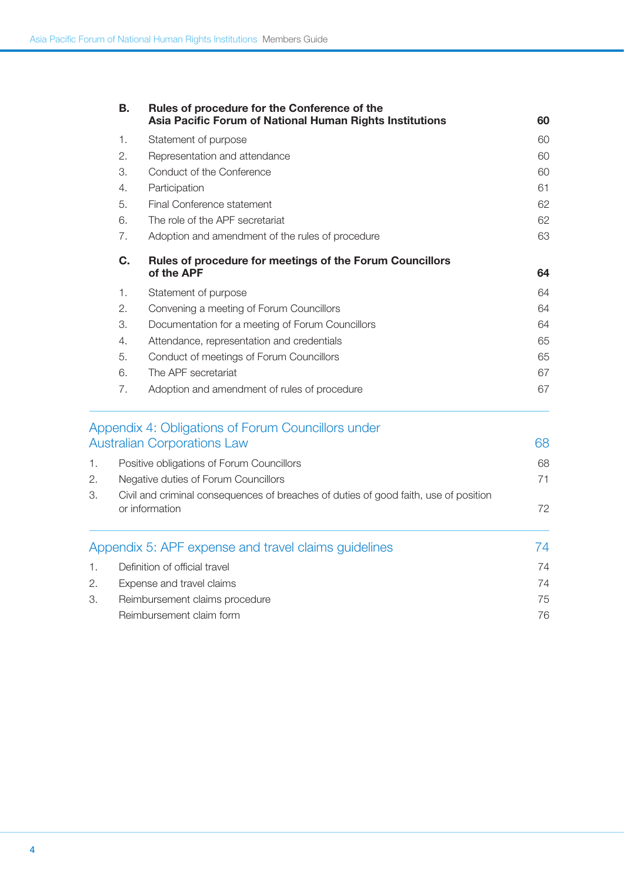**B. Rules of procedure for the Conference of the Asia Pacific Forum of National Human Rights Institutions — 60**

1. Statement of purpose — 60
2. Representation and attendance — 60
3. Conduct of the Conference — 60
4. Participation — 61
5. Final Conference statement — 62
6. The role of the APF secretariat — 62
7. Adoption and amendment of the rules of procedure — 63

**C. Rules of procedure for meetings of the Forum Councillors of the APF — 64**

1. Statement of purpose — 64
2. Convening a meeting of Forum Councillors — 64
3. Documentation for a meeting of Forum Councillors — 64
4. Attendance, representation and credentials — 65
5. Conduct of meetings of Forum Councillors — 65
6. The APF secretariat — 67
7. Adoption and amendment of rules of procedure — 67

## Appendix 4: Obligations of Forum Councillors under Australian Corporations Law — 68

1. Positive obligations of Forum Councillors — 68
2. Negative duties of Forum Councillors — 71
3. Civil and criminal consequences of breaches of duties of good faith, use of position or information — 72

## Appendix 5: APF expense and travel claims guidelines — 74

1. Definition of official travel — 74
2. Expense and travel claims — 74
3. Reimbursement claims procedure — 75

Reimbursement claim form — 76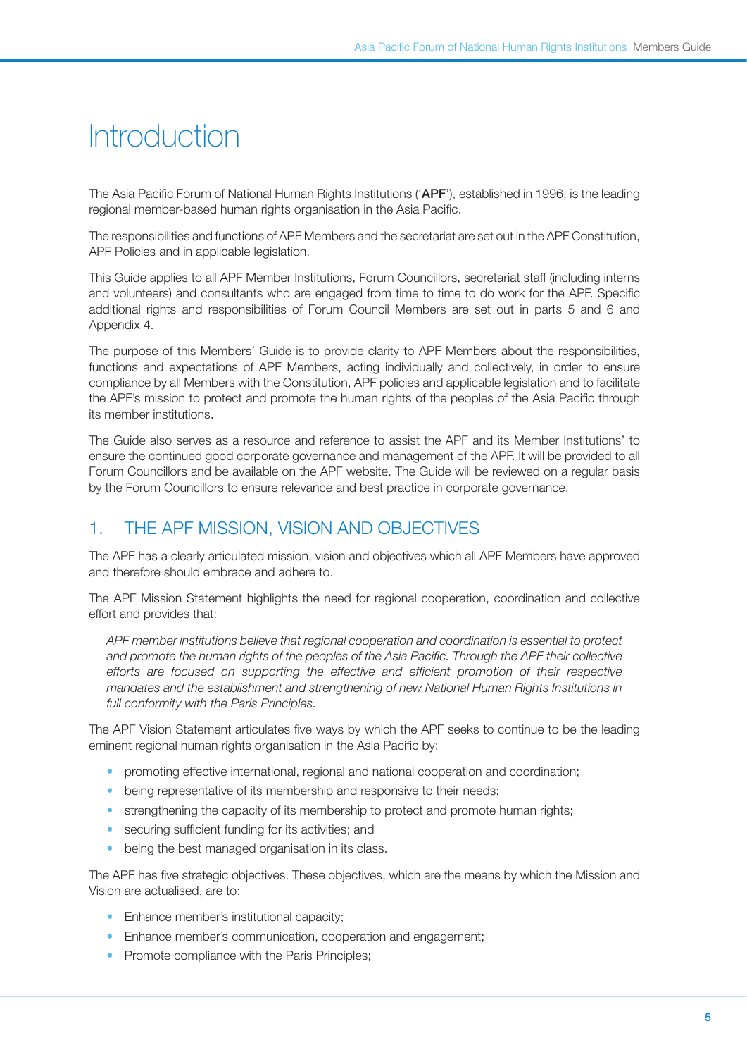# Introduction

The Asia Pacific Forum of National Human Rights Institutions ('**APF**'), established in 1996, is the leading regional member-based human rights organisation in the Asia Pacific.

The responsibilities and functions of APF Members and the secretariat are set out in the APF Constitution, APF Policies and in applicable legislation.

This Guide applies to all APF Member Institutions, Forum Councillors, secretariat staff (including interns and volunteers) and consultants who are engaged from time to time to do work for the APF. Specific additional rights and responsibilities of Forum Council Members are set out in parts 5 and 6 and Appendix 4.

The purpose of this Members' Guide is to provide clarity to APF Members about the responsibilities, functions and expectations of APF Members, acting individually and collectively, in order to ensure compliance by all Members with the Constitution, APF policies and applicable legislation and to facilitate the APF's mission to protect and promote the human rights of the peoples of the Asia Pacific through its member institutions.

The Guide also serves as a resource and reference to assist the APF and its Member Institutions' to ensure the continued good corporate governance and management of the APF. It will be provided to all Forum Councillors and be available on the APF website. The Guide will be reviewed on a regular basis by the Forum Councillors to ensure relevance and best practice in corporate governance.

## 1. THE APF MISSION, VISION AND OBJECTIVES

The APF has a clearly articulated mission, vision and objectives which all APF Members have approved and therefore should embrace and adhere to.

The APF Mission Statement highlights the need for regional cooperation, coordination and collective effort and provides that:

> *APF member institutions believe that regional cooperation and coordination is essential to protect and promote the human rights of the peoples of the Asia Pacific. Through the APF their collective efforts are focused on supporting the effective and efficient promotion of their respective mandates and the establishment and strengthening of new National Human Rights Institutions in full conformity with the Paris Principles.*

The APF Vision Statement articulates five ways by which the APF seeks to continue to be the leading eminent regional human rights organisation in the Asia Pacific by:

- promoting effective international, regional and national cooperation and coordination;
- being representative of its membership and responsive to their needs;
- strengthening the capacity of its membership to protect and promote human rights;
- securing sufficient funding for its activities; and
- being the best managed organisation in its class.

The APF has five strategic objectives. These objectives, which are the means by which the Mission and Vision are actualised, are to:

- Enhance member's institutional capacity;
- Enhance member's communication, cooperation and engagement;
- Promote compliance with the Paris Principles;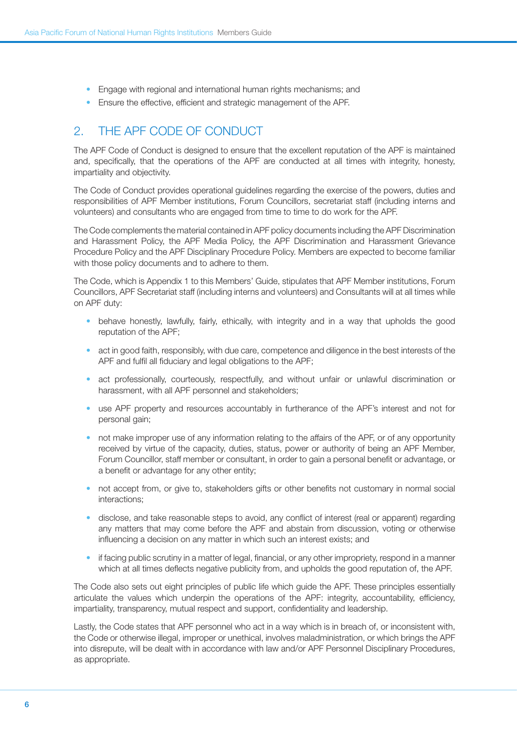- Engage with regional and international human rights mechanisms; and
- Ensure the effective, efficient and strategic management of the APF.

## 2. THE APF CODE OF CONDUCT

The APF Code of Conduct is designed to ensure that the excellent reputation of the APF is maintained and, specifically, that the operations of the APF are conducted at all times with integrity, honesty, impartiality and objectivity.

The Code of Conduct provides operational guidelines regarding the exercise of the powers, duties and responsibilities of APF Member institutions, Forum Councillors, secretariat staff (including interns and volunteers) and consultants who are engaged from time to time to do work for the APF.

The Code complements the material contained in APF policy documents including the APF Discrimination and Harassment Policy, the APF Media Policy, the APF Discrimination and Harassment Grievance Procedure Policy and the APF Disciplinary Procedure Policy. Members are expected to become familiar with those policy documents and to adhere to them.

The Code, which is Appendix 1 to this Members' Guide, stipulates that APF Member institutions, Forum Councillors, APF Secretariat staff (including interns and volunteers) and Consultants will at all times while on APF duty:

- behave honestly, lawfully, fairly, ethically, with integrity and in a way that upholds the good reputation of the APF;
- act in good faith, responsibly, with due care, competence and diligence in the best interests of the APF and fulfil all fiduciary and legal obligations to the APF;
- act professionally, courteously, respectfully, and without unfair or unlawful discrimination or harassment, with all APF personnel and stakeholders;
- use APF property and resources accountably in furtherance of the APF's interest and not for personal gain;
- not make improper use of any information relating to the affairs of the APF, or of any opportunity received by virtue of the capacity, duties, status, power or authority of being an APF Member, Forum Councillor, staff member or consultant, in order to gain a personal benefit or advantage, or a benefit or advantage for any other entity;
- not accept from, or give to, stakeholders gifts or other benefits not customary in normal social interactions;
- disclose, and take reasonable steps to avoid, any conflict of interest (real or apparent) regarding any matters that may come before the APF and abstain from discussion, voting or otherwise influencing a decision on any matter in which such an interest exists; and
- if facing public scrutiny in a matter of legal, financial, or any other impropriety, respond in a manner which at all times deflects negative publicity from, and upholds the good reputation of, the APF.

The Code also sets out eight principles of public life which guide the APF. These principles essentially articulate the values which underpin the operations of the APF: integrity, accountability, efficiency, impartiality, transparency, mutual respect and support, confidentiality and leadership.

Lastly, the Code states that APF personnel who act in a way which is in breach of, or inconsistent with, the Code or otherwise illegal, improper or unethical, involves maladministration, or which brings the APF into disrepute, will be dealt with in accordance with law and/or APF Personnel Disciplinary Procedures, as appropriate.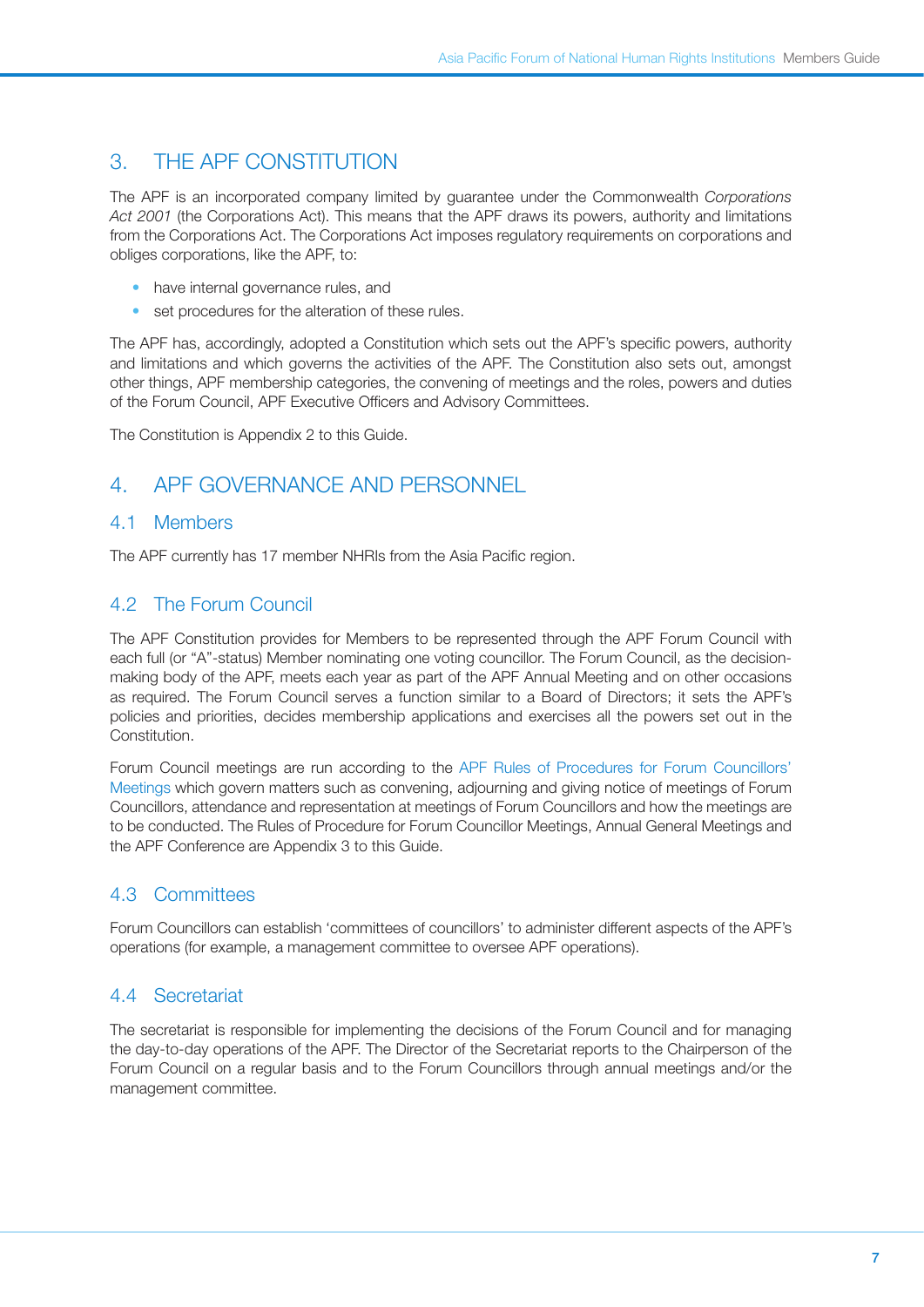## 3. THE APF CONSTITUTION

The APF is an incorporated company limited by guarantee under the Commonwealth *Corporations Act 2001* (the Corporations Act). This means that the APF draws its powers, authority and limitations from the Corporations Act. The Corporations Act imposes regulatory requirements on corporations and obliges corporations, like the APF, to:

- have internal governance rules, and
- set procedures for the alteration of these rules.

The APF has, accordingly, adopted a Constitution which sets out the APF's specific powers, authority and limitations and which governs the activities of the APF. The Constitution also sets out, amongst other things, APF membership categories, the convening of meetings and the roles, powers and duties of the Forum Council, APF Executive Officers and Advisory Committees.

The Constitution is Appendix 2 to this Guide.

## 4. APF GOVERNANCE AND PERSONNEL

### 4.1 Members

The APF currently has 17 member NHRIs from the Asia Pacific region.

### 4.2 The Forum Council

The APF Constitution provides for Members to be represented through the APF Forum Council with each full (or "A"-status) Member nominating one voting councillor. The Forum Council, as the decision-making body of the APF, meets each year as part of the APF Annual Meeting and on other occasions as required. The Forum Council serves a function similar to a Board of Directors; it sets the APF's policies and priorities, decides membership applications and exercises all the powers set out in the Constitution.

Forum Council meetings are run according to the APF Rules of Procedures for Forum Councillors' Meetings which govern matters such as convening, adjourning and giving notice of meetings of Forum Councillors, attendance and representation at meetings of Forum Councillors and how the meetings are to be conducted. The Rules of Procedure for Forum Councillor Meetings, Annual General Meetings and the APF Conference are Appendix 3 to this Guide.

### 4.3 Committees

Forum Councillors can establish 'committees of councillors' to administer different aspects of the APF's operations (for example, a management committee to oversee APF operations).

### 4.4 Secretariat

The secretariat is responsible for implementing the decisions of the Forum Council and for managing the day-to-day operations of the APF. The Director of the Secretariat reports to the Chairperson of the Forum Council on a regular basis and to the Forum Councillors through annual meetings and/or the management committee.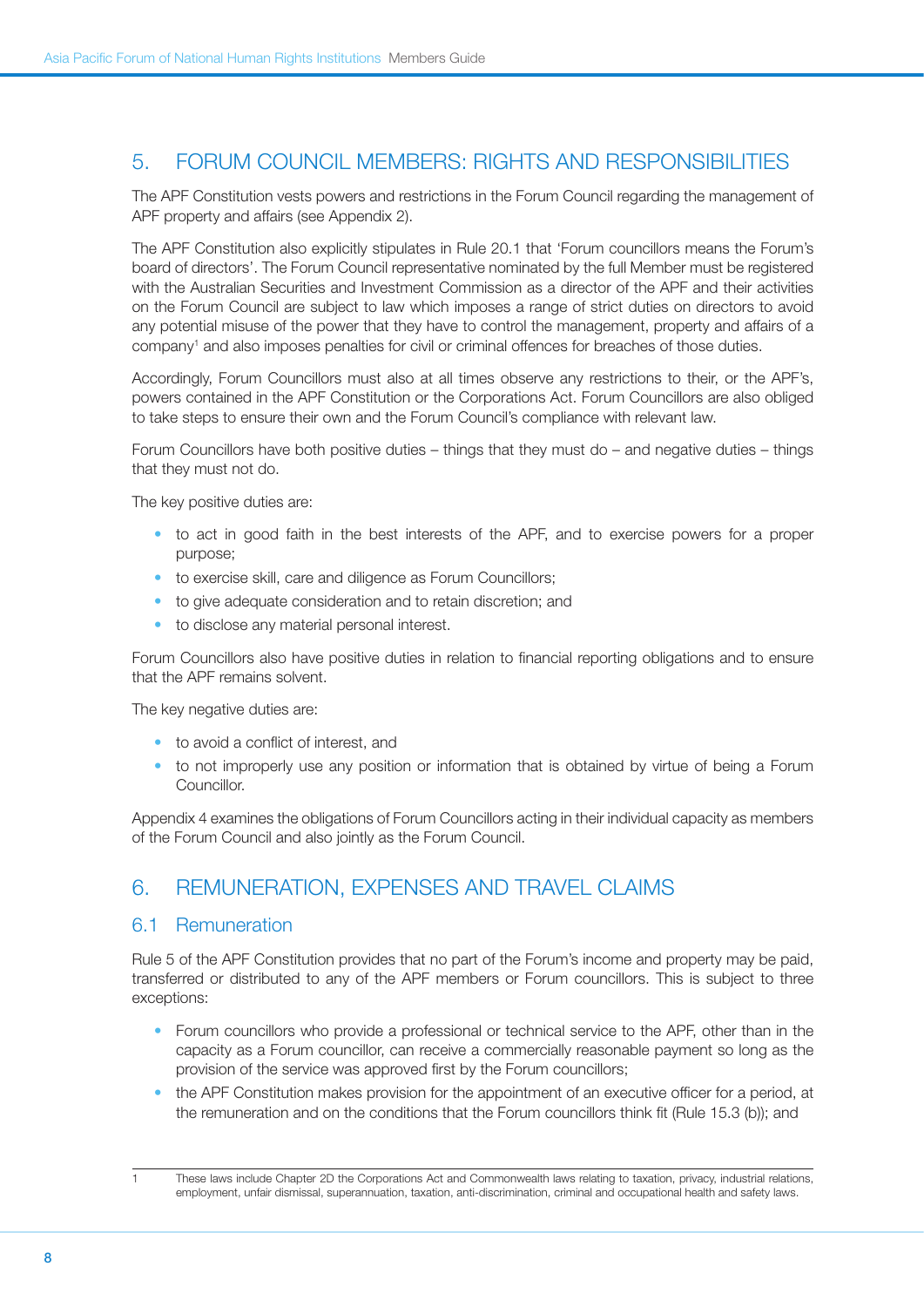## 5. FORUM COUNCIL MEMBERS: RIGHTS AND RESPONSIBILITIES

The APF Constitution vests powers and restrictions in the Forum Council regarding the management of APF property and affairs (see Appendix 2).

The APF Constitution also explicitly stipulates in Rule 20.1 that 'Forum councillors means the Forum's board of directors'. The Forum Council representative nominated by the full Member must be registered with the Australian Securities and Investment Commission as a director of the APF and their activities on the Forum Council are subject to law which imposes a range of strict duties on directors to avoid any potential misuse of the power that they have to control the management, property and affairs of a company[1] and also imposes penalties for civil or criminal offences for breaches of those duties.

Accordingly, Forum Councillors must also at all times observe any restrictions to their, or the APF's, powers contained in the APF Constitution or the Corporations Act. Forum Councillors are also obliged to take steps to ensure their own and the Forum Council's compliance with relevant law.

Forum Councillors have both positive duties – things that they must do – and negative duties – things that they must not do.

The key positive duties are:

- to act in good faith in the best interests of the APF, and to exercise powers for a proper purpose;
- to exercise skill, care and diligence as Forum Councillors;
- to give adequate consideration and to retain discretion; and
- to disclose any material personal interest.

Forum Councillors also have positive duties in relation to financial reporting obligations and to ensure that the APF remains solvent.

The key negative duties are:

- to avoid a conflict of interest, and
- to not improperly use any position or information that is obtained by virtue of being a Forum Councillor.

Appendix 4 examines the obligations of Forum Councillors acting in their individual capacity as members of the Forum Council and also jointly as the Forum Council.

## 6. REMUNERATION, EXPENSES AND TRAVEL CLAIMS

### 6.1 Remuneration

Rule 5 of the APF Constitution provides that no part of the Forum's income and property may be paid, transferred or distributed to any of the APF members or Forum councillors. This is subject to three exceptions:

- Forum councillors who provide a professional or technical service to the APF, other than in the capacity as a Forum councillor, can receive a commercially reasonable payment so long as the provision of the service was approved first by the Forum councillors;
- the APF Constitution makes provision for the appointment of an executive officer for a period, at the remuneration and on the conditions that the Forum councillors think fit (Rule 15.3 (b)); and

---

[1] These laws include Chapter 2D the Corporations Act and Commonwealth laws relating to taxation, privacy, industrial relations, employment, unfair dismissal, superannuation, taxation, anti-discrimination, criminal and occupational health and safety laws.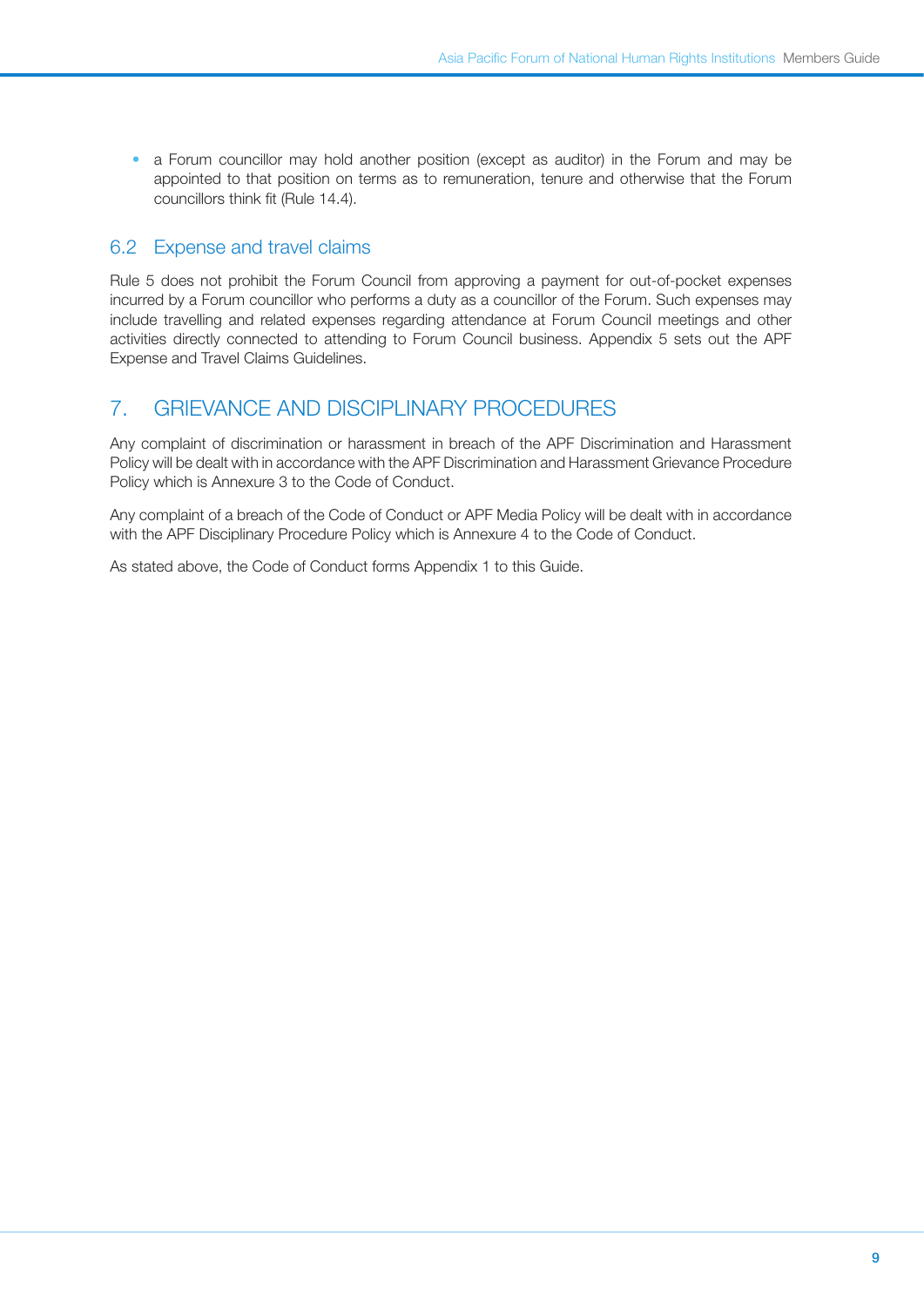- a Forum councillor may hold another position (except as auditor) in the Forum and may be appointed to that position on terms as to remuneration, tenure and otherwise that the Forum councillors think fit (Rule 14.4).

## 6.2 Expense and travel claims

Rule 5 does not prohibit the Forum Council from approving a payment for out-of-pocket expenses incurred by a Forum councillor who performs a duty as a councillor of the Forum. Such expenses may include travelling and related expenses regarding attendance at Forum Council meetings and other activities directly connected to attending to Forum Council business. Appendix 5 sets out the APF Expense and Travel Claims Guidelines.

# 7. GRIEVANCE AND DISCIPLINARY PROCEDURES

Any complaint of discrimination or harassment in breach of the APF Discrimination and Harassment Policy will be dealt with in accordance with the APF Discrimination and Harassment Grievance Procedure Policy which is Annexure 3 to the Code of Conduct.

Any complaint of a breach of the Code of Conduct or APF Media Policy will be dealt with in accordance with the APF Disciplinary Procedure Policy which is Annexure 4 to the Code of Conduct.

As stated above, the Code of Conduct forms Appendix 1 to this Guide.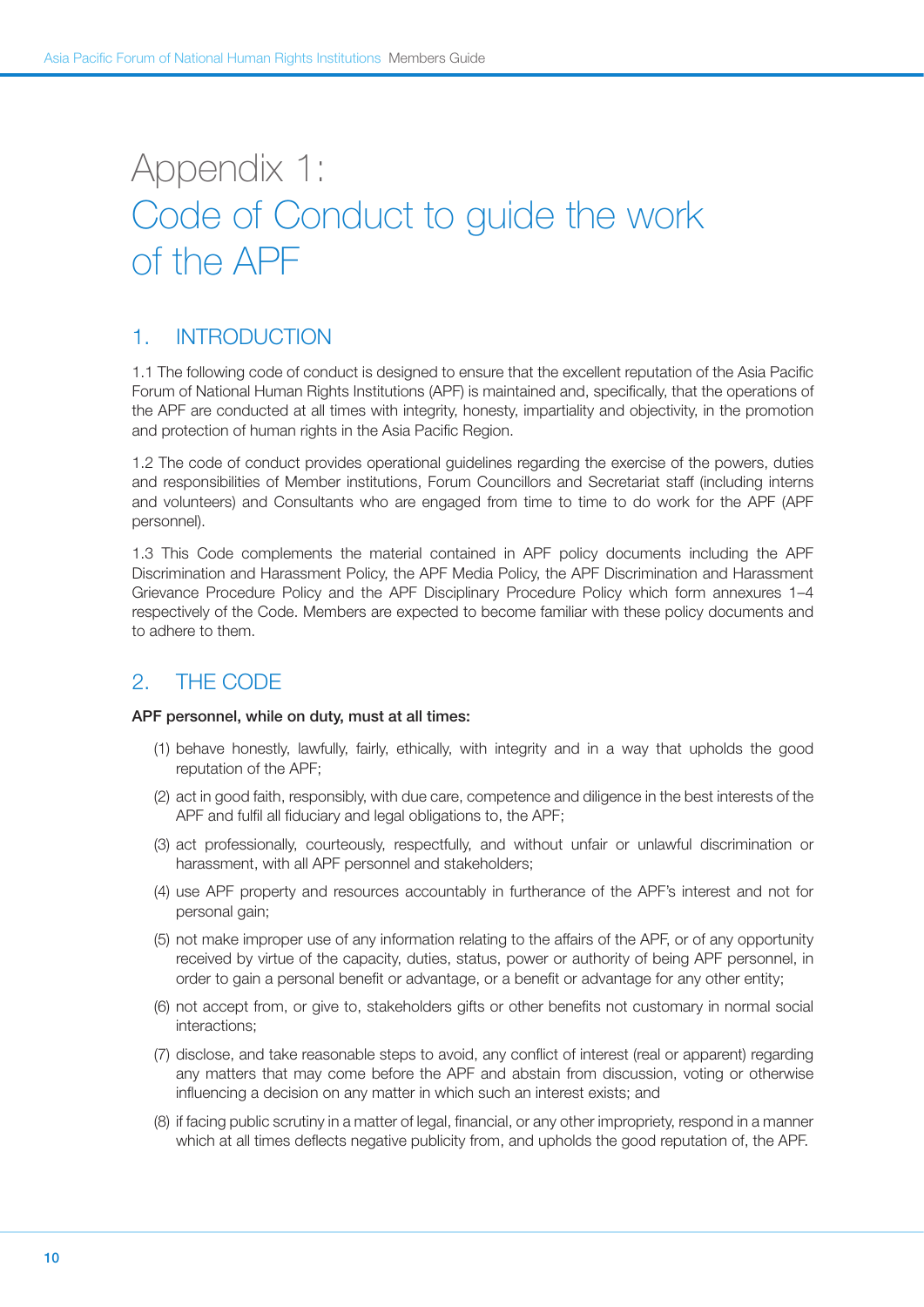# Appendix 1: Code of Conduct to guide the work of the APF

## 1. INTRODUCTION

1.1 The following code of conduct is designed to ensure that the excellent reputation of the Asia Pacific Forum of National Human Rights Institutions (APF) is maintained and, specifically, that the operations of the APF are conducted at all times with integrity, honesty, impartiality and objectivity, in the promotion and protection of human rights in the Asia Pacific Region.

1.2 The code of conduct provides operational guidelines regarding the exercise of the powers, duties and responsibilities of Member institutions, Forum Councillors and Secretariat staff (including interns and volunteers) and Consultants who are engaged from time to time to do work for the APF (APF personnel).

1.3 This Code complements the material contained in APF policy documents including the APF Discrimination and Harassment Policy, the APF Media Policy, the APF Discrimination and Harassment Grievance Procedure Policy and the APF Disciplinary Procedure Policy which form annexures 1–4 respectively of the Code. Members are expected to become familiar with these policy documents and to adhere to them.

## 2. THE CODE

**APF personnel, while on duty, must at all times:**

(1) behave honestly, lawfully, fairly, ethically, with integrity and in a way that upholds the good reputation of the APF;

(2) act in good faith, responsibly, with due care, competence and diligence in the best interests of the APF and fulfil all fiduciary and legal obligations to, the APF;

(3) act professionally, courteously, respectfully, and without unfair or unlawful discrimination or harassment, with all APF personnel and stakeholders;

(4) use APF property and resources accountably in furtherance of the APF's interest and not for personal gain;

(5) not make improper use of any information relating to the affairs of the APF, or of any opportunity received by virtue of the capacity, duties, status, power or authority of being APF personnel, in order to gain a personal benefit or advantage, or a benefit or advantage for any other entity;

(6) not accept from, or give to, stakeholders gifts or other benefits not customary in normal social interactions;

(7) disclose, and take reasonable steps to avoid, any conflict of interest (real or apparent) regarding any matters that may come before the APF and abstain from discussion, voting or otherwise influencing a decision on any matter in which such an interest exists; and

(8) if facing public scrutiny in a matter of legal, financial, or any other impropriety, respond in a manner which at all times deflects negative publicity from, and upholds the good reputation of, the APF.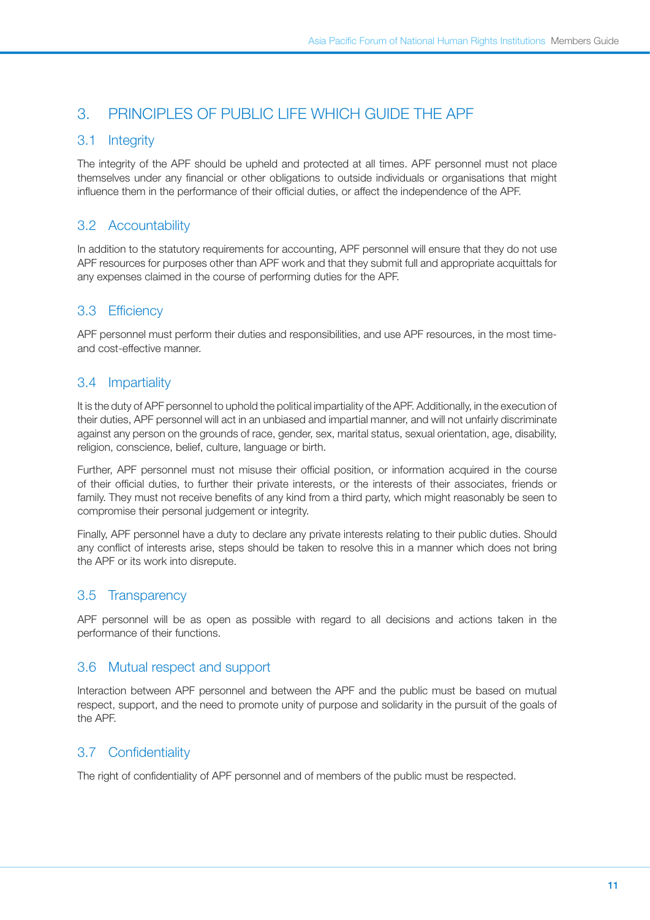# 3. PRINCIPLES OF PUBLIC LIFE WHICH GUIDE THE APF

## 3.1 Integrity

The integrity of the APF should be upheld and protected at all times. APF personnel must not place themselves under any financial or other obligations to outside individuals or organisations that might influence them in the performance of their official duties, or affect the independence of the APF.

## 3.2 Accountability

In addition to the statutory requirements for accounting, APF personnel will ensure that they do not use APF resources for purposes other than APF work and that they submit full and appropriate acquittals for any expenses claimed in the course of performing duties for the APF.

## 3.3 Efficiency

APF personnel must perform their duties and responsibilities, and use APF resources, in the most time- and cost-effective manner.

## 3.4 Impartiality

It is the duty of APF personnel to uphold the political impartiality of the APF. Additionally, in the execution of their duties, APF personnel will act in an unbiased and impartial manner, and will not unfairly discriminate against any person on the grounds of race, gender, sex, marital status, sexual orientation, age, disability, religion, conscience, belief, culture, language or birth.

Further, APF personnel must not misuse their official position, or information acquired in the course of their official duties, to further their private interests, or the interests of their associates, friends or family. They must not receive benefits of any kind from a third party, which might reasonably be seen to compromise their personal judgement or integrity.

Finally, APF personnel have a duty to declare any private interests relating to their public duties. Should any conflict of interests arise, steps should be taken to resolve this in a manner which does not bring the APF or its work into disrepute.

## 3.5 Transparency

APF personnel will be as open as possible with regard to all decisions and actions taken in the performance of their functions.

## 3.6 Mutual respect and support

Interaction between APF personnel and between the APF and the public must be based on mutual respect, support, and the need to promote unity of purpose and solidarity in the pursuit of the goals of the APF.

## 3.7 Confidentiality

The right of confidentiality of APF personnel and of members of the public must be respected.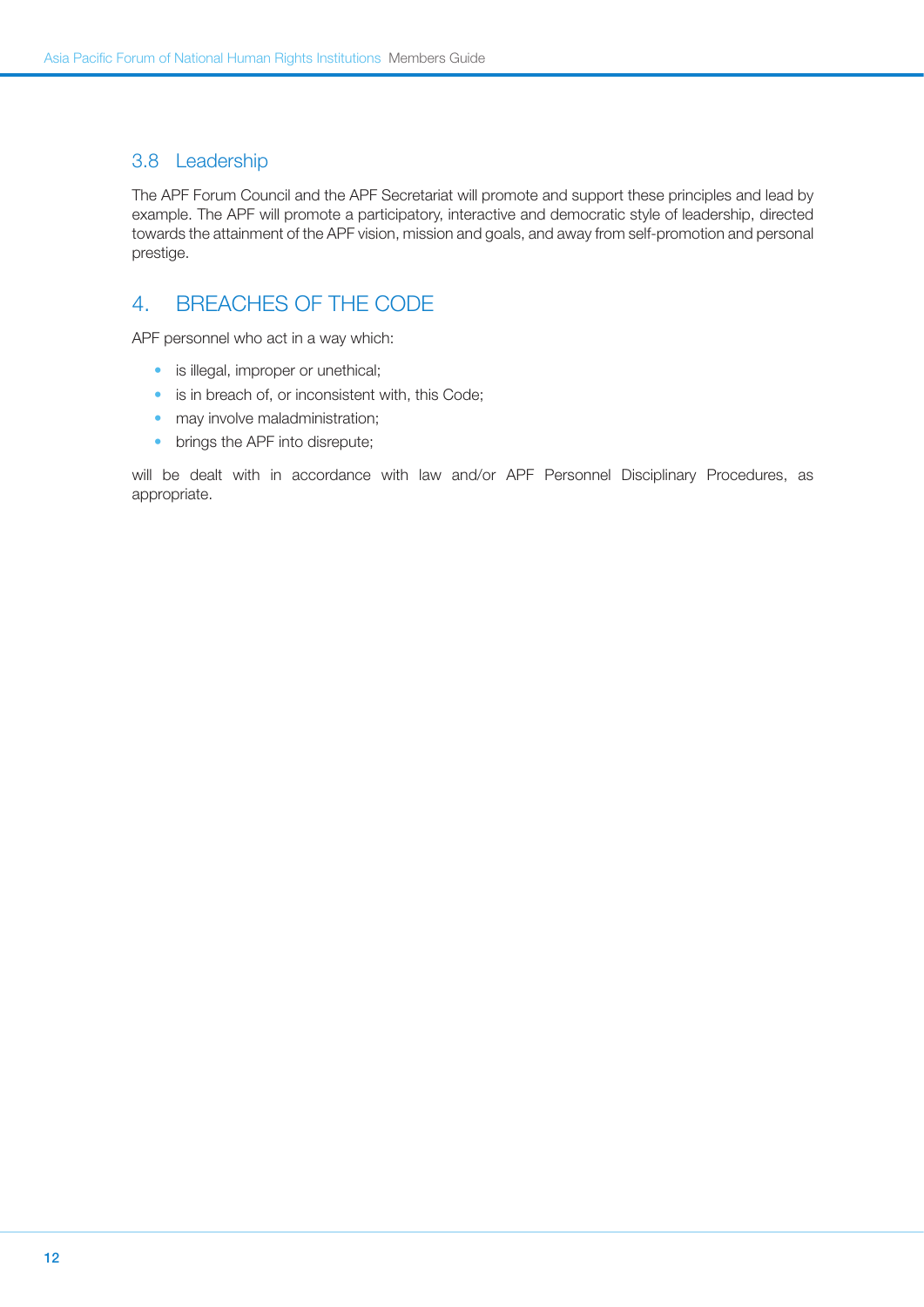### 3.8 Leadership

The APF Forum Council and the APF Secretariat will promote and support these principles and lead by example. The APF will promote a participatory, interactive and democratic style of leadership, directed towards the attainment of the APF vision, mission and goals, and away from self-promotion and personal prestige.

## 4. BREACHES OF THE CODE

APF personnel who act in a way which:

- is illegal, improper or unethical;
- is in breach of, or inconsistent with, this Code;
- may involve maladministration;
- brings the APF into disrepute;

will be dealt with in accordance with law and/or APF Personnel Disciplinary Procedures, as appropriate.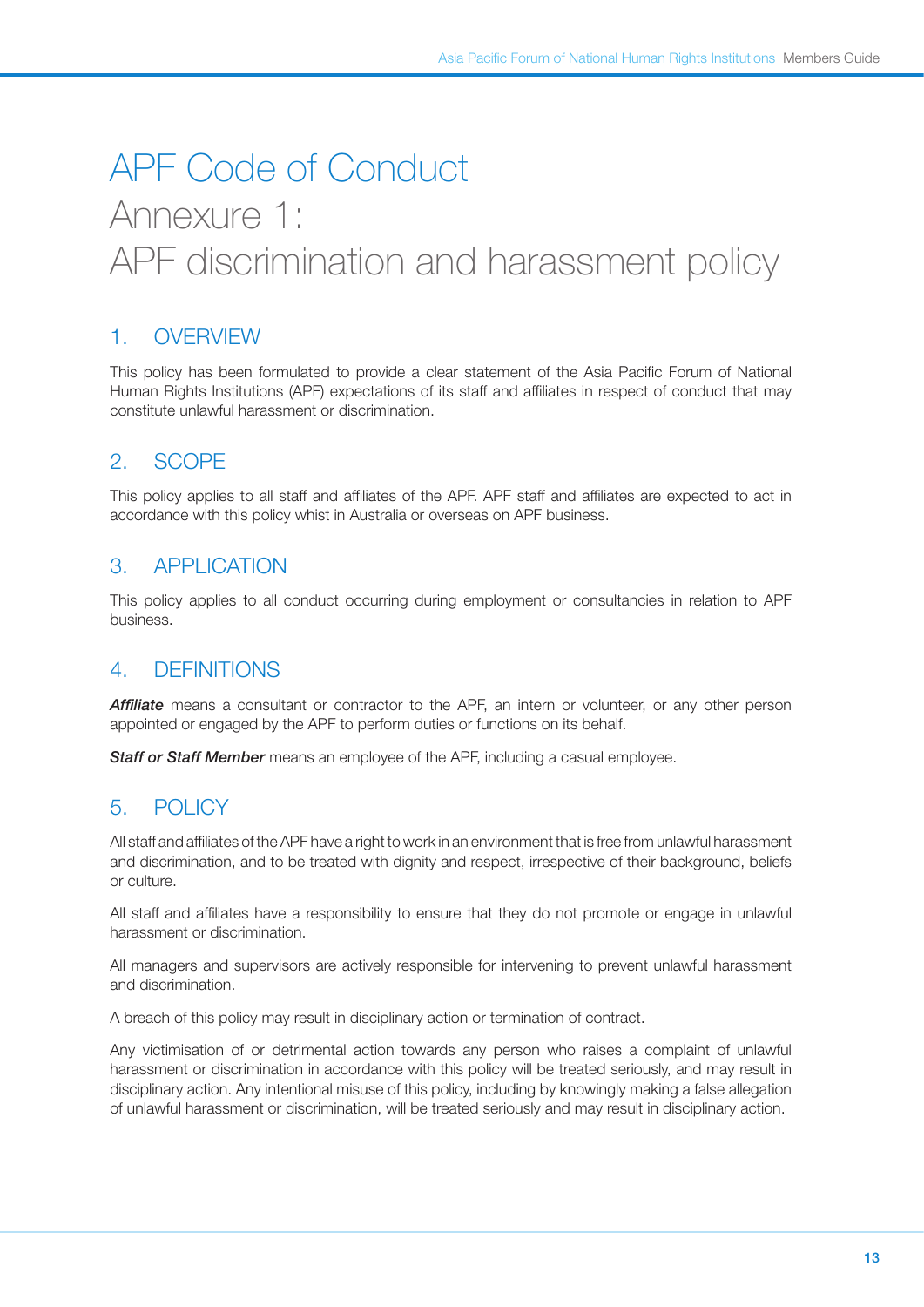# APF Code of Conduct
# Annexure 1:
# APF discrimination and harassment policy

## 1. OVERVIEW

This policy has been formulated to provide a clear statement of the Asia Pacific Forum of National Human Rights Institutions (APF) expectations of its staff and affiliates in respect of conduct that may constitute unlawful harassment or discrimination.

## 2. SCOPE

This policy applies to all staff and affiliates of the APF. APF staff and affiliates are expected to act in accordance with this policy whilst in Australia or overseas on APF business.

## 3. APPLICATION

This policy applies to all conduct occurring during employment or consultancies in relation to APF business.

## 4. DEFINITIONS

***Affiliate*** means a consultant or contractor to the APF, an intern or volunteer, or any other person appointed or engaged by the APF to perform duties or functions on its behalf.

***Staff or Staff Member*** means an employee of the APF, including a casual employee.

## 5. POLICY

All staff and affiliates of the APF have a right to work in an environment that is free from unlawful harassment and discrimination, and to be treated with dignity and respect, irrespective of their background, beliefs or culture.

All staff and affiliates have a responsibility to ensure that they do not promote or engage in unlawful harassment or discrimination.

All managers and supervisors are actively responsible for intervening to prevent unlawful harassment and discrimination.

A breach of this policy may result in disciplinary action or termination of contract.

Any victimisation of or detrimental action towards any person who raises a complaint of unlawful harassment or discrimination in accordance with this policy will be treated seriously, and may result in disciplinary action. Any intentional misuse of this policy, including by knowingly making a false allegation of unlawful harassment or discrimination, will be treated seriously and may result in disciplinary action.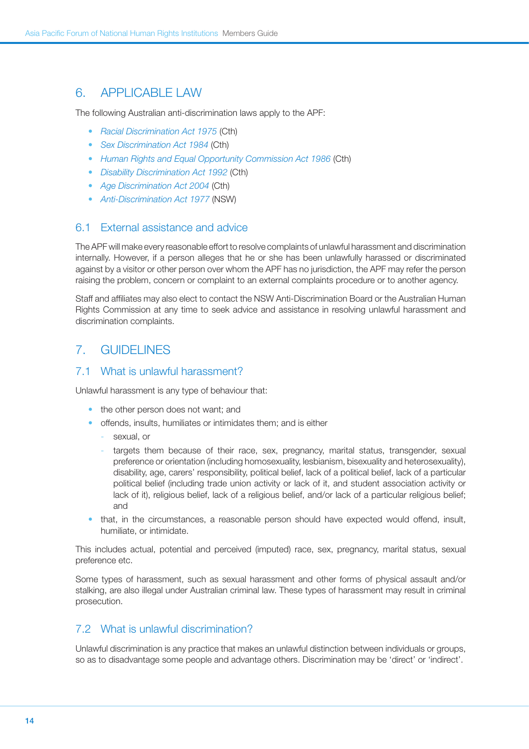## 6. APPLICABLE LAW

The following Australian anti-discrimination laws apply to the APF:

- *Racial Discrimination Act 1975* (Cth)
- *Sex Discrimination Act 1984* (Cth)
- *Human Rights and Equal Opportunity Commission Act 1986* (Cth)
- *Disability Discrimination Act 1992* (Cth)
- *Age Discrimination Act 2004* (Cth)
- *Anti-Discrimination Act 1977* (NSW)

### 6.1 External assistance and advice

The APF will make every reasonable effort to resolve complaints of unlawful harassment and discrimination internally. However, if a person alleges that he or she has been unlawfully harassed or discriminated against by a visitor or other person over whom the APF has no jurisdiction, the APF may refer the person raising the problem, concern or complaint to an external complaints procedure or to another agency.

Staff and affiliates may also elect to contact the NSW Anti-Discrimination Board or the Australian Human Rights Commission at any time to seek advice and assistance in resolving unlawful harassment and discrimination complaints.

## 7. GUIDELINES

### 7.1 What is unlawful harassment?

Unlawful harassment is any type of behaviour that:

- the other person does not want; and
- offends, insults, humiliates or intimidates them; and is either
  - sexual, or
  - targets them because of their race, sex, pregnancy, marital status, transgender, sexual preference or orientation (including homosexuality, lesbianism, bisexuality and heterosexuality), disability, age, carers' responsibility, political belief, lack of a political belief, lack of a particular political belief (including trade union activity or lack of it, and student association activity or lack of it), religious belief, lack of a religious belief, and/or lack of a particular religious belief; and
- that, in the circumstances, a reasonable person should have expected would offend, insult, humiliate, or intimidate.

This includes actual, potential and perceived (imputed) race, sex, pregnancy, marital status, sexual preference etc.

Some types of harassment, such as sexual harassment and other forms of physical assault and/or stalking, are also illegal under Australian criminal law. These types of harassment may result in criminal prosecution.

### 7.2 What is unlawful discrimination?

Unlawful discrimination is any practice that makes an unlawful distinction between individuals or groups, so as to disadvantage some people and advantage others. Discrimination may be 'direct' or 'indirect'.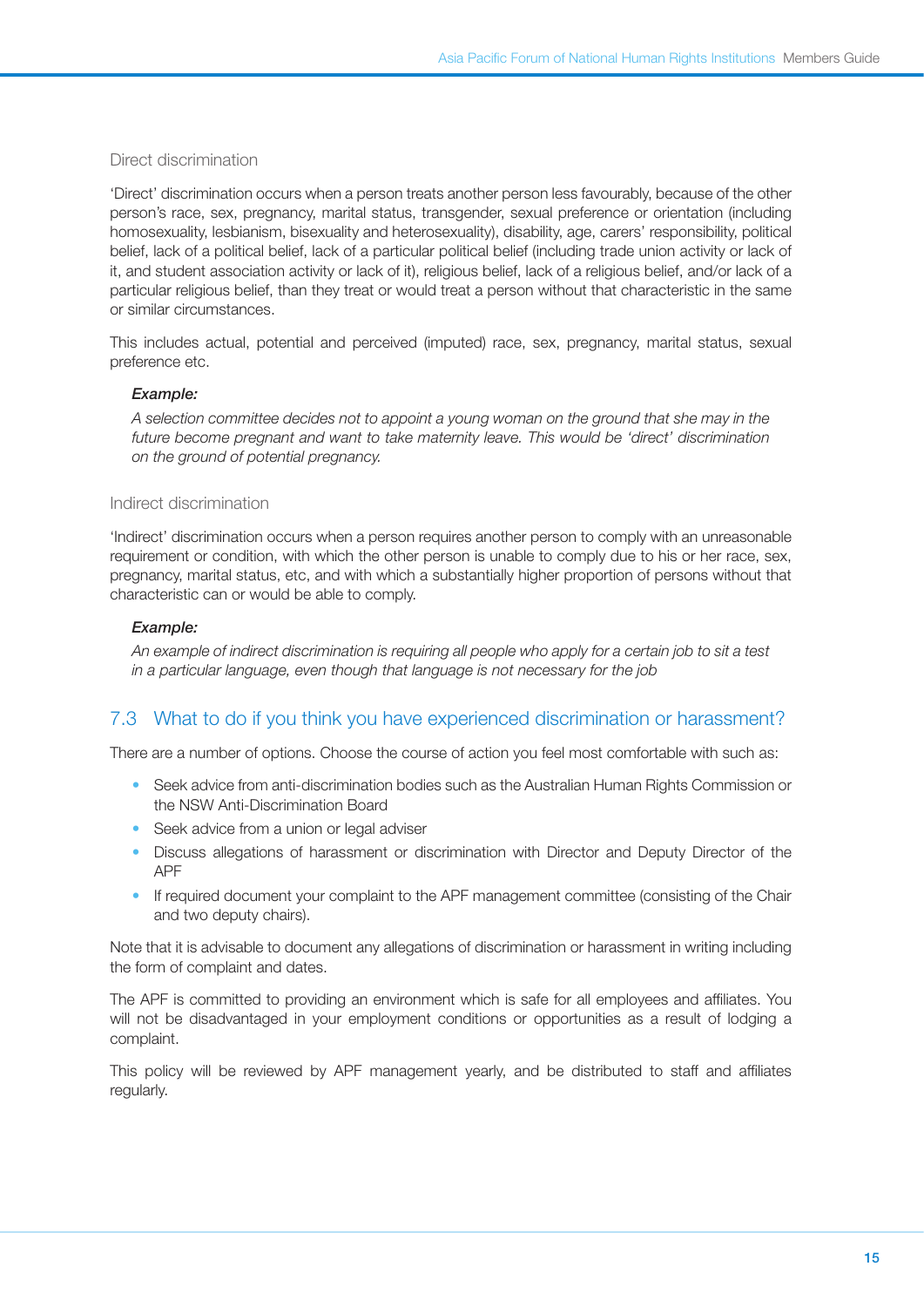### Direct discrimination

'Direct' discrimination occurs when a person treats another person less favourably, because of the other person's race, sex, pregnancy, marital status, transgender, sexual preference or orientation (including homosexuality, lesbianism, bisexuality and heterosexuality), disability, age, carers' responsibility, political belief, lack of a political belief, lack of a particular political belief (including trade union activity or lack of it, and student association activity or lack of it), religious belief, lack of a religious belief, and/or lack of a particular religious belief, than they treat or would treat a person without that characteristic in the same or similar circumstances.

This includes actual, potential and perceived (imputed) race, sex, pregnancy, marital status, sexual preference etc.

> ***Example:***
>
> *A selection committee decides not to appoint a young woman on the ground that she may in the future become pregnant and want to take maternity leave. This would be 'direct' discrimination on the ground of potential pregnancy.*

### Indirect discrimination

'Indirect' discrimination occurs when a person requires another person to comply with an unreasonable requirement or condition, with which the other person is unable to comply due to his or her race, sex, pregnancy, marital status, etc, and with which a substantially higher proportion of persons without that characteristic can or would be able to comply.

> ***Example:***
>
> *An example of indirect discrimination is requiring all people who apply for a certain job to sit a test in a particular language, even though that language is not necessary for the job*

## 7.3 What to do if you think you have experienced discrimination or harassment?

There are a number of options. Choose the course of action you feel most comfortable with such as:

- Seek advice from anti-discrimination bodies such as the Australian Human Rights Commission or the NSW Anti-Discrimination Board
- Seek advice from a union or legal adviser
- Discuss allegations of harassment or discrimination with Director and Deputy Director of the APF
- If required document your complaint to the APF management committee (consisting of the Chair and two deputy chairs).

Note that it is advisable to document any allegations of discrimination or harassment in writing including the form of complaint and dates.

The APF is committed to providing an environment which is safe for all employees and affiliates. You will not be disadvantaged in your employment conditions or opportunities as a result of lodging a complaint.

This policy will be reviewed by APF management yearly, and be distributed to staff and affiliates regularly.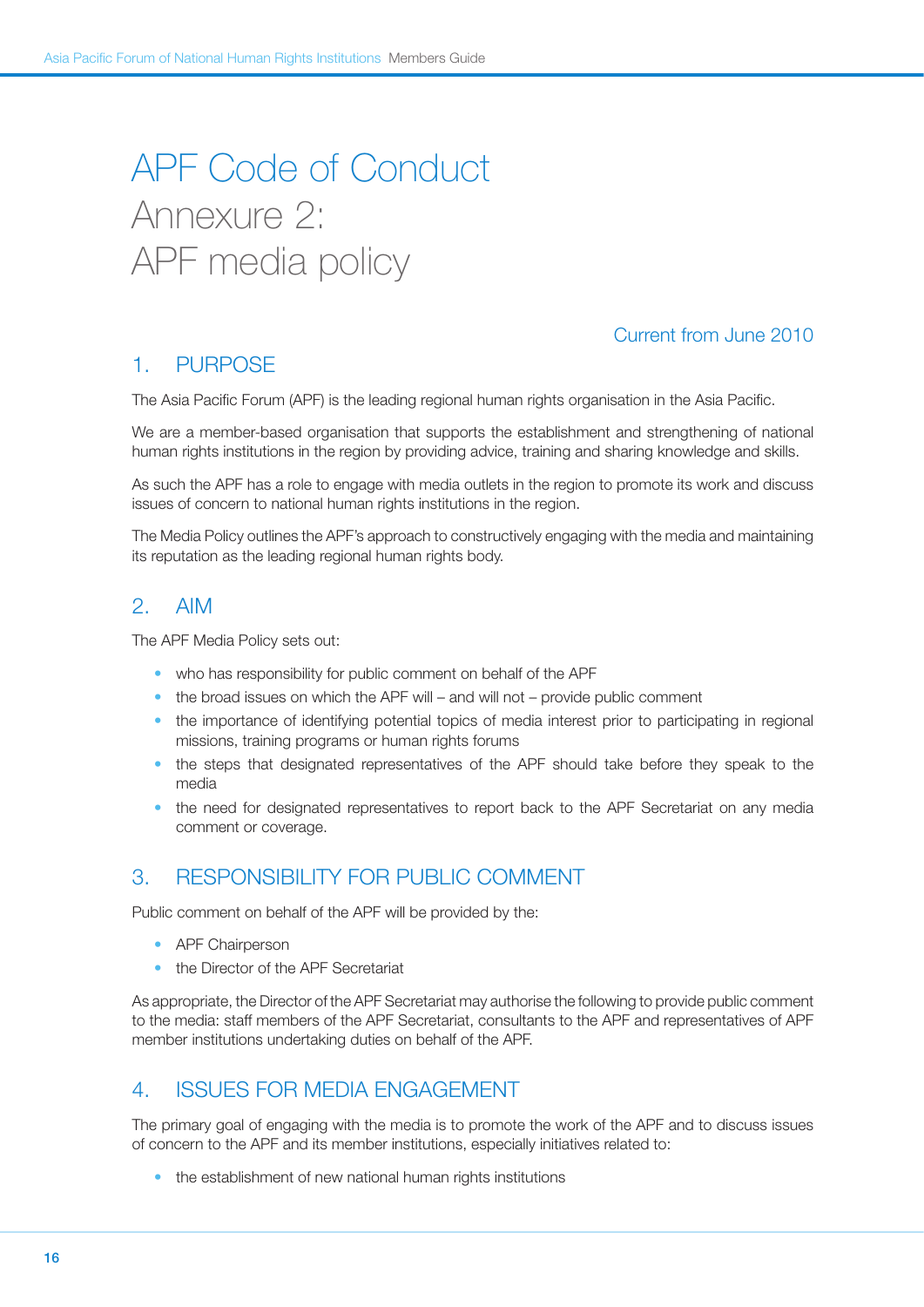# APF Code of Conduct
# Annexure 2: APF media policy

Current from June 2010

## 1. PURPOSE

The Asia Pacific Forum (APF) is the leading regional human rights organisation in the Asia Pacific.

We are a member-based organisation that supports the establishment and strengthening of national human rights institutions in the region by providing advice, training and sharing knowledge and skills.

As such the APF has a role to engage with media outlets in the region to promote its work and discuss issues of concern to national human rights institutions in the region.

The Media Policy outlines the APF's approach to constructively engaging with the media and maintaining its reputation as the leading regional human rights body.

## 2. AIM

The APF Media Policy sets out:

- who has responsibility for public comment on behalf of the APF
- the broad issues on which the APF will – and will not – provide public comment
- the importance of identifying potential topics of media interest prior to participating in regional missions, training programs or human rights forums
- the steps that designated representatives of the APF should take before they speak to the media
- the need for designated representatives to report back to the APF Secretariat on any media comment or coverage.

## 3. RESPONSIBILITY FOR PUBLIC COMMENT

Public comment on behalf of the APF will be provided by the:

- APF Chairperson
- the Director of the APF Secretariat

As appropriate, the Director of the APF Secretariat may authorise the following to provide public comment to the media: staff members of the APF Secretariat, consultants to the APF and representatives of APF member institutions undertaking duties on behalf of the APF.

## 4. ISSUES FOR MEDIA ENGAGEMENT

The primary goal of engaging with the media is to promote the work of the APF and to discuss issues of concern to the APF and its member institutions, especially initiatives related to:

- the establishment of new national human rights institutions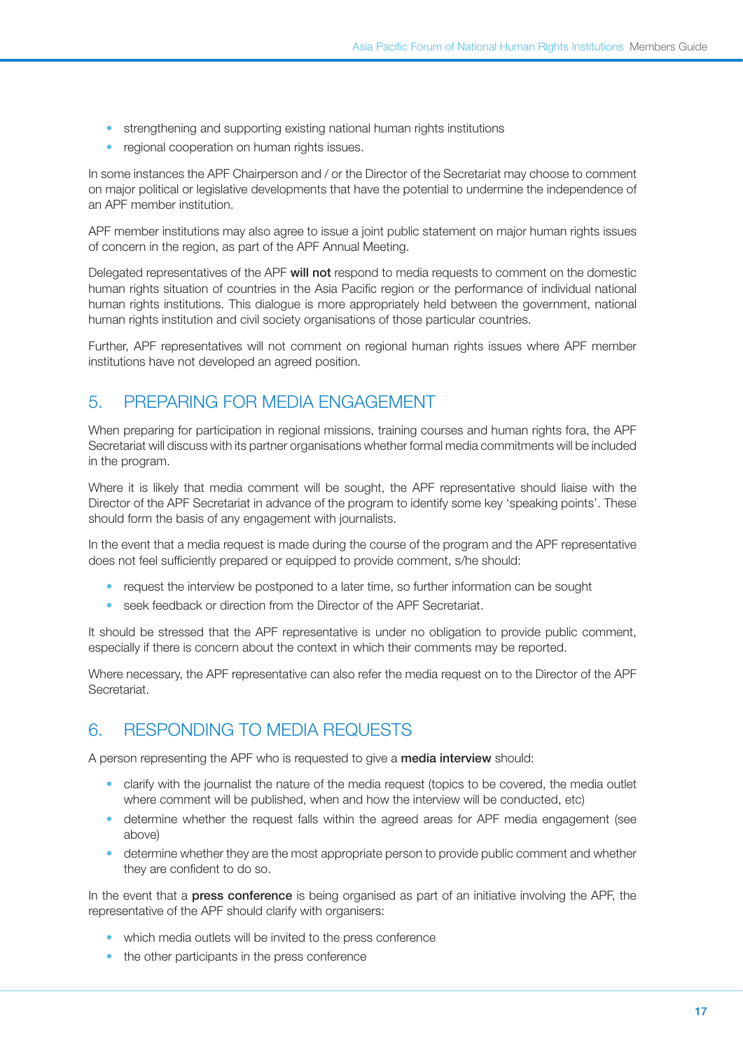- strengthening and supporting existing national human rights institutions
- regional cooperation on human rights issues.

In some instances the APF Chairperson and / or the Director of the Secretariat may choose to comment on major political or legislative developments that have the potential to undermine the independence of an APF member institution.

APF member institutions may also agree to issue a joint public statement on major human rights issues of concern in the region, as part of the APF Annual Meeting.

Delegated representatives of the APF **will not** respond to media requests to comment on the domestic human rights situation of countries in the Asia Pacific region or the performance of individual national human rights institutions. This dialogue is more appropriately held between the government, national human rights institution and civil society organisations of those particular countries.

Further, APF representatives will not comment on regional human rights issues where APF member institutions have not developed an agreed position.

## 5. PREPARING FOR MEDIA ENGAGEMENT

When preparing for participation in regional missions, training courses and human rights fora, the APF Secretariat will discuss with its partner organisations whether formal media commitments will be included in the program.

Where it is likely that media comment will be sought, the APF representative should liaise with the Director of the APF Secretariat in advance of the program to identify some key 'speaking points'. These should form the basis of any engagement with journalists.

In the event that a media request is made during the course of the program and the APF representative does not feel sufficiently prepared or equipped to provide comment, s/he should:

- request the interview be postponed to a later time, so further information can be sought
- seek feedback or direction from the Director of the APF Secretariat.

It should be stressed that the APF representative is under no obligation to provide public comment, especially if there is concern about the context in which their comments may be reported.

Where necessary, the APF representative can also refer the media request on to the Director of the APF Secretariat.

## 6. RESPONDING TO MEDIA REQUESTS

A person representing the APF who is requested to give a **media interview** should:

- clarify with the journalist the nature of the media request (topics to be covered, the media outlet where comment will be published, when and how the interview will be conducted, etc)
- determine whether the request falls within the agreed areas for APF media engagement (see above)
- determine whether they are the most appropriate person to provide public comment and whether they are confident to do so.

In the event that a **press conference** is being organised as part of an initiative involving the APF, the representative of the APF should clarify with organisers:

- which media outlets will be invited to the press conference
- the other participants in the press conference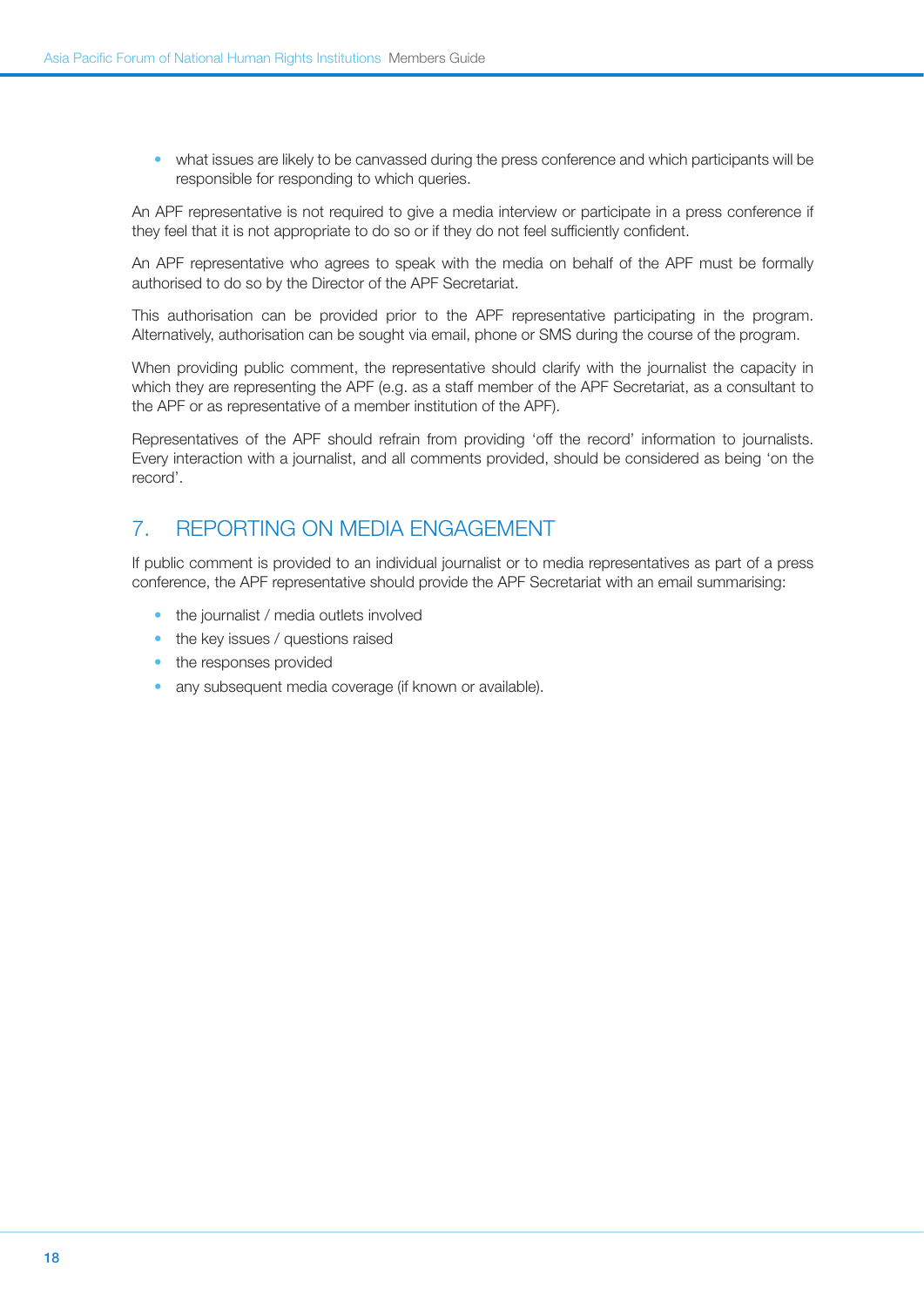- what issues are likely to be canvassed during the press conference and which participants will be responsible for responding to which queries.

An APF representative is not required to give a media interview or participate in a press conference if they feel that it is not appropriate to do so or if they do not feel sufficiently confident.

An APF representative who agrees to speak with the media on behalf of the APF must be formally authorised to do so by the Director of the APF Secretariat.

This authorisation can be provided prior to the APF representative participating in the program. Alternatively, authorisation can be sought via email, phone or SMS during the course of the program.

When providing public comment, the representative should clarify with the journalist the capacity in which they are representing the APF (e.g. as a staff member of the APF Secretariat, as a consultant to the APF or as representative of a member institution of the APF).

Representatives of the APF should refrain from providing 'off the record' information to journalists. Every interaction with a journalist, and all comments provided, should be considered as being 'on the record'.

## 7. REPORTING ON MEDIA ENGAGEMENT

If public comment is provided to an individual journalist or to media representatives as part of a press conference, the APF representative should provide the APF Secretariat with an email summarising:

- the journalist / media outlets involved
- the key issues / questions raised
- the responses provided
- any subsequent media coverage (if known or available).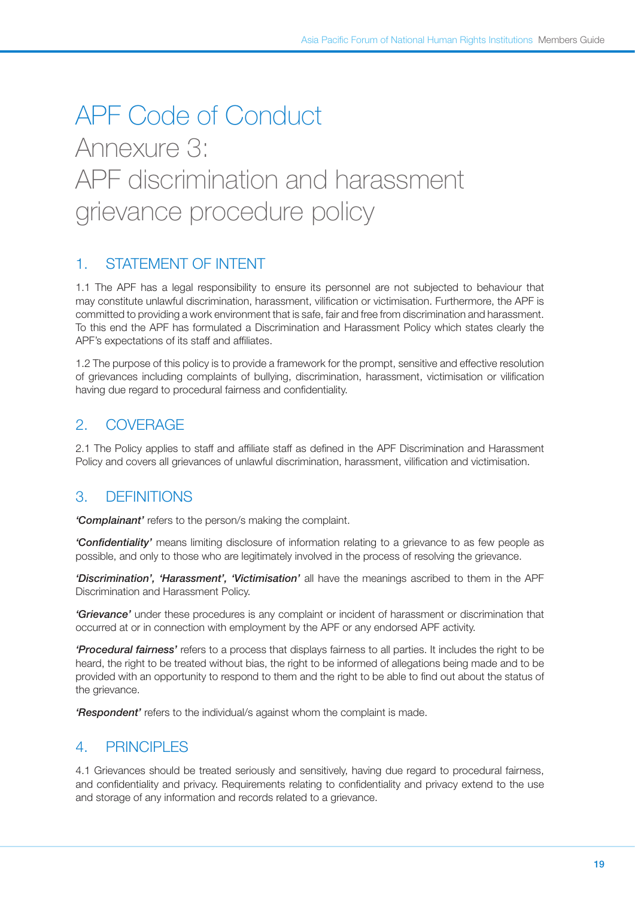# APF Code of Conduct

## Annexure 3: APF discrimination and harassment grievance procedure policy

## 1. STATEMENT OF INTENT

1.1 The APF has a legal responsibility to ensure its personnel are not subjected to behaviour that may constitute unlawful discrimination, harassment, vilification or victimisation. Furthermore, the APF is committed to providing a work environment that is safe, fair and free from discrimination and harassment. To this end the APF has formulated a Discrimination and Harassment Policy which states clearly the APF's expectations of its staff and affiliates.

1.2 The purpose of this policy is to provide a framework for the prompt, sensitive and effective resolution of grievances including complaints of bullying, discrimination, harassment, victimisation or vilification having due regard to procedural fairness and confidentiality.

## 2. COVERAGE

2.1 The Policy applies to staff and affiliate staff as defined in the APF Discrimination and Harassment Policy and covers all grievances of unlawful discrimination, harassment, vilification and victimisation.

## 3. DEFINITIONS

***'Complainant'*** refers to the person/s making the complaint.

***'Confidentiality'*** means limiting disclosure of information relating to a grievance to as few people as possible, and only to those who are legitimately involved in the process of resolving the grievance.

***'Discrimination', 'Harassment', 'Victimisation'*** all have the meanings ascribed to them in the APF Discrimination and Harassment Policy.

***'Grievance'*** under these procedures is any complaint or incident of harassment or discrimination that occurred at or in connection with employment by the APF or any endorsed APF activity.

***'Procedural fairness'*** refers to a process that displays fairness to all parties. It includes the right to be heard, the right to be treated without bias, the right to be informed of allegations being made and to be provided with an opportunity to respond to them and the right to be able to find out about the status of the grievance.

***'Respondent'*** refers to the individual/s against whom the complaint is made.

## 4. PRINCIPLES

4.1 Grievances should be treated seriously and sensitively, having due regard to procedural fairness, and confidentiality and privacy. Requirements relating to confidentiality and privacy extend to the use and storage of any information and records related to a grievance.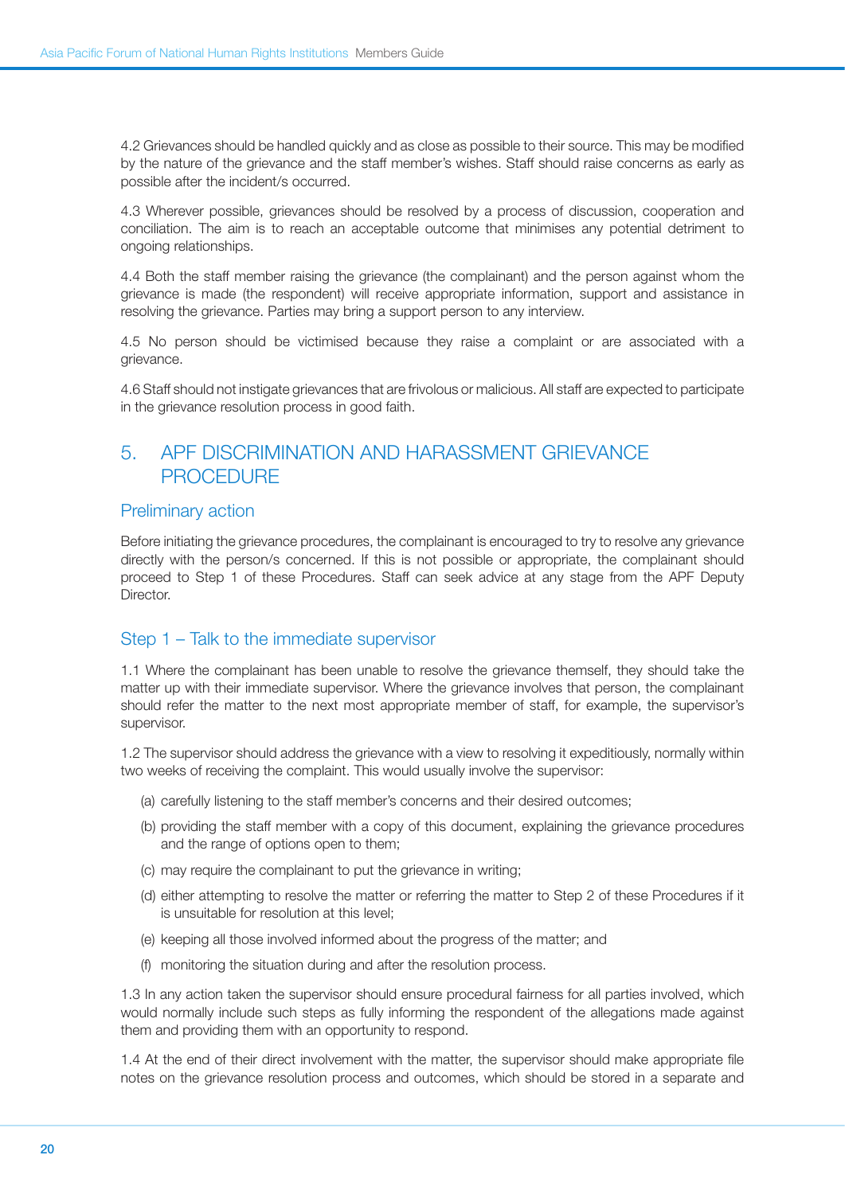4.2 Grievances should be handled quickly and as close as possible to their source. This may be modified by the nature of the grievance and the staff member's wishes. Staff should raise concerns as early as possible after the incident/s occurred.

4.3 Wherever possible, grievances should be resolved by a process of discussion, cooperation and conciliation. The aim is to reach an acceptable outcome that minimises any potential detriment to ongoing relationships.

4.4 Both the staff member raising the grievance (the complainant) and the person against whom the grievance is made (the respondent) will receive appropriate information, support and assistance in resolving the grievance. Parties may bring a support person to any interview.

4.5 No person should be victimised because they raise a complaint or are associated with a grievance.

4.6 Staff should not instigate grievances that are frivolous or malicious. All staff are expected to participate in the grievance resolution process in good faith.

## 5. APF DISCRIMINATION AND HARASSMENT GRIEVANCE PROCEDURE

### Preliminary action

Before initiating the grievance procedures, the complainant is encouraged to try to resolve any grievance directly with the person/s concerned. If this is not possible or appropriate, the complainant should proceed to Step 1 of these Procedures. Staff can seek advice at any stage from the APF Deputy Director.

### Step 1 – Talk to the immediate supervisor

1.1 Where the complainant has been unable to resolve the grievance themself, they should take the matter up with their immediate supervisor. Where the grievance involves that person, the complainant should refer the matter to the next most appropriate member of staff, for example, the supervisor's supervisor.

1.2 The supervisor should address the grievance with a view to resolving it expeditiously, normally within two weeks of receiving the complaint. This would usually involve the supervisor:

(a) carefully listening to the staff member's concerns and their desired outcomes;

(b) providing the staff member with a copy of this document, explaining the grievance procedures and the range of options open to them;

(c) may require the complainant to put the grievance in writing;

(d) either attempting to resolve the matter or referring the matter to Step 2 of these Procedures if it is unsuitable for resolution at this level;

(e) keeping all those involved informed about the progress of the matter; and

(f) monitoring the situation during and after the resolution process.

1.3 In any action taken the supervisor should ensure procedural fairness for all parties involved, which would normally include such steps as fully informing the respondent of the allegations made against them and providing them with an opportunity to respond.

1.4 At the end of their direct involvement with the matter, the supervisor should make appropriate file notes on the grievance resolution process and outcomes, which should be stored in a separate and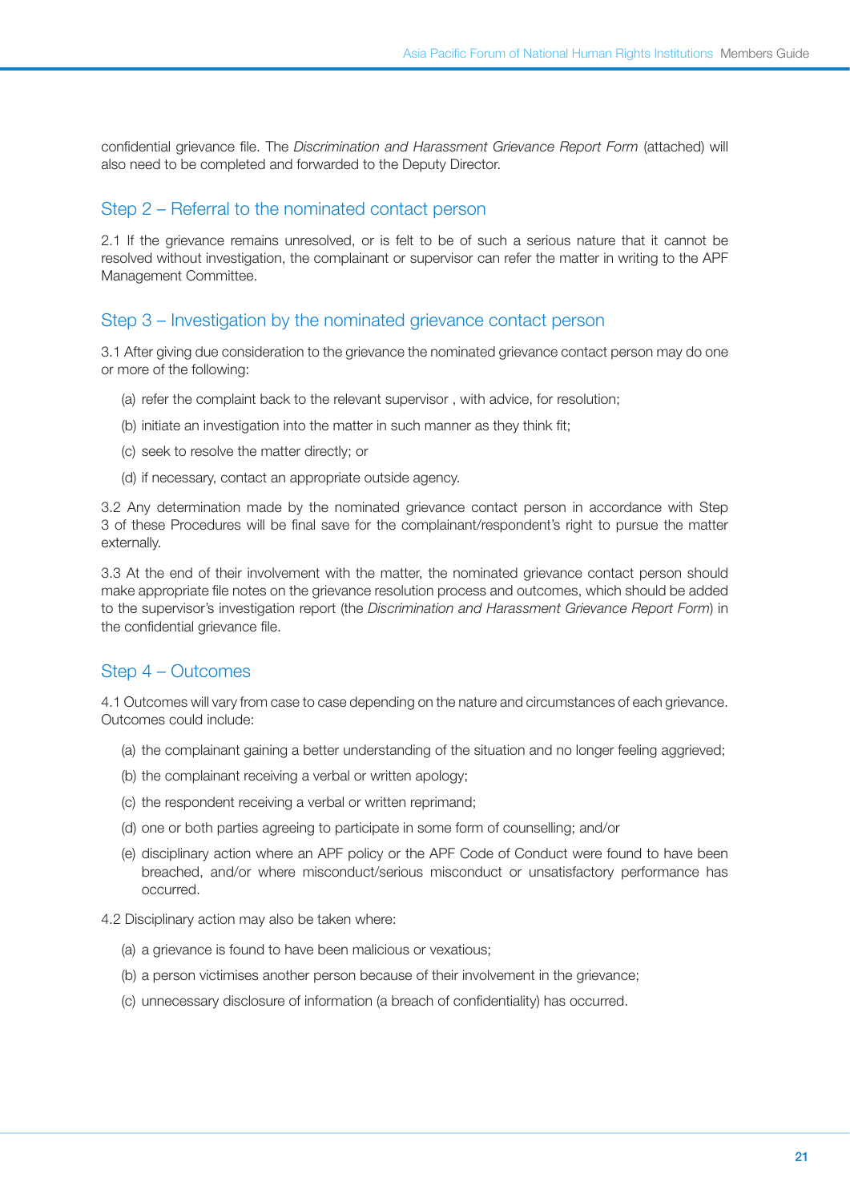confidential grievance file. The *Discrimination and Harassment Grievance Report Form* (attached) will also need to be completed and forwarded to the Deputy Director.

## Step 2 – Referral to the nominated contact person

2.1 If the grievance remains unresolved, or is felt to be of such a serious nature that it cannot be resolved without investigation, the complainant or supervisor can refer the matter in writing to the APF Management Committee.

## Step 3 – Investigation by the nominated grievance contact person

3.1 After giving due consideration to the grievance the nominated grievance contact person may do one or more of the following:

(a) refer the complaint back to the relevant supervisor , with advice, for resolution;

(b) initiate an investigation into the matter in such manner as they think fit;

(c) seek to resolve the matter directly; or

(d) if necessary, contact an appropriate outside agency.

3.2 Any determination made by the nominated grievance contact person in accordance with Step 3 of these Procedures will be final save for the complainant/respondent's right to pursue the matter externally.

3.3 At the end of their involvement with the matter, the nominated grievance contact person should make appropriate file notes on the grievance resolution process and outcomes, which should be added to the supervisor's investigation report (the *Discrimination and Harassment Grievance Report Form*) in the confidential grievance file.

## Step 4 – Outcomes

4.1 Outcomes will vary from case to case depending on the nature and circumstances of each grievance. Outcomes could include:

(a) the complainant gaining a better understanding of the situation and no longer feeling aggrieved;

(b) the complainant receiving a verbal or written apology;

(c) the respondent receiving a verbal or written reprimand;

(d) one or both parties agreeing to participate in some form of counselling; and/or

(e) disciplinary action where an APF policy or the APF Code of Conduct were found to have been breached, and/or where misconduct/serious misconduct or unsatisfactory performance has occurred.

4.2 Disciplinary action may also be taken where:

(a) a grievance is found to have been malicious or vexatious;

(b) a person victimises another person because of their involvement in the grievance;

(c) unnecessary disclosure of information (a breach of confidentiality) has occurred.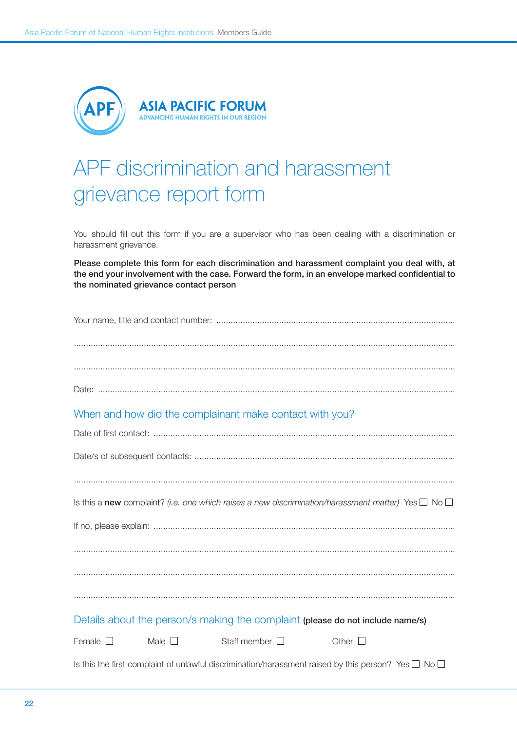**ASIA PACIFIC FORUM**
ADVANCING HUMAN RIGHTS IN OUR REGION

# APF discrimination and harassment grievance report form

You should fill out this form if you are a supervisor who has been dealing with a discrimination or harassment grievance.

**Please complete this form for each discrimination and harassment complaint you deal with, at the end your involvement with the case. Forward the form, in an envelope marked confidential to the nominated grievance contact person**

Your name, title and contact number: ..................................................................................................

...........................................................................................................................................................

...........................................................................................................................................................

Date: ....................................................................................................................................................

## When and how did the complainant make contact with you?

Date of first contact: ............................................................................................................................

Date/s of subsequent contacts: ...........................................................................................................

...........................................................................................................................................................

Is this a **new** complaint? *(i.e. one which raises a new discrimination/harassment matter)* Yes ☐ No ☐

If no, please explain: ............................................................................................................................

...........................................................................................................................................................

...........................................................................................................................................................

...........................................................................................................................................................

## Details about the person/s making the complaint **(please do not include name/s)**

Female ☐ Male ☐ Staff member ☐ Other ☐

Is this the first complaint of unlawful discrimination/harassment raised by this person? Yes ☐ No ☐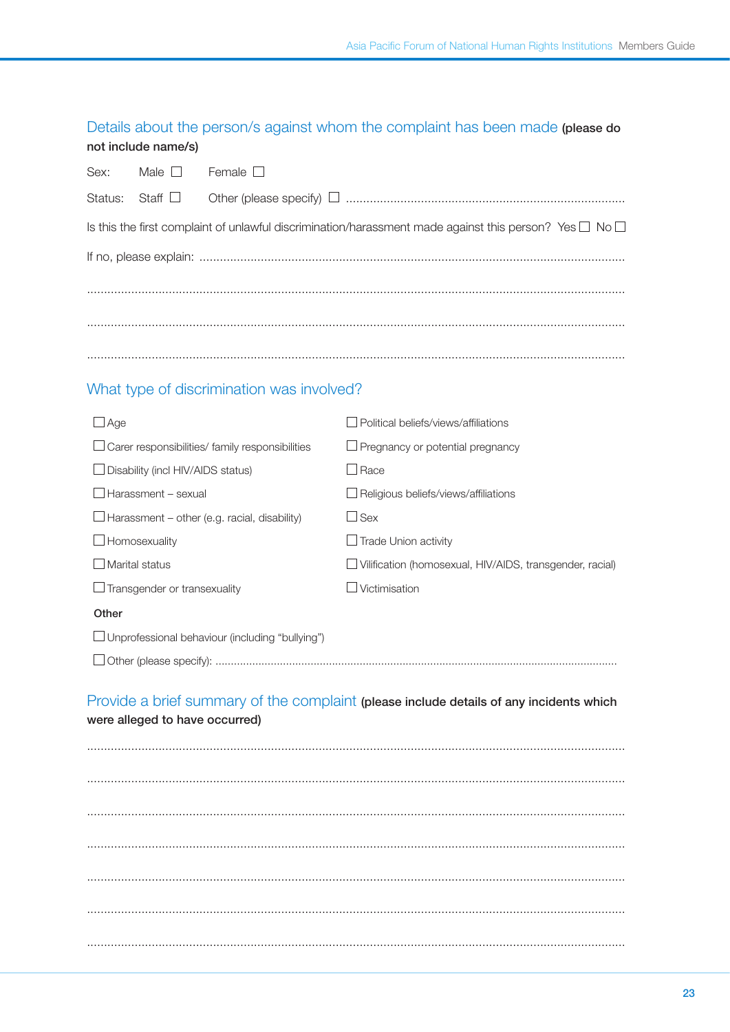## Details about the person/s against whom the complaint has been made **(please do not include name/s)**

Sex: Male ☐ Female ☐

Status: Staff ☐ Other (please specify) ☐ ..................................................................................

Is this the first complaint of unlawful discrimination/harassment made against this person? Yes ☐ No ☐

If no, please explain: ..........................................................................................................................

..........................................................................................................................................................

..........................................................................................................................................................

..........................................................................................................................................................

## What type of discrimination was involved?

☐ Age

☐ Carer responsibilities/ family responsibilities

☐ Disability (incl HIV/AIDS status)

☐ Harassment – sexual

☐ Harassment – other (e.g. racial, disability)

☐ Homosexuality

☐ Marital status

☐ Transgender or transexuality

☐ Political beliefs/views/affiliations

☐ Pregnancy or potential pregnancy

☐ Race

☐ Religious beliefs/views/affiliations

☐ Sex

☐ Trade Union activity

☐ Vilification (homosexual, HIV/AIDS, transgender, racial)

☐ Victimisation

**Other**

☐ Unprofessional behaviour (including “bullying”)

☐ Other (please specify): ..............................................................................................................................

## Provide a brief summary of the complaint **(please include details of any incidents which were alleged to have occurred)**

..........................................................................................................................................................

..........................................................................................................................................................

..........................................................................................................................................................

..........................................................................................................................................................

..........................................................................................................................................................

..........................................................................................................................................................

..........................................................................................................................................................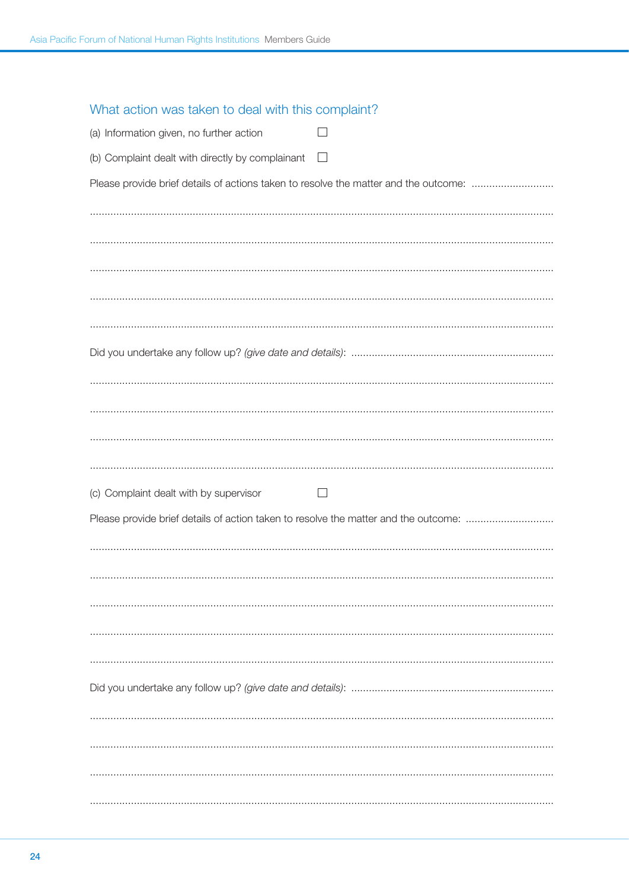## What action was taken to deal with this complaint?

(a) Information given, no further action ☐

(b) Complaint dealt with directly by complainant ☐

Please provide brief details of actions taken to resolve the matter and the outcome: ............................

...........................................................................................................................................................

...........................................................................................................................................................

...........................................................................................................................................................

...........................................................................................................................................................

...........................................................................................................................................................

Did you undertake any follow up? *(give date and details)*: ....................................................................

...........................................................................................................................................................

...........................................................................................................................................................

...........................................................................................................................................................

...........................................................................................................................................................

(c) Complaint dealt with by supervisor ☐

Please provide brief details of action taken to resolve the matter and the outcome: ..............................

...........................................................................................................................................................

...........................................................................................................................................................

...........................................................................................................................................................

...........................................................................................................................................................

...........................................................................................................................................................

Did you undertake any follow up? *(give date and details)*: ....................................................................

...........................................................................................................................................................

...........................................................................................................................................................

...........................................................................................................................................................

...........................................................................................................................................................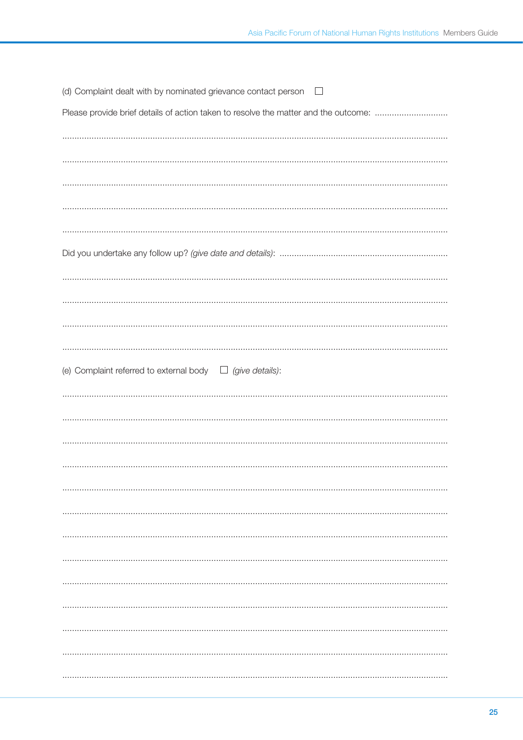(d) Complaint dealt with by nominated grievance contact person ☐

Please provide brief details of action taken to resolve the matter and the outcome: ..............................

..........................................................................................................................................................

..........................................................................................................................................................

..........................................................................................................................................................

..........................................................................................................................................................

..........................................................................................................................................................

Did you undertake any follow up? *(give date and details)*: ....................................................................

..........................................................................................................................................................

..........................................................................................................................................................

..........................................................................................................................................................

..........................................................................................................................................................

(e) Complaint referred to external body ☐ *(give details)*:

..........................................................................................................................................................

..........................................................................................................................................................

..........................................................................................................................................................

..........................................................................................................................................................

..........................................................................................................................................................

..........................................................................................................................................................

..........................................................................................................................................................

..........................................................................................................................................................

..........................................................................................................................................................

..........................................................................................................................................................

..........................................................................................................................................................

..........................................................................................................................................................

..........................................................................................................................................................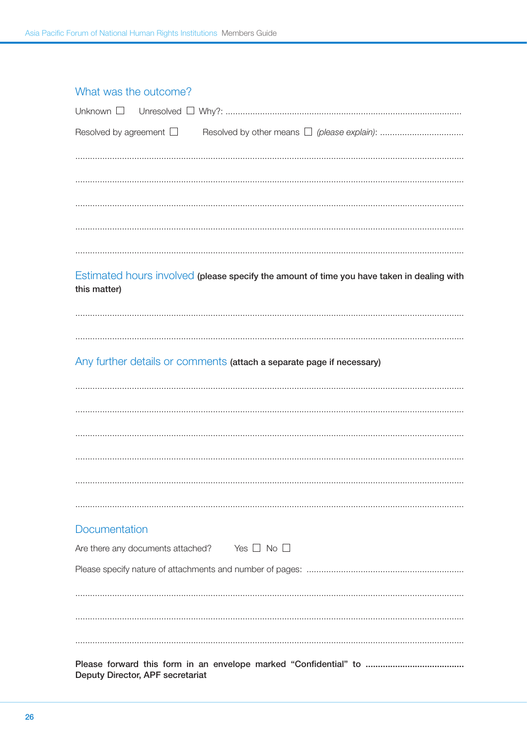## What was the outcome?

Unknown ☐ Unresolved ☐ Why?: ..............................................................................................

Resolved by agreement ☐ Resolved by other means ☐ *(please explain)*: ..................................

..........................................................................................................................................................

..........................................................................................................................................................

..........................................................................................................................................................

..........................................................................................................................................................

..........................................................................................................................................................

## Estimated hours involved **(please specify the amount of time you have taken in dealing with this matter)**

..........................................................................................................................................................

..........................................................................................................................................................

## Any further details or comments **(attach a separate page if necessary)**

..........................................................................................................................................................

..........................................................................................................................................................

..........................................................................................................................................................

..........................................................................................................................................................

..........................................................................................................................................................

..........................................................................................................................................................

## Documentation

Are there any documents attached? Yes ☐ No ☐

Please specify nature of attachments and number of pages: ..............................................................

..........................................................................................................................................................

..........................................................................................................................................................

..........................................................................................................................................................

**Please forward this form in an envelope marked "Confidential" to ........................................ Deputy Director, APF secretariat**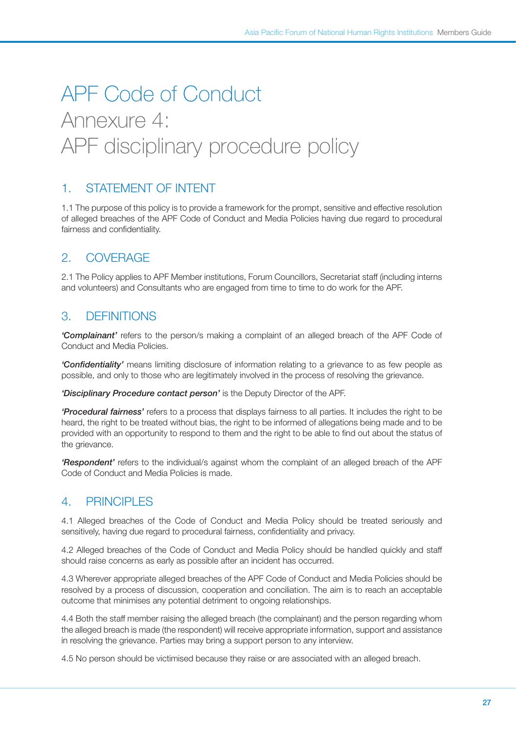# APF Code of Conduct
# Annexure 4: APF disciplinary procedure policy

## 1. STATEMENT OF INTENT

1.1 The purpose of this policy is to provide a framework for the prompt, sensitive and effective resolution of alleged breaches of the APF Code of Conduct and Media Policies having due regard to procedural fairness and confidentiality.

## 2. COVERAGE

2.1 The Policy applies to APF Member institutions, Forum Councillors, Secretariat staff (including interns and volunteers) and Consultants who are engaged from time to time to do work for the APF.

## 3. DEFINITIONS

***'Complainant'*** refers to the person/s making a complaint of an alleged breach of the APF Code of Conduct and Media Policies.

***'Confidentiality'*** means limiting disclosure of information relating to a grievance to as few people as possible, and only to those who are legitimately involved in the process of resolving the grievance.

***'Disciplinary Procedure contact person'*** is the Deputy Director of the APF.

***'Procedural fairness'*** refers to a process that displays fairness to all parties. It includes the right to be heard, the right to be treated without bias, the right to be informed of allegations being made and to be provided with an opportunity to respond to them and the right to be able to find out about the status of the grievance.

***'Respondent'*** refers to the individual/s against whom the complaint of an alleged breach of the APF Code of Conduct and Media Policies is made.

## 4. PRINCIPLES

4.1 Alleged breaches of the Code of Conduct and Media Policy should be treated seriously and sensitively, having due regard to procedural fairness, confidentiality and privacy.

4.2 Alleged breaches of the Code of Conduct and Media Policy should be handled quickly and staff should raise concerns as early as possible after an incident has occurred.

4.3 Wherever appropriate alleged breaches of the APF Code of Conduct and Media Policies should be resolved by a process of discussion, cooperation and conciliation. The aim is to reach an acceptable outcome that minimises any potential detriment to ongoing relationships.

4.4 Both the staff member raising the alleged breach (the complainant) and the person regarding whom the alleged breach is made (the respondent) will receive appropriate information, support and assistance in resolving the grievance. Parties may bring a support person to any interview.

4.5 No person should be victimised because they raise or are associated with an alleged breach.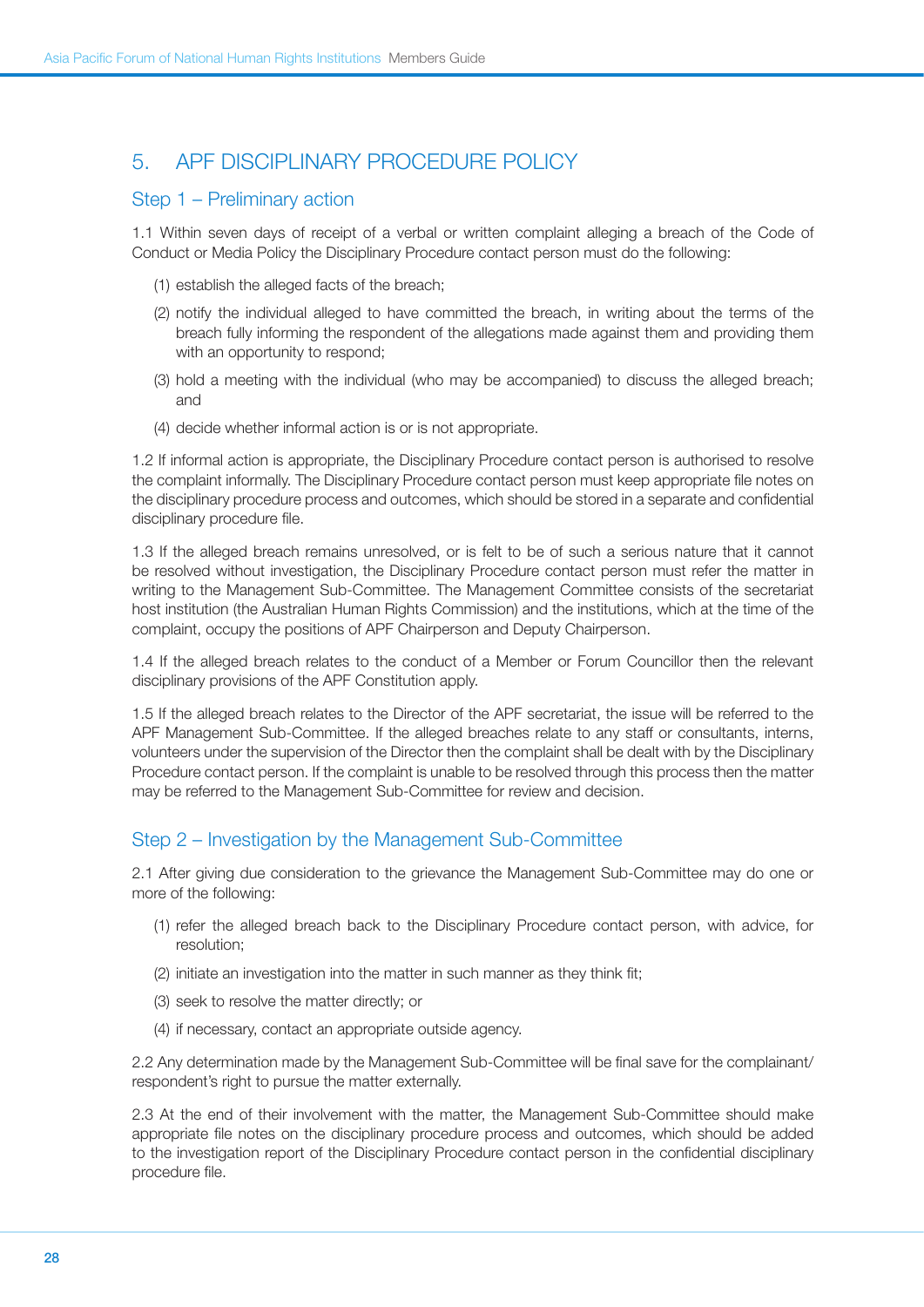## 5. APF DISCIPLINARY PROCEDURE POLICY

### Step 1 – Preliminary action

1.1 Within seven days of receipt of a verbal or written complaint alleging a breach of the Code of Conduct or Media Policy the Disciplinary Procedure contact person must do the following:

(1) establish the alleged facts of the breach;

(2) notify the individual alleged to have committed the breach, in writing about the terms of the breach fully informing the respondent of the allegations made against them and providing them with an opportunity to respond;

(3) hold a meeting with the individual (who may be accompanied) to discuss the alleged breach; and

(4) decide whether informal action is or is not appropriate.

1.2 If informal action is appropriate, the Disciplinary Procedure contact person is authorised to resolve the complaint informally. The Disciplinary Procedure contact person must keep appropriate file notes on the disciplinary procedure process and outcomes, which should be stored in a separate and confidential disciplinary procedure file.

1.3 If the alleged breach remains unresolved, or is felt to be of such a serious nature that it cannot be resolved without investigation, the Disciplinary Procedure contact person must refer the matter in writing to the Management Sub-Committee. The Management Committee consists of the secretariat host institution (the Australian Human Rights Commission) and the institutions, which at the time of the complaint, occupy the positions of APF Chairperson and Deputy Chairperson.

1.4 If the alleged breach relates to the conduct of a Member or Forum Councillor then the relevant disciplinary provisions of the APF Constitution apply.

1.5 If the alleged breach relates to the Director of the APF secretariat, the issue will be referred to the APF Management Sub-Committee. If the alleged breaches relate to any staff or consultants, interns, volunteers under the supervision of the Director then the complaint shall be dealt with by the Disciplinary Procedure contact person. If the complaint is unable to be resolved through this process then the matter may be referred to the Management Sub-Committee for review and decision.

### Step 2 – Investigation by the Management Sub-Committee

2.1 After giving due consideration to the grievance the Management Sub-Committee may do one or more of the following:

(1) refer the alleged breach back to the Disciplinary Procedure contact person, with advice, for resolution;

(2) initiate an investigation into the matter in such manner as they think fit;

(3) seek to resolve the matter directly; or

(4) if necessary, contact an appropriate outside agency.

2.2 Any determination made by the Management Sub-Committee will be final save for the complainant/respondent's right to pursue the matter externally.

2.3 At the end of their involvement with the matter, the Management Sub-Committee should make appropriate file notes on the disciplinary procedure process and outcomes, which should be added to the investigation report of the Disciplinary Procedure contact person in the confidential disciplinary procedure file.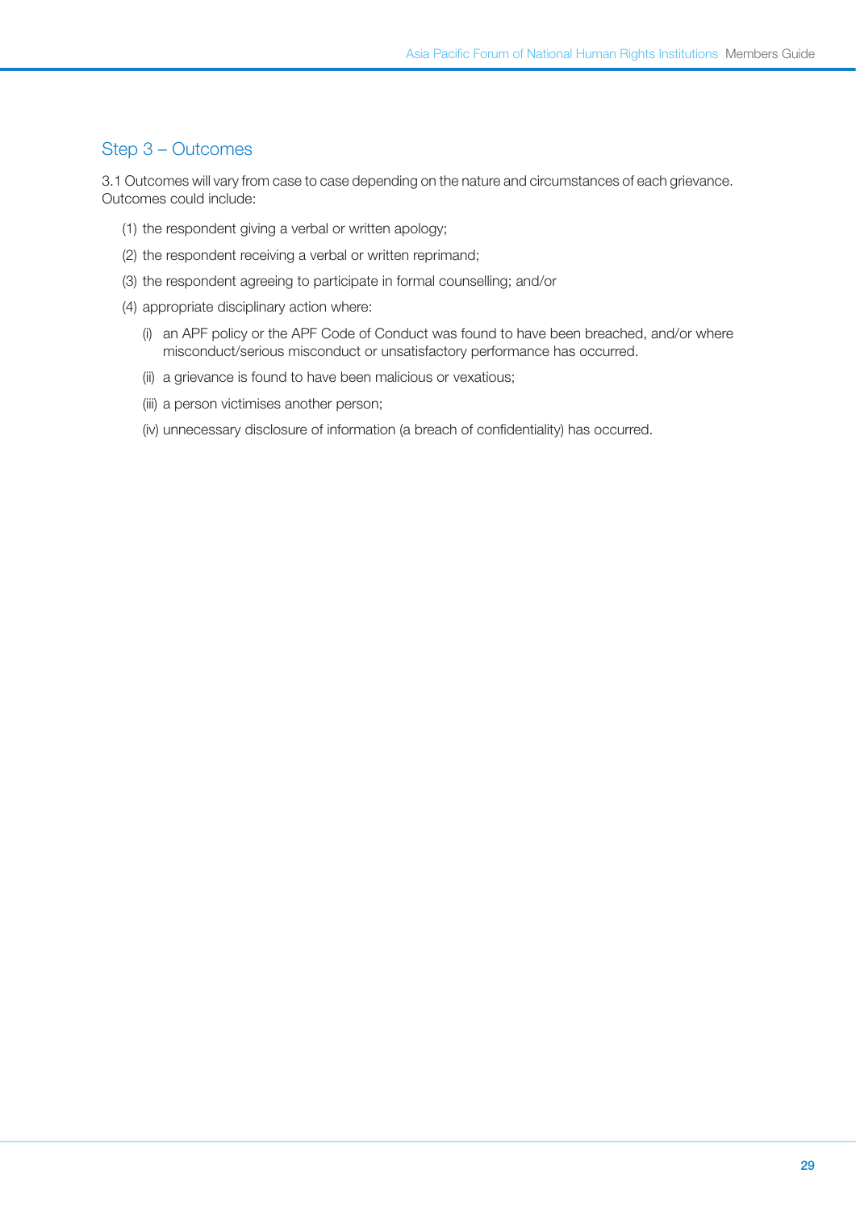## Step 3 – Outcomes

3.1 Outcomes will vary from case to case depending on the nature and circumstances of each grievance. Outcomes could include:

(1) the respondent giving a verbal or written apology;

(2) the respondent receiving a verbal or written reprimand;

(3) the respondent agreeing to participate in formal counselling; and/or

(4) appropriate disciplinary action where:

  (i) an APF policy or the APF Code of Conduct was found to have been breached, and/or where misconduct/serious misconduct or unsatisfactory performance has occurred.

  (ii) a grievance is found to have been malicious or vexatious;

  (iii) a person victimises another person;

  (iv) unnecessary disclosure of information (a breach of confidentiality) has occurred.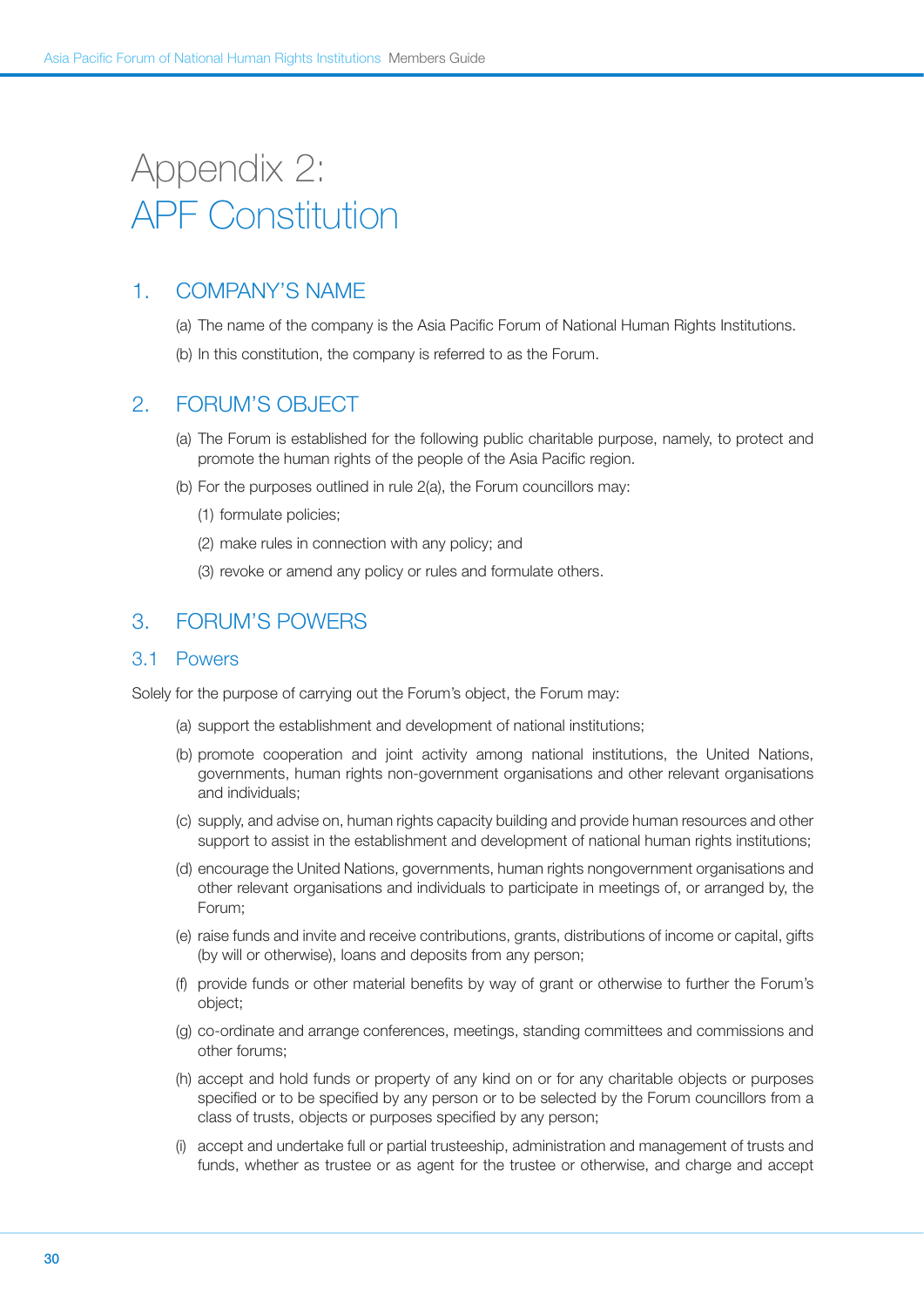# Appendix 2: APF Constitution

## 1. COMPANY'S NAME

(a) The name of the company is the Asia Pacific Forum of National Human Rights Institutions.

(b) In this constitution, the company is referred to as the Forum.

## 2. FORUM'S OBJECT

(a) The Forum is established for the following public charitable purpose, namely, to protect and promote the human rights of the people of the Asia Pacific region.

(b) For the purposes outlined in rule 2(a), the Forum councillors may:

(1) formulate policies;

(2) make rules in connection with any policy; and

(3) revoke or amend any policy or rules and formulate others.

## 3. FORUM'S POWERS

### 3.1 Powers

Solely for the purpose of carrying out the Forum's object, the Forum may:

(a) support the establishment and development of national institutions;

(b) promote cooperation and joint activity among national institutions, the United Nations, governments, human rights non-government organisations and other relevant organisations and individuals;

(c) supply, and advise on, human rights capacity building and provide human resources and other support to assist in the establishment and development of national human rights institutions;

(d) encourage the United Nations, governments, human rights nongovernment organisations and other relevant organisations and individuals to participate in meetings of, or arranged by, the Forum;

(e) raise funds and invite and receive contributions, grants, distributions of income or capital, gifts (by will or otherwise), loans and deposits from any person;

(f) provide funds or other material benefits by way of grant or otherwise to further the Forum's object;

(g) co-ordinate and arrange conferences, meetings, standing committees and commissions and other forums;

(h) accept and hold funds or property of any kind on or for any charitable objects or purposes specified or to be specified by any person or to be selected by the Forum councillors from a class of trusts, objects or purposes specified by any person;

(i) accept and undertake full or partial trusteeship, administration and management of trusts and funds, whether as trustee or as agent for the trustee or otherwise, and charge and accept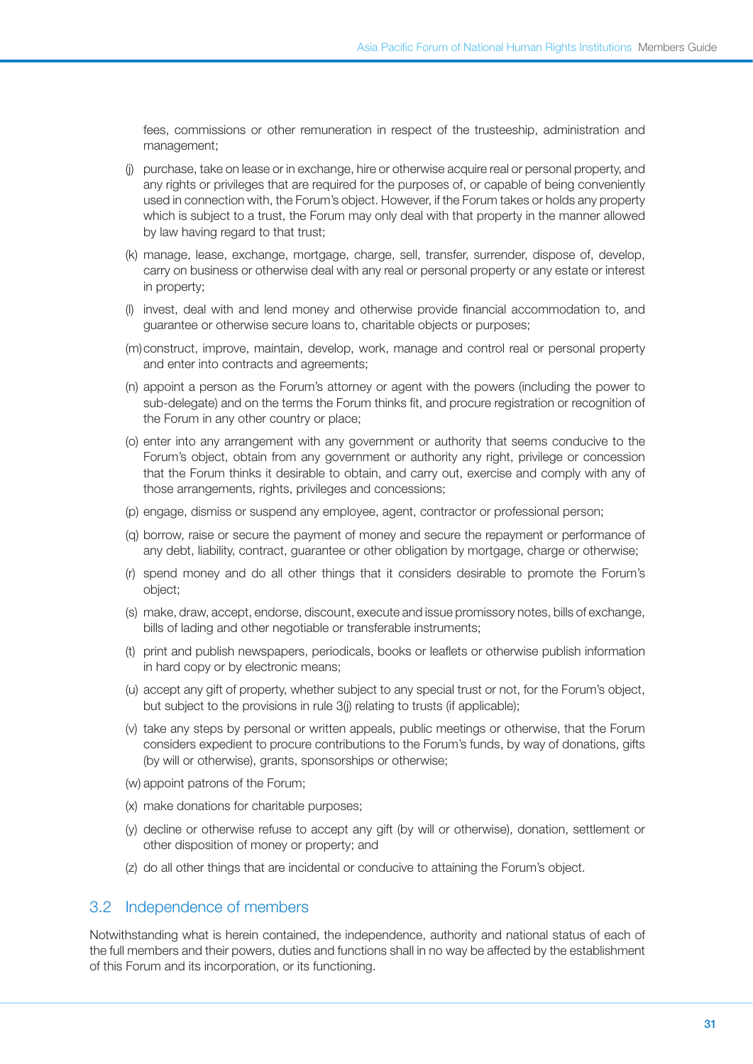fees, commissions or other remuneration in respect of the trusteeship, administration and management;

(j) purchase, take on lease or in exchange, hire or otherwise acquire real or personal property, and any rights or privileges that are required for the purposes of, or capable of being conveniently used in connection with, the Forum's object. However, if the Forum takes or holds any property which is subject to a trust, the Forum may only deal with that property in the manner allowed by law having regard to that trust;

(k) manage, lease, exchange, mortgage, charge, sell, transfer, surrender, dispose of, develop, carry on business or otherwise deal with any real or personal property or any estate or interest in property;

(l) invest, deal with and lend money and otherwise provide financial accommodation to, and guarantee or otherwise secure loans to, charitable objects or purposes;

(m) construct, improve, maintain, develop, work, manage and control real or personal property and enter into contracts and agreements;

(n) appoint a person as the Forum's attorney or agent with the powers (including the power to sub-delegate) and on the terms the Forum thinks fit, and procure registration or recognition of the Forum in any other country or place;

(o) enter into any arrangement with any government or authority that seems conducive to the Forum's object, obtain from any government or authority any right, privilege or concession that the Forum thinks it desirable to obtain, and carry out, exercise and comply with any of those arrangements, rights, privileges and concessions;

(p) engage, dismiss or suspend any employee, agent, contractor or professional person;

(q) borrow, raise or secure the payment of money and secure the repayment or performance of any debt, liability, contract, guarantee or other obligation by mortgage, charge or otherwise;

(r) spend money and do all other things that it considers desirable to promote the Forum's object;

(s) make, draw, accept, endorse, discount, execute and issue promissory notes, bills of exchange, bills of lading and other negotiable or transferable instruments;

(t) print and publish newspapers, periodicals, books or leaflets or otherwise publish information in hard copy or by electronic means;

(u) accept any gift of property, whether subject to any special trust or not, for the Forum's object, but subject to the provisions in rule 3(j) relating to trusts (if applicable);

(v) take any steps by personal or written appeals, public meetings or otherwise, that the Forum considers expedient to procure contributions to the Forum's funds, by way of donations, gifts (by will or otherwise), grants, sponsorships or otherwise;

(w) appoint patrons of the Forum;

(x) make donations for charitable purposes;

(y) decline or otherwise refuse to accept any gift (by will or otherwise), donation, settlement or other disposition of money or property; and

(z) do all other things that are incidental or conducive to attaining the Forum's object.

## 3.2 Independence of members

Notwithstanding what is herein contained, the independence, authority and national status of each of the full members and their powers, duties and functions shall in no way be affected by the establishment of this Forum and its incorporation, or its functioning.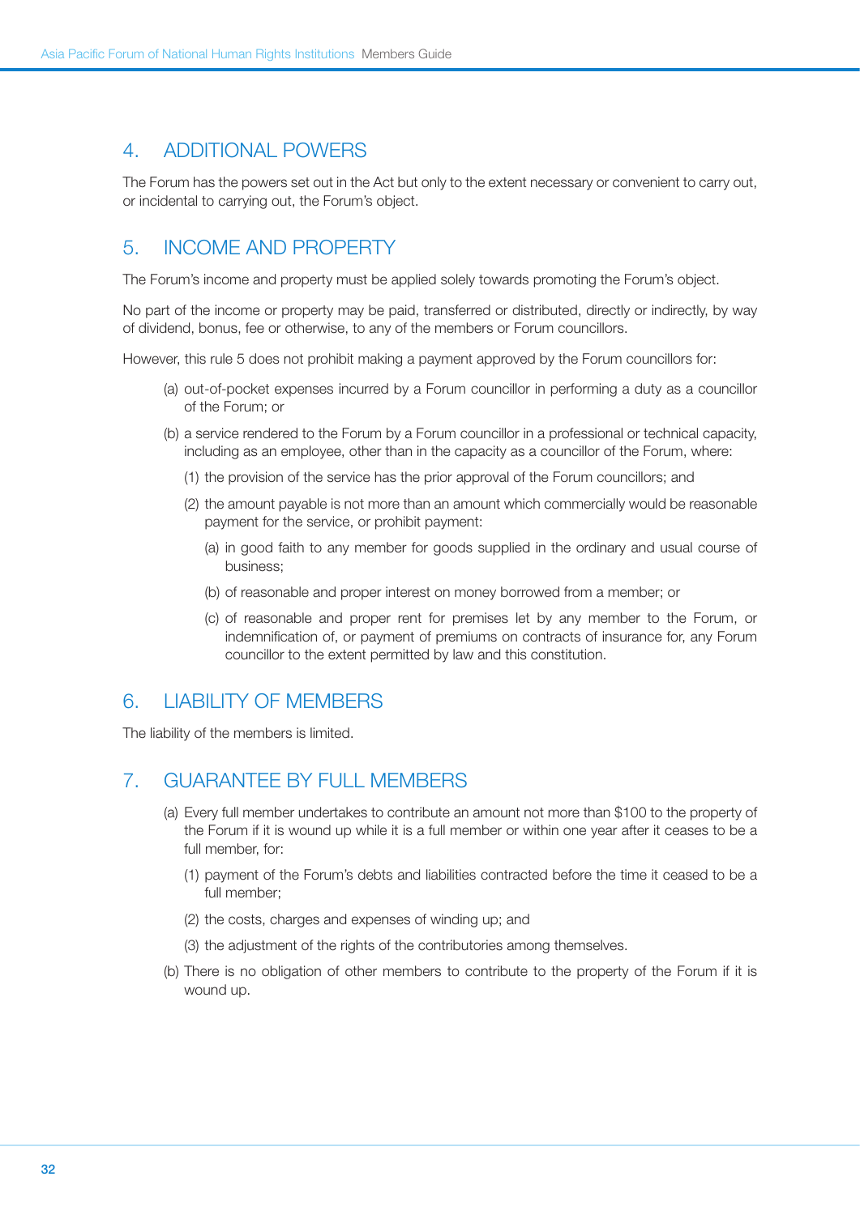## 4. ADDITIONAL POWERS

The Forum has the powers set out in the Act but only to the extent necessary or convenient to carry out, or incidental to carrying out, the Forum's object.

## 5. INCOME AND PROPERTY

The Forum's income and property must be applied solely towards promoting the Forum's object.

No part of the income or property may be paid, transferred or distributed, directly or indirectly, by way of dividend, bonus, fee or otherwise, to any of the members or Forum councillors.

However, this rule 5 does not prohibit making a payment approved by the Forum councillors for:

- (a) out-of-pocket expenses incurred by a Forum councillor in performing a duty as a councillor of the Forum; or
- (b) a service rendered to the Forum by a Forum councillor in a professional or technical capacity, including as an employee, other than in the capacity as a councillor of the Forum, where:
  - (1) the provision of the service has the prior approval of the Forum councillors; and
  - (2) the amount payable is not more than an amount which commercially would be reasonable payment for the service, or prohibit payment:
    - (a) in good faith to any member for goods supplied in the ordinary and usual course of business;
    - (b) of reasonable and proper interest on money borrowed from a member; or
    - (c) of reasonable and proper rent for premises let by any member to the Forum, or indemnification of, or payment of premiums on contracts of insurance for, any Forum councillor to the extent permitted by law and this constitution.

## 6. LIABILITY OF MEMBERS

The liability of the members is limited.

## 7. GUARANTEE BY FULL MEMBERS

- (a) Every full member undertakes to contribute an amount not more than $100 to the property of the Forum if it is wound up while it is a full member or within one year after it ceases to be a full member, for:
  - (1) payment of the Forum's debts and liabilities contracted before the time it ceased to be a full member;
  - (2) the costs, charges and expenses of winding up; and
  - (3) the adjustment of the rights of the contributories among themselves.
- (b) There is no obligation of other members to contribute to the property of the Forum if it is wound up.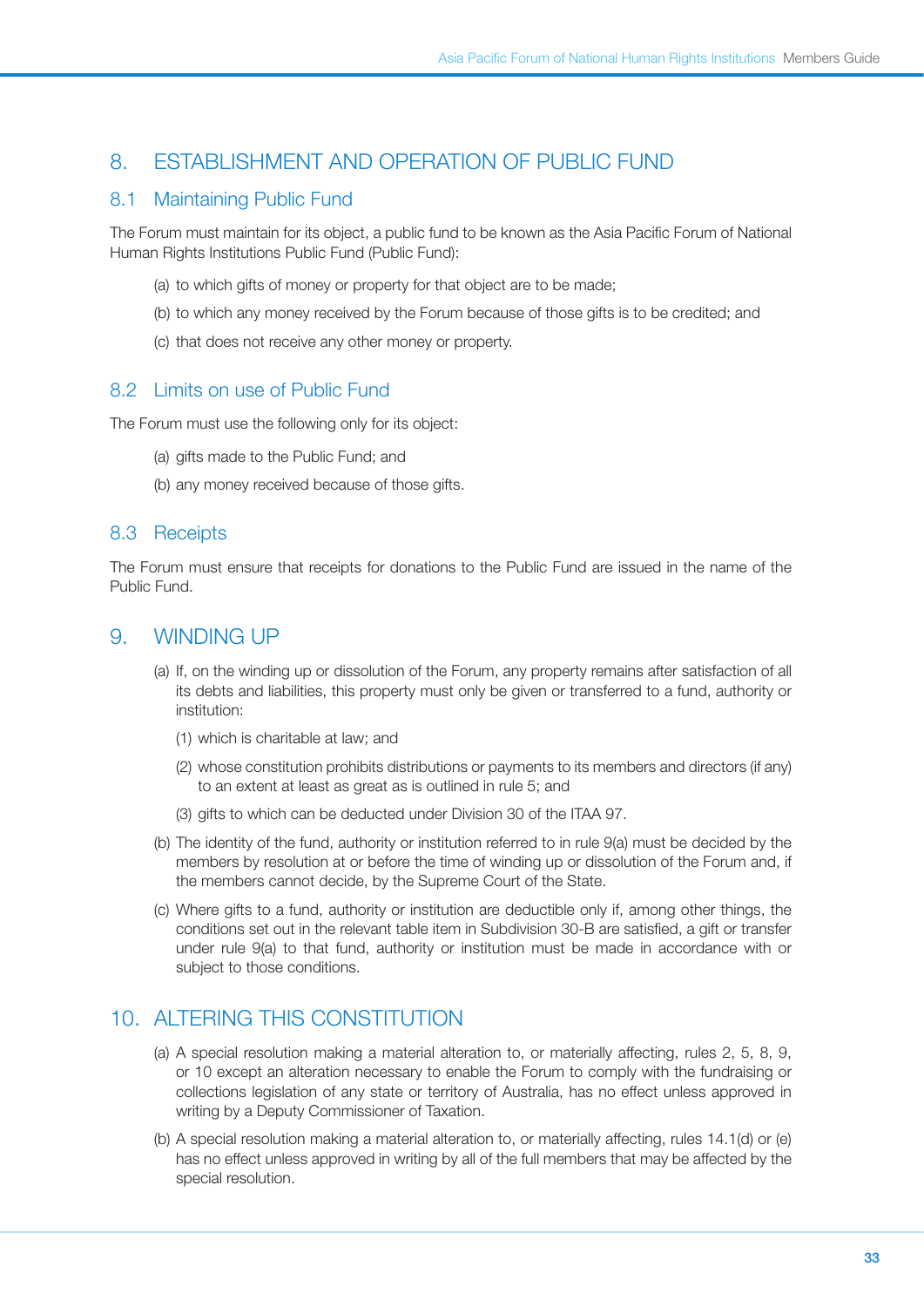## 8. ESTABLISHMENT AND OPERATION OF PUBLIC FUND

### 8.1 Maintaining Public Fund

The Forum must maintain for its object, a public fund to be known as the Asia Pacific Forum of National Human Rights Institutions Public Fund (Public Fund):

(a) to which gifts of money or property for that object are to be made;

(b) to which any money received by the Forum because of those gifts is to be credited; and

(c) that does not receive any other money or property.

### 8.2 Limits on use of Public Fund

The Forum must use the following only for its object:

(a) gifts made to the Public Fund; and

(b) any money received because of those gifts.

### 8.3 Receipts

The Forum must ensure that receipts for donations to the Public Fund are issued in the name of the Public Fund.

## 9. WINDING UP

(a) If, on the winding up or dissolution of the Forum, any property remains after satisfaction of all its debts and liabilities, this property must only be given or transferred to a fund, authority or institution:

(1) which is charitable at law; and

(2) whose constitution prohibits distributions or payments to its members and directors (if any) to an extent at least as great as is outlined in rule 5; and

(3) gifts to which can be deducted under Division 30 of the ITAA 97.

(b) The identity of the fund, authority or institution referred to in rule 9(a) must be decided by the members by resolution at or before the time of winding up or dissolution of the Forum and, if the members cannot decide, by the Supreme Court of the State.

(c) Where gifts to a fund, authority or institution are deductible only if, among other things, the conditions set out in the relevant table item in Subdivision 30-B are satisfied, a gift or transfer under rule 9(a) to that fund, authority or institution must be made in accordance with or subject to those conditions.

## 10. ALTERING THIS CONSTITUTION

(a) A special resolution making a material alteration to, or materially affecting, rules 2, 5, 8, 9, or 10 except an alteration necessary to enable the Forum to comply with the fundraising or collections legislation of any state or territory of Australia, has no effect unless approved in writing by a Deputy Commissioner of Taxation.

(b) A special resolution making a material alteration to, or materially affecting, rules 14.1(d) or (e) has no effect unless approved in writing by all of the full members that may be affected by the special resolution.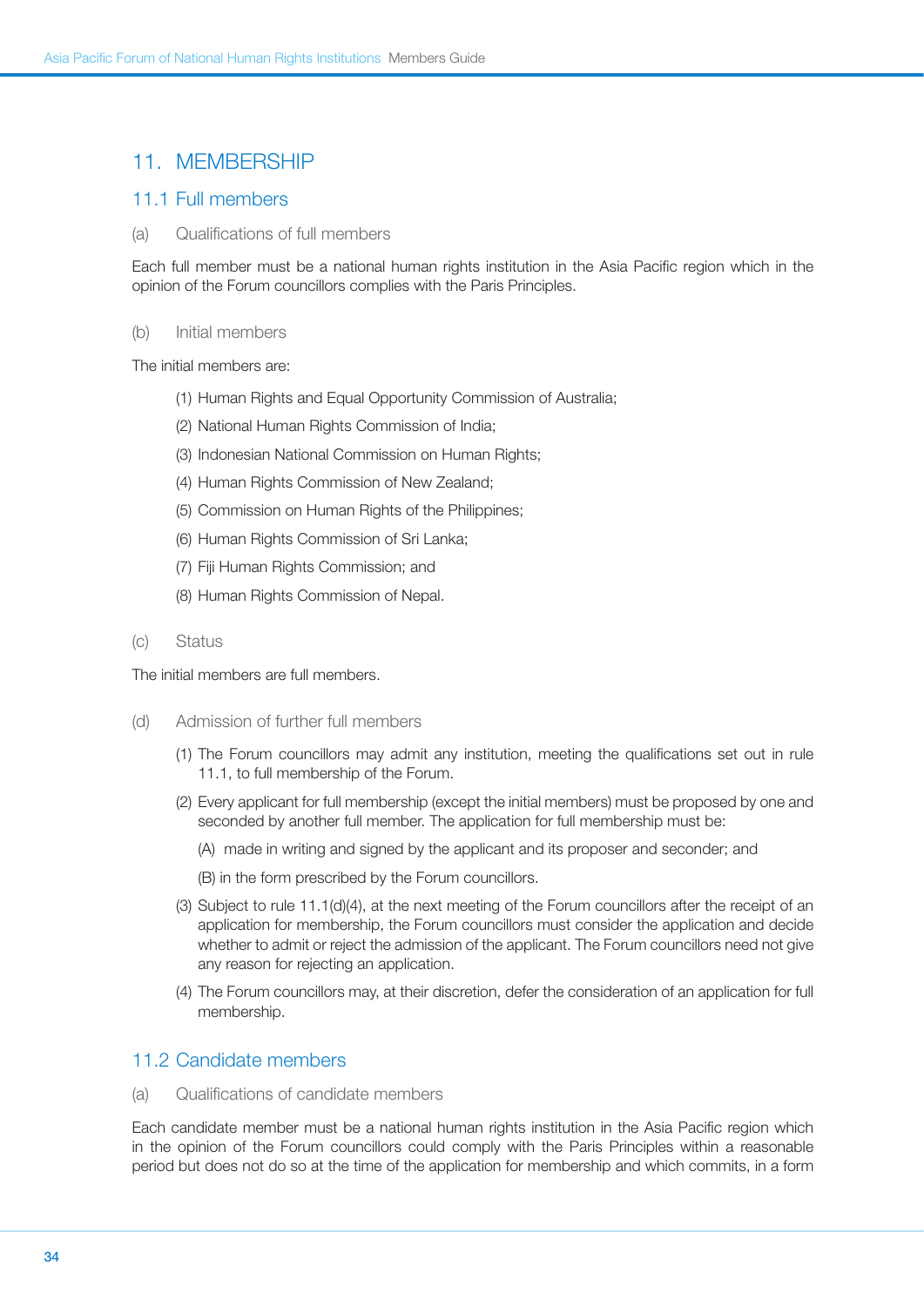## 11. MEMBERSHIP

### 11.1 Full members

(a) Qualifications of full members

Each full member must be a national human rights institution in the Asia Pacific region which in the opinion of the Forum councillors complies with the Paris Principles.

(b) Initial members

The initial members are:

(1) Human Rights and Equal Opportunity Commission of Australia;

(2) National Human Rights Commission of India;

(3) Indonesian National Commission on Human Rights;

(4) Human Rights Commission of New Zealand;

(5) Commission on Human Rights of the Philippines;

(6) Human Rights Commission of Sri Lanka;

(7) Fiji Human Rights Commission; and

(8) Human Rights Commission of Nepal.

(c) Status

The initial members are full members.

(d) Admission of further full members

(1) The Forum councillors may admit any institution, meeting the qualifications set out in rule 11.1, to full membership of the Forum.

(2) Every applicant for full membership (except the initial members) must be proposed by one and seconded by another full member. The application for full membership must be:

(A) made in writing and signed by the applicant and its proposer and seconder; and

(B) in the form prescribed by the Forum councillors.

(3) Subject to rule 11.1(d)(4), at the next meeting of the Forum councillors after the receipt of an application for membership, the Forum councillors must consider the application and decide whether to admit or reject the admission of the applicant. The Forum councillors need not give any reason for rejecting an application.

(4) The Forum councillors may, at their discretion, defer the consideration of an application for full membership.

### 11.2 Candidate members

(a) Qualifications of candidate members

Each candidate member must be a national human rights institution in the Asia Pacific region which in the opinion of the Forum councillors could comply with the Paris Principles within a reasonable period but does not do so at the time of the application for membership and which commits, in a form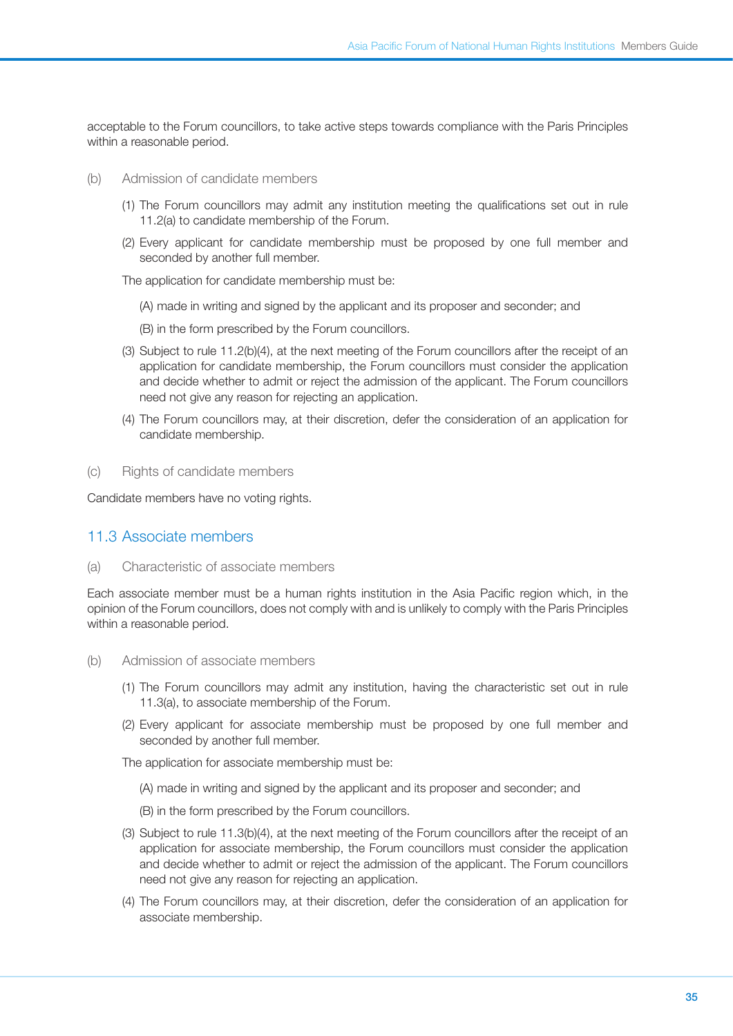acceptable to the Forum councillors, to take active steps towards compliance with the Paris Principles within a reasonable period.

(b) Admission of candidate members

(1) The Forum councillors may admit any institution meeting the qualifications set out in rule 11.2(a) to candidate membership of the Forum.

(2) Every applicant for candidate membership must be proposed by one full member and seconded by another full member.

The application for candidate membership must be:

(A) made in writing and signed by the applicant and its proposer and seconder; and

(B) in the form prescribed by the Forum councillors.

(3) Subject to rule 11.2(b)(4), at the next meeting of the Forum councillors after the receipt of an application for candidate membership, the Forum councillors must consider the application and decide whether to admit or reject the admission of the applicant. The Forum councillors need not give any reason for rejecting an application.

(4) The Forum councillors may, at their discretion, defer the consideration of an application for candidate membership.

(c) Rights of candidate members

Candidate members have no voting rights.

## 11.3 Associate members

(a) Characteristic of associate members

Each associate member must be a human rights institution in the Asia Pacific region which, in the opinion of the Forum councillors, does not comply with and is unlikely to comply with the Paris Principles within a reasonable period.

(b) Admission of associate members

(1) The Forum councillors may admit any institution, having the characteristic set out in rule 11.3(a), to associate membership of the Forum.

(2) Every applicant for associate membership must be proposed by one full member and seconded by another full member.

The application for associate membership must be:

(A) made in writing and signed by the applicant and its proposer and seconder; and

(B) in the form prescribed by the Forum councillors.

(3) Subject to rule 11.3(b)(4), at the next meeting of the Forum councillors after the receipt of an application for associate membership, the Forum councillors must consider the application and decide whether to admit or reject the admission of the applicant. The Forum councillors need not give any reason for rejecting an application.

(4) The Forum councillors may, at their discretion, defer the consideration of an application for associate membership.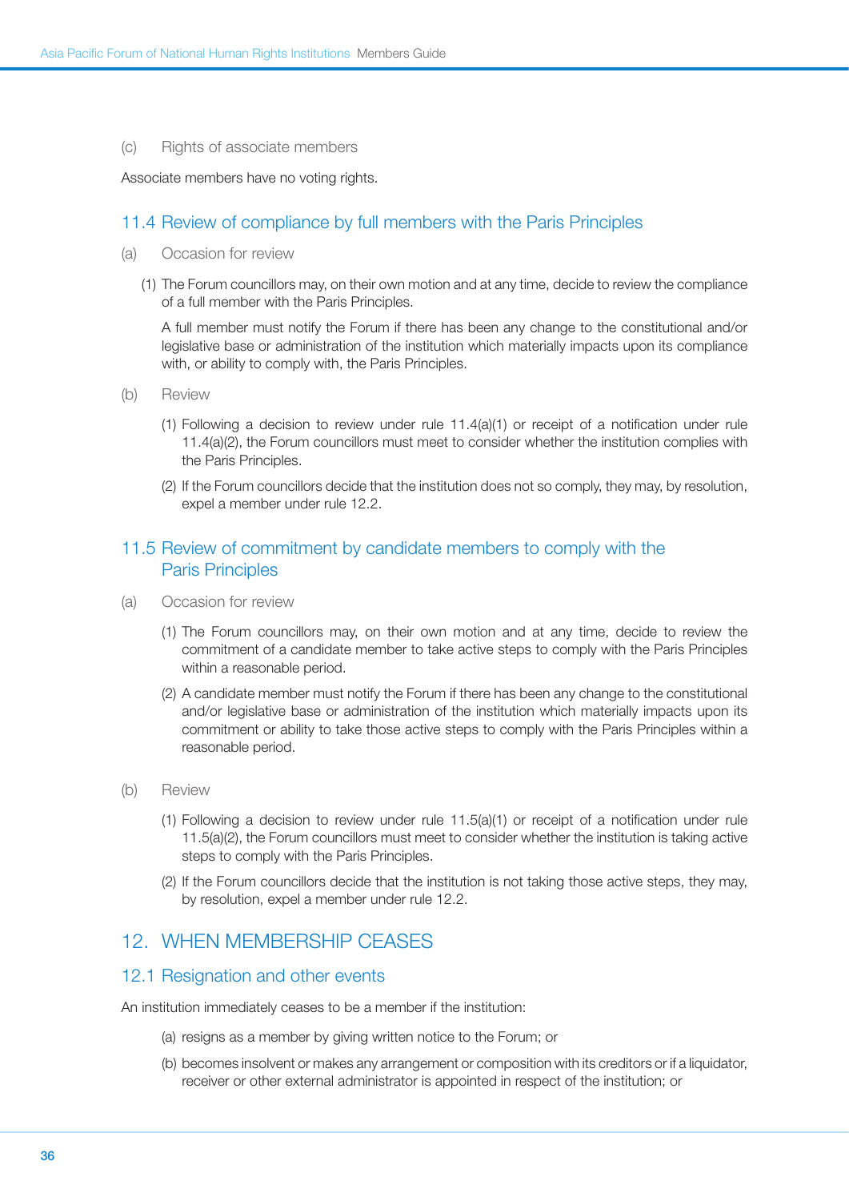(c) Rights of associate members

Associate members have no voting rights.

### 11.4 Review of compliance by full members with the Paris Principles

(a) Occasion for review

(1) The Forum councillors may, on their own motion and at any time, decide to review the compliance of a full member with the Paris Principles.

A full member must notify the Forum if there has been any change to the constitutional and/or legislative base or administration of the institution which materially impacts upon its compliance with, or ability to comply with, the Paris Principles.

(b) Review

(1) Following a decision to review under rule 11.4(a)(1) or receipt of a notification under rule 11.4(a)(2), the Forum councillors must meet to consider whether the institution complies with the Paris Principles.

(2) If the Forum councillors decide that the institution does not so comply, they may, by resolution, expel a member under rule 12.2.

### 11.5 Review of commitment by candidate members to comply with the Paris Principles

(a) Occasion for review

(1) The Forum councillors may, on their own motion and at any time, decide to review the commitment of a candidate member to take active steps to comply with the Paris Principles within a reasonable period.

(2) A candidate member must notify the Forum if there has been any change to the constitutional and/or legislative base or administration of the institution which materially impacts upon its commitment or ability to take those active steps to comply with the Paris Principles within a reasonable period.

(b) Review

(1) Following a decision to review under rule 11.5(a)(1) or receipt of a notification under rule 11.5(a)(2), the Forum councillors must meet to consider whether the institution is taking active steps to comply with the Paris Principles.

(2) If the Forum councillors decide that the institution is not taking those active steps, they may, by resolution, expel a member under rule 12.2.

## 12. WHEN MEMBERSHIP CEASES

### 12.1 Resignation and other events

An institution immediately ceases to be a member if the institution:

(a) resigns as a member by giving written notice to the Forum; or

(b) becomes insolvent or makes any arrangement or composition with its creditors or if a liquidator, receiver or other external administrator is appointed in respect of the institution; or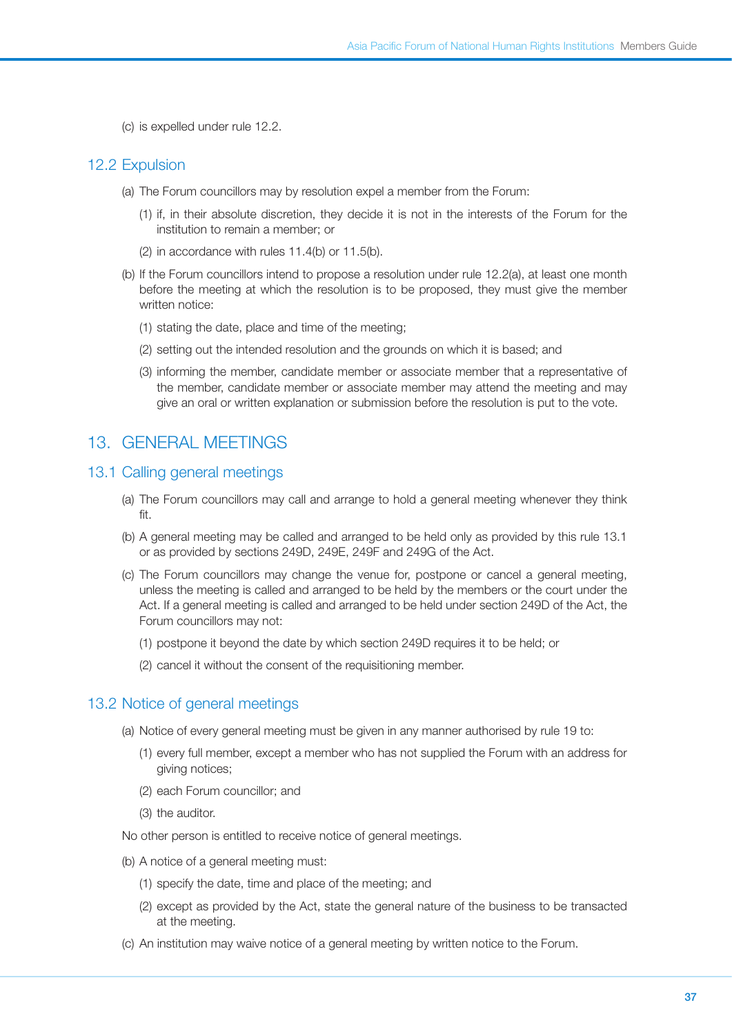(c) is expelled under rule 12.2.

## 12.2 Expulsion

(a) The Forum councillors may by resolution expel a member from the Forum:

(1) if, in their absolute discretion, they decide it is not in the interests of the Forum for the institution to remain a member; or

(2) in accordance with rules 11.4(b) or 11.5(b).

(b) If the Forum councillors intend to propose a resolution under rule 12.2(a), at least one month before the meeting at which the resolution is to be proposed, they must give the member written notice:

(1) stating the date, place and time of the meeting;

(2) setting out the intended resolution and the grounds on which it is based; and

(3) informing the member, candidate member or associate member that a representative of the member, candidate member or associate member may attend the meeting and may give an oral or written explanation or submission before the resolution is put to the vote.

# 13. GENERAL MEETINGS

## 13.1 Calling general meetings

(a) The Forum councillors may call and arrange to hold a general meeting whenever they think fit.

(b) A general meeting may be called and arranged to be held only as provided by this rule 13.1 or as provided by sections 249D, 249E, 249F and 249G of the Act.

(c) The Forum councillors may change the venue for, postpone or cancel a general meeting, unless the meeting is called and arranged to be held by the members or the court under the Act. If a general meeting is called and arranged to be held under section 249D of the Act, the Forum councillors may not:

(1) postpone it beyond the date by which section 249D requires it to be held; or

(2) cancel it without the consent of the requisitioning member.

## 13.2 Notice of general meetings

(a) Notice of every general meeting must be given in any manner authorised by rule 19 to:

(1) every full member, except a member who has not supplied the Forum with an address for giving notices;

(2) each Forum councillor; and

(3) the auditor.

No other person is entitled to receive notice of general meetings.

(b) A notice of a general meeting must:

(1) specify the date, time and place of the meeting; and

(2) except as provided by the Act, state the general nature of the business to be transacted at the meeting.

(c) An institution may waive notice of a general meeting by written notice to the Forum.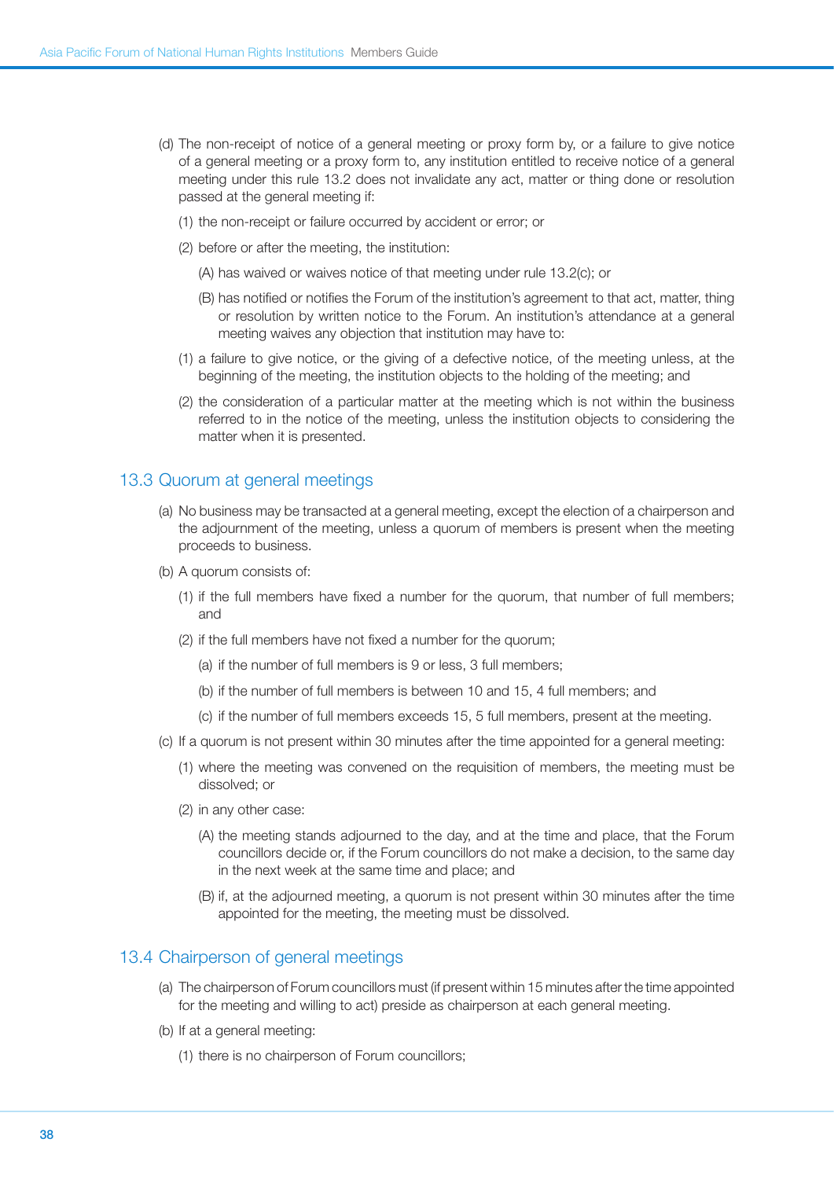(d) The non-receipt of notice of a general meeting or proxy form by, or a failure to give notice of a general meeting or a proxy form to, any institution entitled to receive notice of a general meeting under this rule 13.2 does not invalidate any act, matter or thing done or resolution passed at the general meeting if:

(1) the non-receipt or failure occurred by accident or error; or

(2) before or after the meeting, the institution:

(A) has waived or waives notice of that meeting under rule 13.2(c); or

(B) has notified or notifies the Forum of the institution's agreement to that act, matter, thing or resolution by written notice to the Forum. An institution's attendance at a general meeting waives any objection that institution may have to:

(1) a failure to give notice, or the giving of a defective notice, of the meeting unless, at the beginning of the meeting, the institution objects to the holding of the meeting; and

(2) the consideration of a particular matter at the meeting which is not within the business referred to in the notice of the meeting, unless the institution objects to considering the matter when it is presented.

## 13.3 Quorum at general meetings

(a) No business may be transacted at a general meeting, except the election of a chairperson and the adjournment of the meeting, unless a quorum of members is present when the meeting proceeds to business.

(b) A quorum consists of:

(1) if the full members have fixed a number for the quorum, that number of full members; and

(2) if the full members have not fixed a number for the quorum;

(a) if the number of full members is 9 or less, 3 full members;

(b) if the number of full members is between 10 and 15, 4 full members; and

(c) if the number of full members exceeds 15, 5 full members, present at the meeting.

(c) If a quorum is not present within 30 minutes after the time appointed for a general meeting:

(1) where the meeting was convened on the requisition of members, the meeting must be dissolved; or

(2) in any other case:

(A) the meeting stands adjourned to the day, and at the time and place, that the Forum councillors decide or, if the Forum councillors do not make a decision, to the same day in the next week at the same time and place; and

(B) if, at the adjourned meeting, a quorum is not present within 30 minutes after the time appointed for the meeting, the meeting must be dissolved.

## 13.4 Chairperson of general meetings

(a) The chairperson of Forum councillors must (if present within 15 minutes after the time appointed for the meeting and willing to act) preside as chairperson at each general meeting.

(b) If at a general meeting:

(1) there is no chairperson of Forum councillors;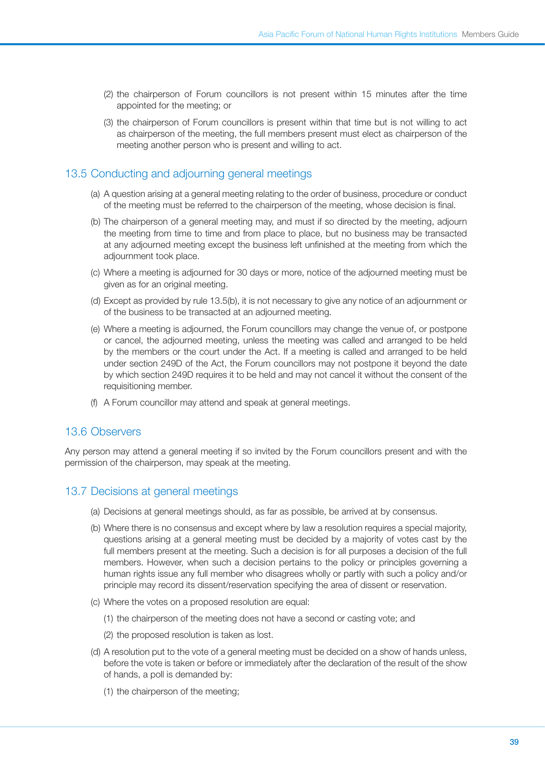(2) the chairperson of Forum councillors is not present within 15 minutes after the time appointed for the meeting; or

(3) the chairperson of Forum councillors is present within that time but is not willing to act as chairperson of the meeting, the full members present must elect as chairperson of the meeting another person who is present and willing to act.

## 13.5 Conducting and adjourning general meetings

(a) A question arising at a general meeting relating to the order of business, procedure or conduct of the meeting must be referred to the chairperson of the meeting, whose decision is final.

(b) The chairperson of a general meeting may, and must if so directed by the meeting, adjourn the meeting from time to time and from place to place, but no business may be transacted at any adjourned meeting except the business left unfinished at the meeting from which the adjournment took place.

(c) Where a meeting is adjourned for 30 days or more, notice of the adjourned meeting must be given as for an original meeting.

(d) Except as provided by rule 13.5(b), it is not necessary to give any notice of an adjournment or of the business to be transacted at an adjourned meeting.

(e) Where a meeting is adjourned, the Forum councillors may change the venue of, or postpone or cancel, the adjourned meeting, unless the meeting was called and arranged to be held by the members or the court under the Act. If a meeting is called and arranged to be held under section 249D of the Act, the Forum councillors may not postpone it beyond the date by which section 249D requires it to be held and may not cancel it without the consent of the requisitioning member.

(f) A Forum councillor may attend and speak at general meetings.

## 13.6 Observers

Any person may attend a general meeting if so invited by the Forum councillors present and with the permission of the chairperson, may speak at the meeting.

## 13.7 Decisions at general meetings

(a) Decisions at general meetings should, as far as possible, be arrived at by consensus.

(b) Where there is no consensus and except where by law a resolution requires a special majority, questions arising at a general meeting must be decided by a majority of votes cast by the full members present at the meeting. Such a decision is for all purposes a decision of the full members. However, when such a decision pertains to the policy or principles governing a human rights issue any full member who disagrees wholly or partly with such a policy and/or principle may record its dissent/reservation specifying the area of dissent or reservation.

(c) Where the votes on a proposed resolution are equal:

(1) the chairperson of the meeting does not have a second or casting vote; and

(2) the proposed resolution is taken as lost.

(d) A resolution put to the vote of a general meeting must be decided on a show of hands unless, before the vote is taken or before or immediately after the declaration of the result of the show of hands, a poll is demanded by:

(1) the chairperson of the meeting;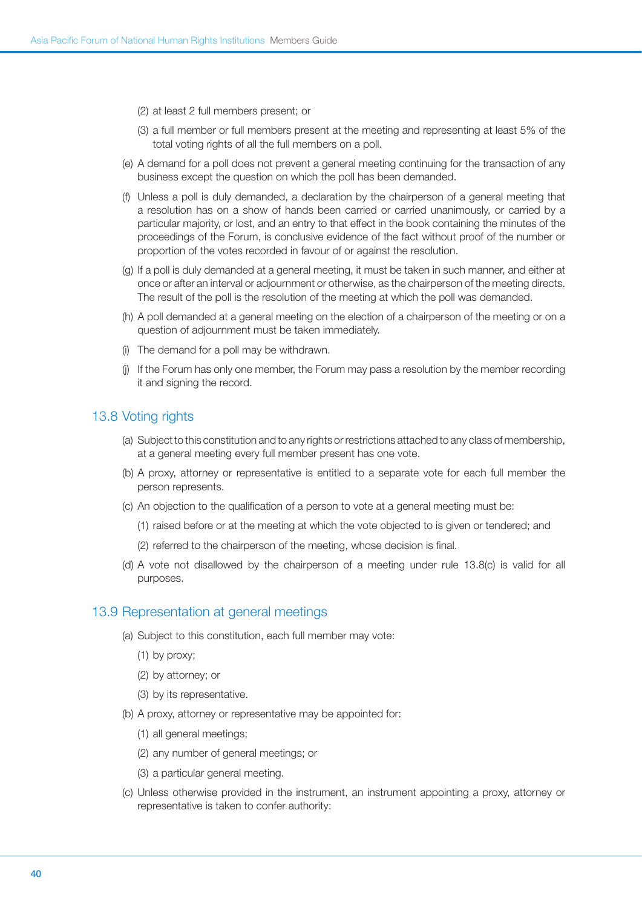(2) at least 2 full members present; or

(3) a full member or full members present at the meeting and representing at least 5% of the total voting rights of all the full members on a poll.

(e) A demand for a poll does not prevent a general meeting continuing for the transaction of any business except the question on which the poll has been demanded.

(f) Unless a poll is duly demanded, a declaration by the chairperson of a general meeting that a resolution has on a show of hands been carried or carried unanimously, or carried by a particular majority, or lost, and an entry to that effect in the book containing the minutes of the proceedings of the Forum, is conclusive evidence of the fact without proof of the number or proportion of the votes recorded in favour of or against the resolution.

(g) If a poll is duly demanded at a general meeting, it must be taken in such manner, and either at once or after an interval or adjournment or otherwise, as the chairperson of the meeting directs. The result of the poll is the resolution of the meeting at which the poll was demanded.

(h) A poll demanded at a general meeting on the election of a chairperson of the meeting or on a question of adjournment must be taken immediately.

(i) The demand for a poll may be withdrawn.

(j) If the Forum has only one member, the Forum may pass a resolution by the member recording it and signing the record.

## 13.8 Voting rights

(a) Subject to this constitution and to any rights or restrictions attached to any class of membership, at a general meeting every full member present has one vote.

(b) A proxy, attorney or representative is entitled to a separate vote for each full member the person represents.

(c) An objection to the qualification of a person to vote at a general meeting must be:

(1) raised before or at the meeting at which the vote objected to is given or tendered; and

(2) referred to the chairperson of the meeting, whose decision is final.

(d) A vote not disallowed by the chairperson of a meeting under rule 13.8(c) is valid for all purposes.

## 13.9 Representation at general meetings

(a) Subject to this constitution, each full member may vote:

(1) by proxy;

(2) by attorney; or

(3) by its representative.

(b) A proxy, attorney or representative may be appointed for:

(1) all general meetings;

(2) any number of general meetings; or

(3) a particular general meeting.

(c) Unless otherwise provided in the instrument, an instrument appointing a proxy, attorney or representative is taken to confer authority: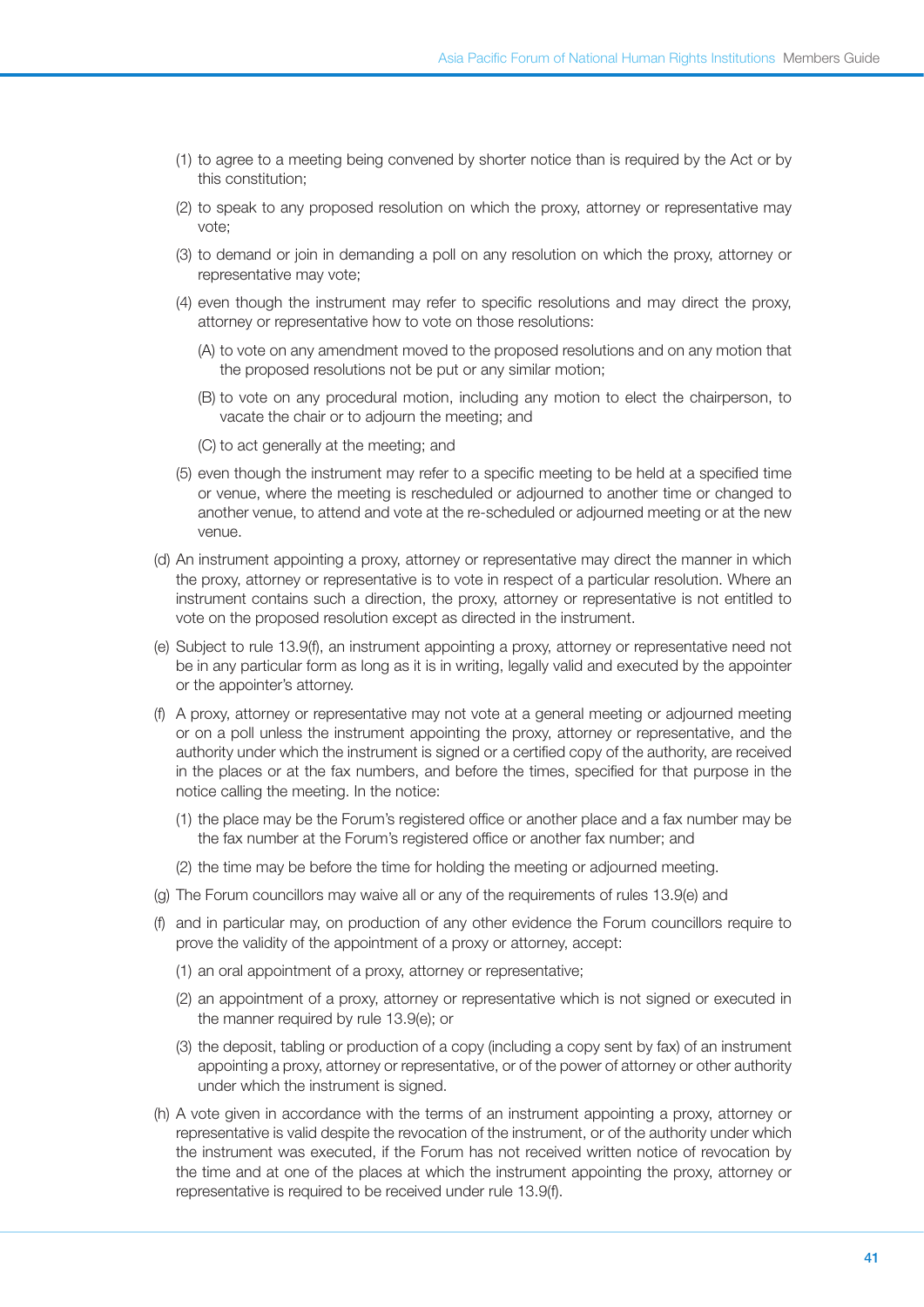(1) to agree to a meeting being convened by shorter notice than is required by the Act or by this constitution;

(2) to speak to any proposed resolution on which the proxy, attorney or representative may vote;

(3) to demand or join in demanding a poll on any resolution on which the proxy, attorney or representative may vote;

(4) even though the instrument may refer to specific resolutions and may direct the proxy, attorney or representative how to vote on those resolutions:

(A) to vote on any amendment moved to the proposed resolutions and on any motion that the proposed resolutions not be put or any similar motion;

(B) to vote on any procedural motion, including any motion to elect the chairperson, to vacate the chair or to adjourn the meeting; and

(C) to act generally at the meeting; and

(5) even though the instrument may refer to a specific meeting to be held at a specified time or venue, where the meeting is rescheduled or adjourned to another time or changed to another venue, to attend and vote at the re-scheduled or adjourned meeting or at the new venue.

(d) An instrument appointing a proxy, attorney or representative may direct the manner in which the proxy, attorney or representative is to vote in respect of a particular resolution. Where an instrument contains such a direction, the proxy, attorney or representative is not entitled to vote on the proposed resolution except as directed in the instrument.

(e) Subject to rule 13.9(f), an instrument appointing a proxy, attorney or representative need not be in any particular form as long as it is in writing, legally valid and executed by the appointer or the appointer's attorney.

(f) A proxy, attorney or representative may not vote at a general meeting or adjourned meeting or on a poll unless the instrument appointing the proxy, attorney or representative, and the authority under which the instrument is signed or a certified copy of the authority, are received in the places or at the fax numbers, and before the times, specified for that purpose in the notice calling the meeting. In the notice:

(1) the place may be the Forum's registered office or another place and a fax number may be the fax number at the Forum's registered office or another fax number; and

(2) the time may be before the time for holding the meeting or adjourned meeting.

(g) The Forum councillors may waive all or any of the requirements of rules 13.9(e) and

(f) and in particular may, on production of any other evidence the Forum councillors require to prove the validity of the appointment of a proxy or attorney, accept:

(1) an oral appointment of a proxy, attorney or representative;

(2) an appointment of a proxy, attorney or representative which is not signed or executed in the manner required by rule 13.9(e); or

(3) the deposit, tabling or production of a copy (including a copy sent by fax) of an instrument appointing a proxy, attorney or representative, or of the power of attorney or other authority under which the instrument is signed.

(h) A vote given in accordance with the terms of an instrument appointing a proxy, attorney or representative is valid despite the revocation of the instrument, or of the authority under which the instrument was executed, if the Forum has not received written notice of revocation by the time and at one of the places at which the instrument appointing the proxy, attorney or representative is required to be received under rule 13.9(f).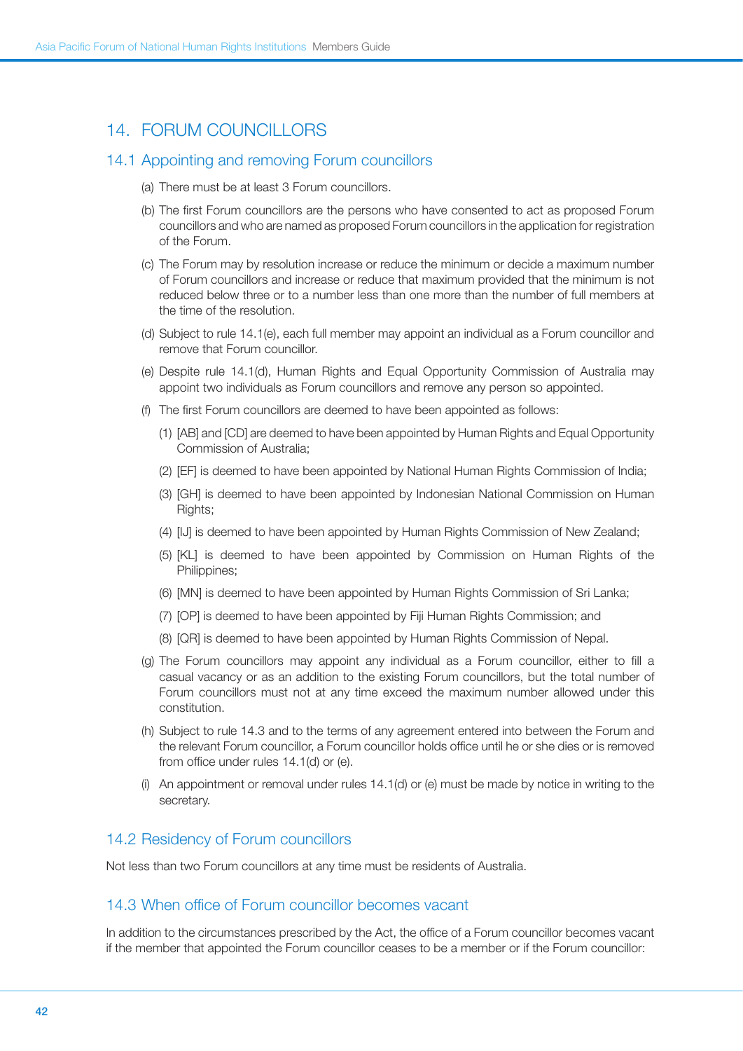## 14. FORUM COUNCILLORS

### 14.1 Appointing and removing Forum councillors

(a) There must be at least 3 Forum councillors.

(b) The first Forum councillors are the persons who have consented to act as proposed Forum councillors and who are named as proposed Forum councillors in the application for registration of the Forum.

(c) The Forum may by resolution increase or reduce the minimum or decide a maximum number of Forum councillors and increase or reduce that maximum provided that the minimum is not reduced below three or to a number less than one more than the number of full members at the time of the resolution.

(d) Subject to rule 14.1(e), each full member may appoint an individual as a Forum councillor and remove that Forum councillor.

(e) Despite rule 14.1(d), Human Rights and Equal Opportunity Commission of Australia may appoint two individuals as Forum councillors and remove any person so appointed.

(f) The first Forum councillors are deemed to have been appointed as follows:

(1) [AB] and [CD] are deemed to have been appointed by Human Rights and Equal Opportunity Commission of Australia;

(2) [EF] is deemed to have been appointed by National Human Rights Commission of India;

(3) [GH] is deemed to have been appointed by Indonesian National Commission on Human Rights;

(4) [IJ] is deemed to have been appointed by Human Rights Commission of New Zealand;

(5) [KL] is deemed to have been appointed by Commission on Human Rights of the Philippines;

(6) [MN] is deemed to have been appointed by Human Rights Commission of Sri Lanka;

(7) [OP] is deemed to have been appointed by Fiji Human Rights Commission; and

(8) [QR] is deemed to have been appointed by Human Rights Commission of Nepal.

(g) The Forum councillors may appoint any individual as a Forum councillor, either to fill a casual vacancy or as an addition to the existing Forum councillors, but the total number of Forum councillors must not at any time exceed the maximum number allowed under this constitution.

(h) Subject to rule 14.3 and to the terms of any agreement entered into between the Forum and the relevant Forum councillor, a Forum councillor holds office until he or she dies or is removed from office under rules 14.1(d) or (e).

(i) An appointment or removal under rules 14.1(d) or (e) must be made by notice in writing to the secretary.

### 14.2 Residency of Forum councillors

Not less than two Forum councillors at any time must be residents of Australia.

### 14.3 When office of Forum councillor becomes vacant

In addition to the circumstances prescribed by the Act, the office of a Forum councillor becomes vacant if the member that appointed the Forum councillor ceases to be a member or if the Forum councillor: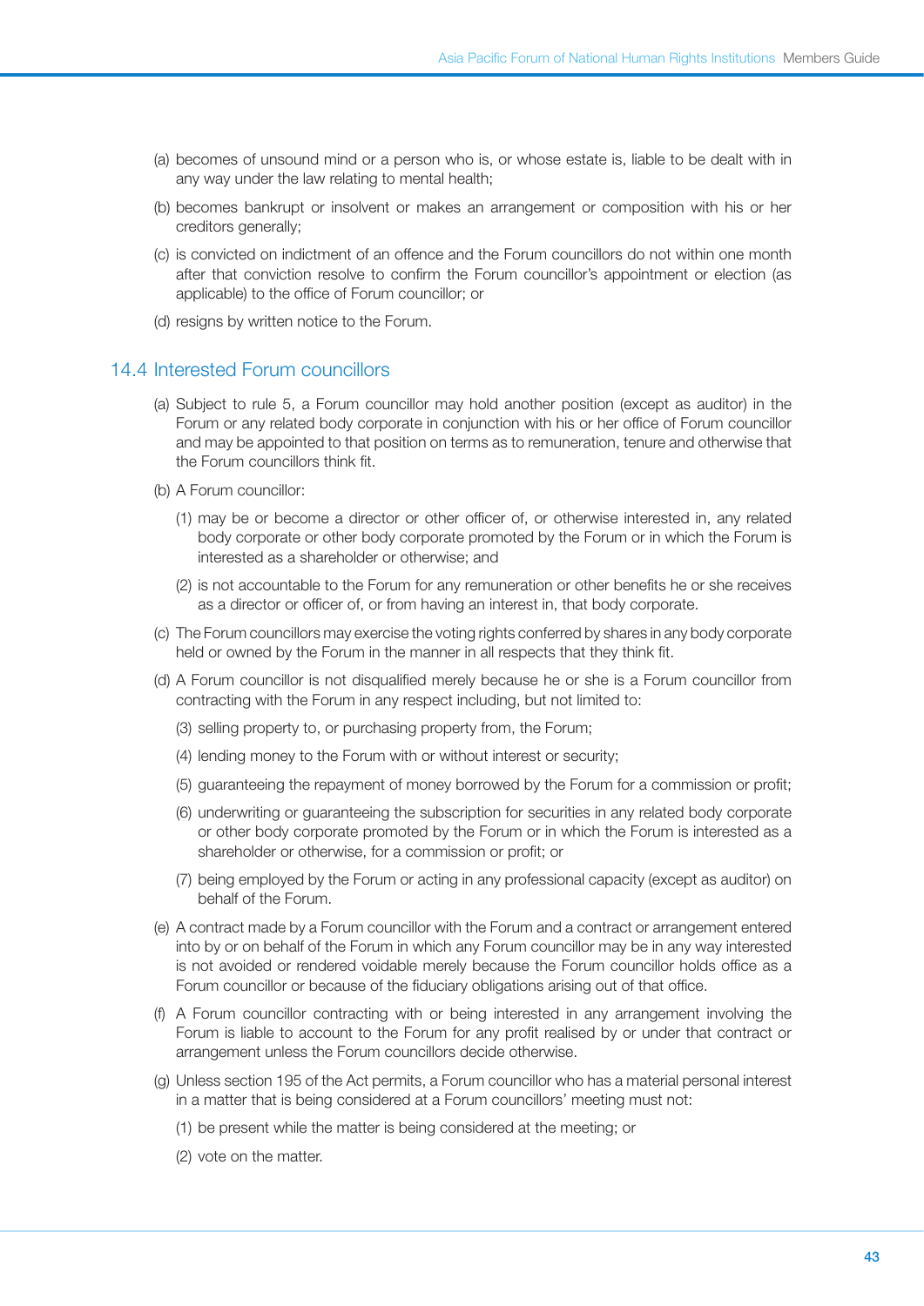(a) becomes of unsound mind or a person who is, or whose estate is, liable to be dealt with in any way under the law relating to mental health;

(b) becomes bankrupt or insolvent or makes an arrangement or composition with his or her creditors generally;

(c) is convicted on indictment of an offence and the Forum councillors do not within one month after that conviction resolve to confirm the Forum councillor's appointment or election (as applicable) to the office of Forum councillor; or

(d) resigns by written notice to the Forum.

## 14.4 Interested Forum councillors

(a) Subject to rule 5, a Forum councillor may hold another position (except as auditor) in the Forum or any related body corporate in conjunction with his or her office of Forum councillor and may be appointed to that position on terms as to remuneration, tenure and otherwise that the Forum councillors think fit.

(b) A Forum councillor:

  (1) may be or become a director or other officer of, or otherwise interested in, any related body corporate or other body corporate promoted by the Forum or in which the Forum is interested as a shareholder or otherwise; and

  (2) is not accountable to the Forum for any remuneration or other benefits he or she receives as a director or officer of, or from having an interest in, that body corporate.

(c) The Forum councillors may exercise the voting rights conferred by shares in any body corporate held or owned by the Forum in the manner in all respects that they think fit.

(d) A Forum councillor is not disqualified merely because he or she is a Forum councillor from contracting with the Forum in any respect including, but not limited to:

  (3) selling property to, or purchasing property from, the Forum;

  (4) lending money to the Forum with or without interest or security;

  (5) guaranteeing the repayment of money borrowed by the Forum for a commission or profit;

  (6) underwriting or guaranteeing the subscription for securities in any related body corporate or other body corporate promoted by the Forum or in which the Forum is interested as a shareholder or otherwise, for a commission or profit; or

  (7) being employed by the Forum or acting in any professional capacity (except as auditor) on behalf of the Forum.

(e) A contract made by a Forum councillor with the Forum and a contract or arrangement entered into by or on behalf of the Forum in which any Forum councillor may be in any way interested is not avoided or rendered voidable merely because the Forum councillor holds office as a Forum councillor or because of the fiduciary obligations arising out of that office.

(f) A Forum councillor contracting with or being interested in any arrangement involving the Forum is liable to account to the Forum for any profit realised by or under that contract or arrangement unless the Forum councillors decide otherwise.

(g) Unless section 195 of the Act permits, a Forum councillor who has a material personal interest in a matter that is being considered at a Forum councillors' meeting must not:

  (1) be present while the matter is being considered at the meeting; or

  (2) vote on the matter.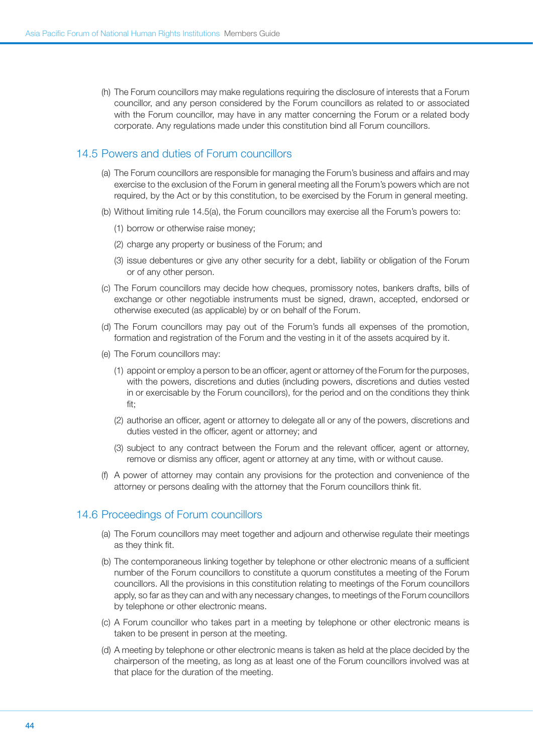(h) The Forum councillors may make regulations requiring the disclosure of interests that a Forum councillor, and any person considered by the Forum councillors as related to or associated with the Forum councillor, may have in any matter concerning the Forum or a related body corporate. Any regulations made under this constitution bind all Forum councillors.

## 14.5 Powers and duties of Forum councillors

(a) The Forum councillors are responsible for managing the Forum's business and affairs and may exercise to the exclusion of the Forum in general meeting all the Forum's powers which are not required, by the Act or by this constitution, to be exercised by the Forum in general meeting.

(b) Without limiting rule 14.5(a), the Forum councillors may exercise all the Forum's powers to:

  (1) borrow or otherwise raise money;

  (2) charge any property or business of the Forum; and

  (3) issue debentures or give any other security for a debt, liability or obligation of the Forum or of any other person.

(c) The Forum councillors may decide how cheques, promissory notes, bankers drafts, bills of exchange or other negotiable instruments must be signed, drawn, accepted, endorsed or otherwise executed (as applicable) by or on behalf of the Forum.

(d) The Forum councillors may pay out of the Forum's funds all expenses of the promotion, formation and registration of the Forum and the vesting in it of the assets acquired by it.

(e) The Forum councillors may:

  (1) appoint or employ a person to be an officer, agent or attorney of the Forum for the purposes, with the powers, discretions and duties (including powers, discretions and duties vested in or exercisable by the Forum councillors), for the period and on the conditions they think fit;

  (2) authorise an officer, agent or attorney to delegate all or any of the powers, discretions and duties vested in the officer, agent or attorney; and

  (3) subject to any contract between the Forum and the relevant officer, agent or attorney, remove or dismiss any officer, agent or attorney at any time, with or without cause.

(f) A power of attorney may contain any provisions for the protection and convenience of the attorney or persons dealing with the attorney that the Forum councillors think fit.

## 14.6 Proceedings of Forum councillors

(a) The Forum councillors may meet together and adjourn and otherwise regulate their meetings as they think fit.

(b) The contemporaneous linking together by telephone or other electronic means of a sufficient number of the Forum councillors to constitute a quorum constitutes a meeting of the Forum councillors. All the provisions in this constitution relating to meetings of the Forum councillors apply, so far as they can and with any necessary changes, to meetings of the Forum councillors by telephone or other electronic means.

(c) A Forum councillor who takes part in a meeting by telephone or other electronic means is taken to be present in person at the meeting.

(d) A meeting by telephone or other electronic means is taken as held at the place decided by the chairperson of the meeting, as long as at least one of the Forum councillors involved was at that place for the duration of the meeting.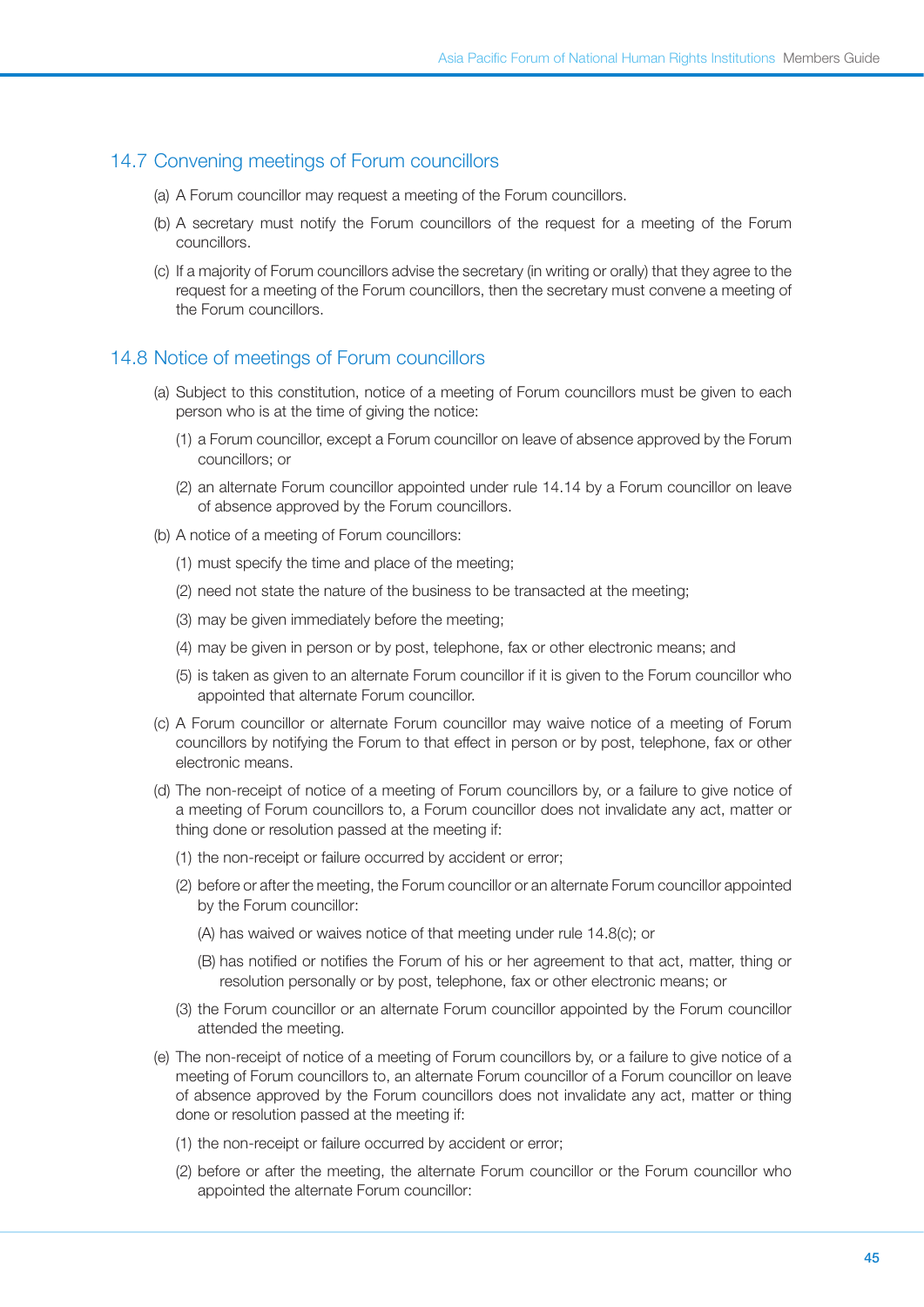## 14.7 Convening meetings of Forum councillors

(a) A Forum councillor may request a meeting of the Forum councillors.

(b) A secretary must notify the Forum councillors of the request for a meeting of the Forum councillors.

(c) If a majority of Forum councillors advise the secretary (in writing or orally) that they agree to the request for a meeting of the Forum councillors, then the secretary must convene a meeting of the Forum councillors.

## 14.8 Notice of meetings of Forum councillors

(a) Subject to this constitution, notice of a meeting of Forum councillors must be given to each person who is at the time of giving the notice:

   (1) a Forum councillor, except a Forum councillor on leave of absence approved by the Forum councillors; or

   (2) an alternate Forum councillor appointed under rule 14.14 by a Forum councillor on leave of absence approved by the Forum councillors.

(b) A notice of a meeting of Forum councillors:

   (1) must specify the time and place of the meeting;

   (2) need not state the nature of the business to be transacted at the meeting;

   (3) may be given immediately before the meeting;

   (4) may be given in person or by post, telephone, fax or other electronic means; and

   (5) is taken as given to an alternate Forum councillor if it is given to the Forum councillor who appointed that alternate Forum councillor.

(c) A Forum councillor or alternate Forum councillor may waive notice of a meeting of Forum councillors by notifying the Forum to that effect in person or by post, telephone, fax or other electronic means.

(d) The non-receipt of notice of a meeting of Forum councillors by, or a failure to give notice of a meeting of Forum councillors to, a Forum councillor does not invalidate any act, matter or thing done or resolution passed at the meeting if:

   (1) the non-receipt or failure occurred by accident or error;

   (2) before or after the meeting, the Forum councillor or an alternate Forum councillor appointed by the Forum councillor:

      (A) has waived or waives notice of that meeting under rule 14.8(c); or

      (B) has notified or notifies the Forum of his or her agreement to that act, matter, thing or resolution personally or by post, telephone, fax or other electronic means; or

   (3) the Forum councillor or an alternate Forum councillor appointed by the Forum councillor attended the meeting.

(e) The non-receipt of notice of a meeting of Forum councillors by, or a failure to give notice of a meeting of Forum councillors to, an alternate Forum councillor of a Forum councillor on leave of absence approved by the Forum councillors does not invalidate any act, matter or thing done or resolution passed at the meeting if:

   (1) the non-receipt or failure occurred by accident or error;

   (2) before or after the meeting, the alternate Forum councillor or the Forum councillor who appointed the alternate Forum councillor: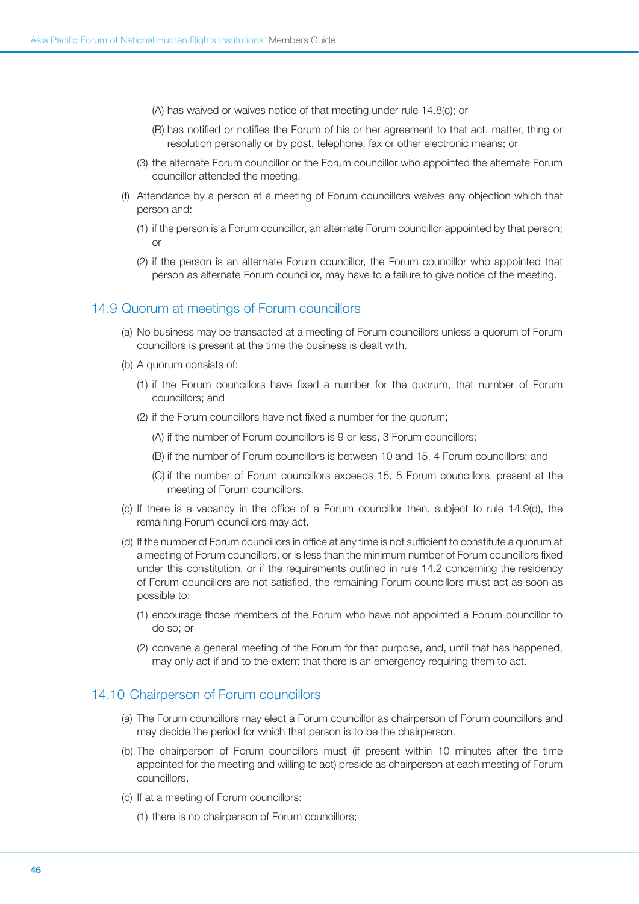(A) has waived or waives notice of that meeting under rule 14.8(c); or

    (B) has notified or notifies the Forum of his or her agreement to that act, matter, thing or resolution personally or by post, telephone, fax or other electronic means; or

  (3) the alternate Forum councillor or the Forum councillor who appointed the alternate Forum councillor attended the meeting.

(f) Attendance by a person at a meeting of Forum councillors waives any objection which that person and:

  (1) if the person is a Forum councillor, an alternate Forum councillor appointed by that person; or

  (2) if the person is an alternate Forum councillor, the Forum councillor who appointed that person as alternate Forum councillor, may have to a failure to give notice of the meeting.

## 14.9 Quorum at meetings of Forum councillors

(a) No business may be transacted at a meeting of Forum councillors unless a quorum of Forum councillors is present at the time the business is dealt with.

(b) A quorum consists of:

  (1) if the Forum councillors have fixed a number for the quorum, that number of Forum councillors; and

  (2) if the Forum councillors have not fixed a number for the quorum;

    (A) if the number of Forum councillors is 9 or less, 3 Forum councillors;

    (B) if the number of Forum councillors is between 10 and 15, 4 Forum councillors; and

    (C) if the number of Forum councillors exceeds 15, 5 Forum councillors, present at the meeting of Forum councillors.

(c) If there is a vacancy in the office of a Forum councillor then, subject to rule 14.9(d), the remaining Forum councillors may act.

(d) If the number of Forum councillors in office at any time is not sufficient to constitute a quorum at a meeting of Forum councillors, or is less than the minimum number of Forum councillors fixed under this constitution, or if the requirements outlined in rule 14.2 concerning the residency of Forum councillors are not satisfied, the remaining Forum councillors must act as soon as possible to:

  (1) encourage those members of the Forum who have not appointed a Forum councillor to do so; or

  (2) convene a general meeting of the Forum for that purpose, and, until that has happened, may only act if and to the extent that there is an emergency requiring them to act.

## 14.10 Chairperson of Forum councillors

(a) The Forum councillors may elect a Forum councillor as chairperson of Forum councillors and may decide the period for which that person is to be the chairperson.

(b) The chairperson of Forum councillors must (if present within 10 minutes after the time appointed for the meeting and willing to act) preside as chairperson at each meeting of Forum councillors.

(c) If at a meeting of Forum councillors:

  (1) there is no chairperson of Forum councillors;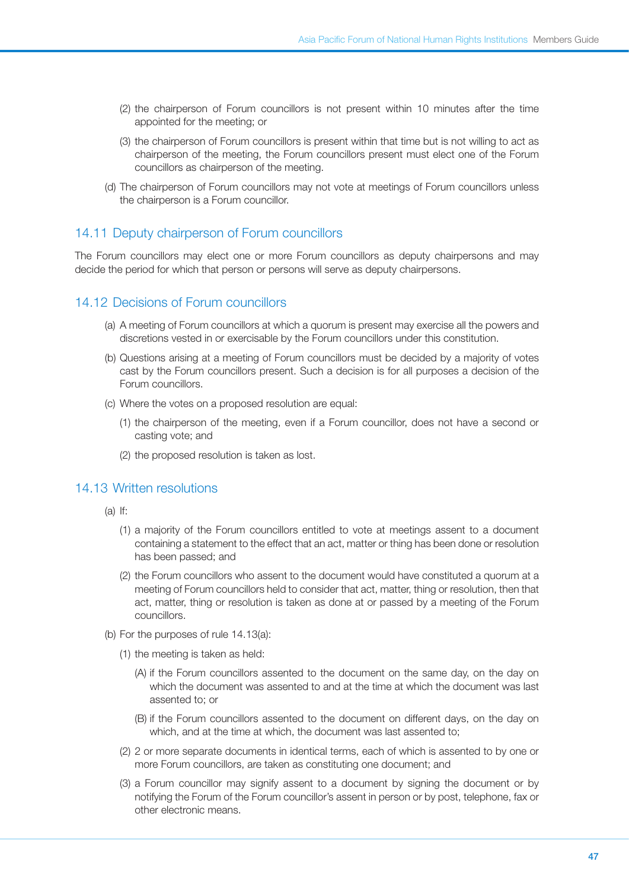(2) the chairperson of Forum councillors is not present within 10 minutes after the time appointed for the meeting; or

(3) the chairperson of Forum councillors is present within that time but is not willing to act as chairperson of the meeting, the Forum councillors present must elect one of the Forum councillors as chairperson of the meeting.

(d) The chairperson of Forum councillors may not vote at meetings of Forum councillors unless the chairperson is a Forum councillor.

## 14.11 Deputy chairperson of Forum councillors

The Forum councillors may elect one or more Forum councillors as deputy chairpersons and may decide the period for which that person or persons will serve as deputy chairpersons.

## 14.12 Decisions of Forum councillors

(a) A meeting of Forum councillors at which a quorum is present may exercise all the powers and discretions vested in or exercisable by the Forum councillors under this constitution.

(b) Questions arising at a meeting of Forum councillors must be decided by a majority of votes cast by the Forum councillors present. Such a decision is for all purposes a decision of the Forum councillors.

(c) Where the votes on a proposed resolution are equal:

(1) the chairperson of the meeting, even if a Forum councillor, does not have a second or casting vote; and

(2) the proposed resolution is taken as lost.

## 14.13 Written resolutions

(a) If:

(1) a majority of the Forum councillors entitled to vote at meetings assent to a document containing a statement to the effect that an act, matter or thing has been done or resolution has been passed; and

(2) the Forum councillors who assent to the document would have constituted a quorum at a meeting of Forum councillors held to consider that act, matter, thing or resolution, then that act, matter, thing or resolution is taken as done at or passed by a meeting of the Forum councillors.

(b) For the purposes of rule 14.13(a):

(1) the meeting is taken as held:

(A) if the Forum councillors assented to the document on the same day, on the day on which the document was assented to and at the time at which the document was last assented to; or

(B) if the Forum councillors assented to the document on different days, on the day on which, and at the time at which, the document was last assented to;

(2) 2 or more separate documents in identical terms, each of which is assented to by one or more Forum councillors, are taken as constituting one document; and

(3) a Forum councillor may signify assent to a document by signing the document or by notifying the Forum of the Forum councillor's assent in person or by post, telephone, fax or other electronic means.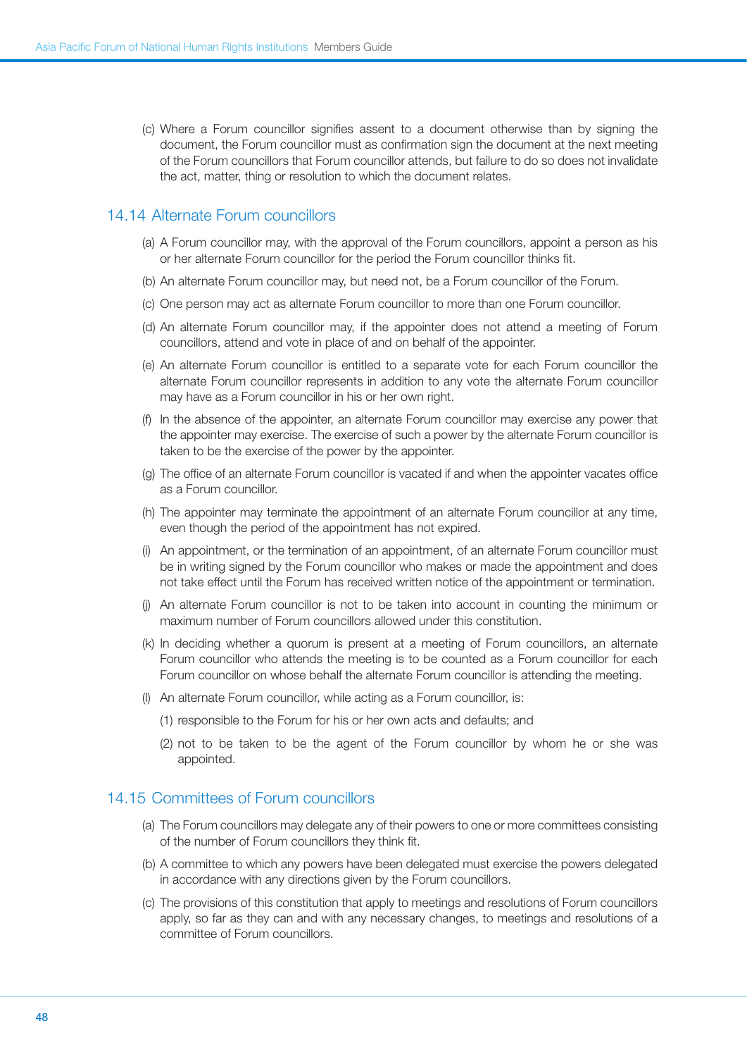(c) Where a Forum councillor signifies assent to a document otherwise than by signing the document, the Forum councillor must as confirmation sign the document at the next meeting of the Forum councillors that Forum councillor attends, but failure to do so does not invalidate the act, matter, thing or resolution to which the document relates.

## 14.14 Alternate Forum councillors

(a) A Forum councillor may, with the approval of the Forum councillors, appoint a person as his or her alternate Forum councillor for the period the Forum councillor thinks fit.

(b) An alternate Forum councillor may, but need not, be a Forum councillor of the Forum.

(c) One person may act as alternate Forum councillor to more than one Forum councillor.

(d) An alternate Forum councillor may, if the appointer does not attend a meeting of Forum councillors, attend and vote in place of and on behalf of the appointer.

(e) An alternate Forum councillor is entitled to a separate vote for each Forum councillor the alternate Forum councillor represents in addition to any vote the alternate Forum councillor may have as a Forum councillor in his or her own right.

(f) In the absence of the appointer, an alternate Forum councillor may exercise any power that the appointer may exercise. The exercise of such a power by the alternate Forum councillor is taken to be the exercise of the power by the appointer.

(g) The office of an alternate Forum councillor is vacated if and when the appointer vacates office as a Forum councillor.

(h) The appointer may terminate the appointment of an alternate Forum councillor at any time, even though the period of the appointment has not expired.

(i) An appointment, or the termination of an appointment, of an alternate Forum councillor must be in writing signed by the Forum councillor who makes or made the appointment and does not take effect until the Forum has received written notice of the appointment or termination.

(j) An alternate Forum councillor is not to be taken into account in counting the minimum or maximum number of Forum councillors allowed under this constitution.

(k) In deciding whether a quorum is present at a meeting of Forum councillors, an alternate Forum councillor who attends the meeting is to be counted as a Forum councillor for each Forum councillor on whose behalf the alternate Forum councillor is attending the meeting.

(l) An alternate Forum councillor, while acting as a Forum councillor, is:

   (1) responsible to the Forum for his or her own acts and defaults; and

   (2) not to be taken to be the agent of the Forum councillor by whom he or she was appointed.

## 14.15 Committees of Forum councillors

(a) The Forum councillors may delegate any of their powers to one or more committees consisting of the number of Forum councillors they think fit.

(b) A committee to which any powers have been delegated must exercise the powers delegated in accordance with any directions given by the Forum councillors.

(c) The provisions of this constitution that apply to meetings and resolutions of Forum councillors apply, so far as they can and with any necessary changes, to meetings and resolutions of a committee of Forum councillors.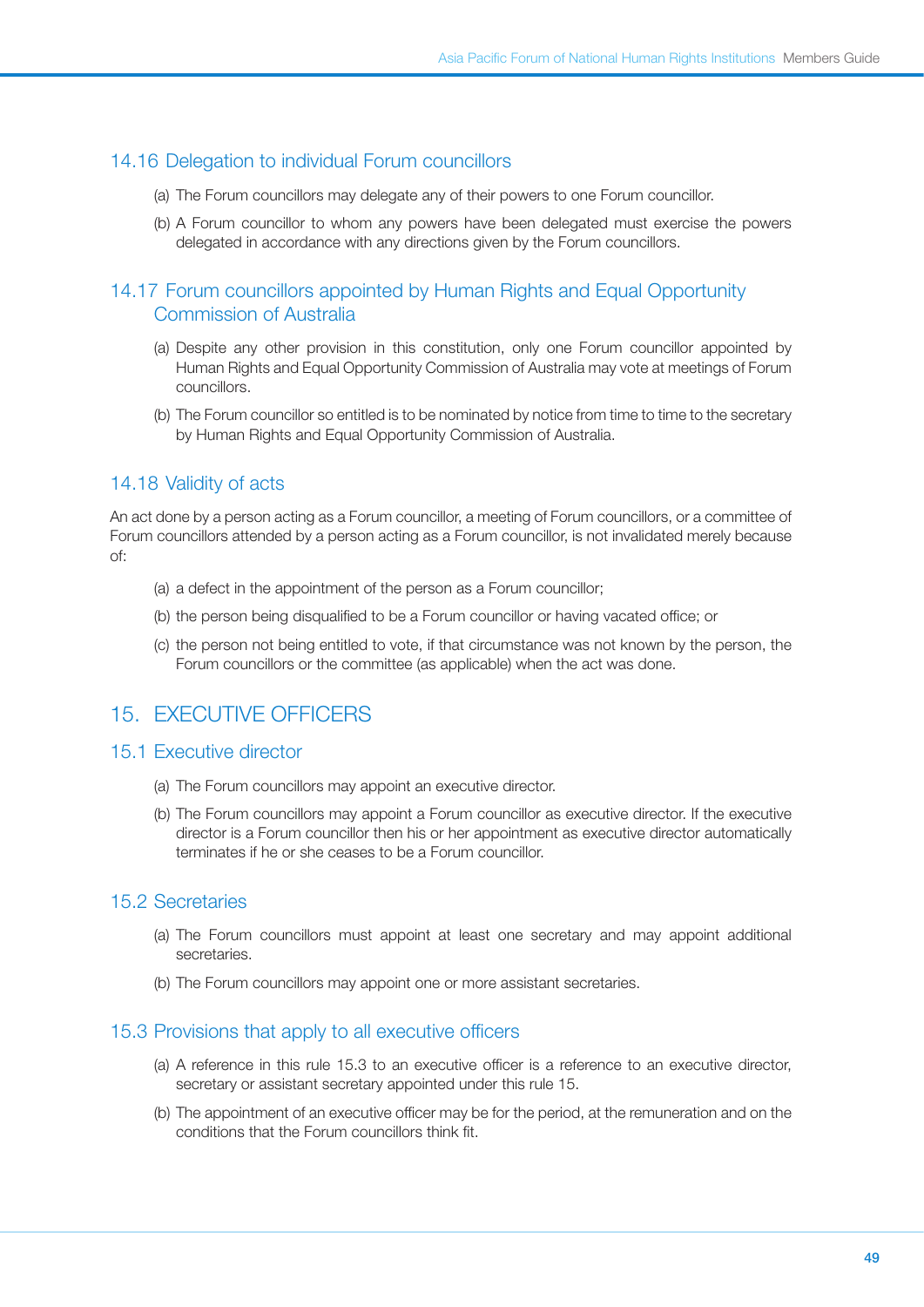### 14.16 Delegation to individual Forum councillors

(a) The Forum councillors may delegate any of their powers to one Forum councillor.

(b) A Forum councillor to whom any powers have been delegated must exercise the powers delegated in accordance with any directions given by the Forum councillors.

### 14.17 Forum councillors appointed by Human Rights and Equal Opportunity Commission of Australia

(a) Despite any other provision in this constitution, only one Forum councillor appointed by Human Rights and Equal Opportunity Commission of Australia may vote at meetings of Forum councillors.

(b) The Forum councillor so entitled is to be nominated by notice from time to time to the secretary by Human Rights and Equal Opportunity Commission of Australia.

### 14.18 Validity of acts

An act done by a person acting as a Forum councillor, a meeting of Forum councillors, or a committee of Forum councillors attended by a person acting as a Forum councillor, is not invalidated merely because of:

(a) a defect in the appointment of the person as a Forum councillor;

(b) the person being disqualified to be a Forum councillor or having vacated office; or

(c) the person not being entitled to vote, if that circumstance was not known by the person, the Forum councillors or the committee (as applicable) when the act was done.

## 15. EXECUTIVE OFFICERS

### 15.1 Executive director

(a) The Forum councillors may appoint an executive director.

(b) The Forum councillors may appoint a Forum councillor as executive director. If the executive director is a Forum councillor then his or her appointment as executive director automatically terminates if he or she ceases to be a Forum councillor.

### 15.2 Secretaries

(a) The Forum councillors must appoint at least one secretary and may appoint additional secretaries.

(b) The Forum councillors may appoint one or more assistant secretaries.

### 15.3 Provisions that apply to all executive officers

(a) A reference in this rule 15.3 to an executive officer is a reference to an executive director, secretary or assistant secretary appointed under this rule 15.

(b) The appointment of an executive officer may be for the period, at the remuneration and on the conditions that the Forum councillors think fit.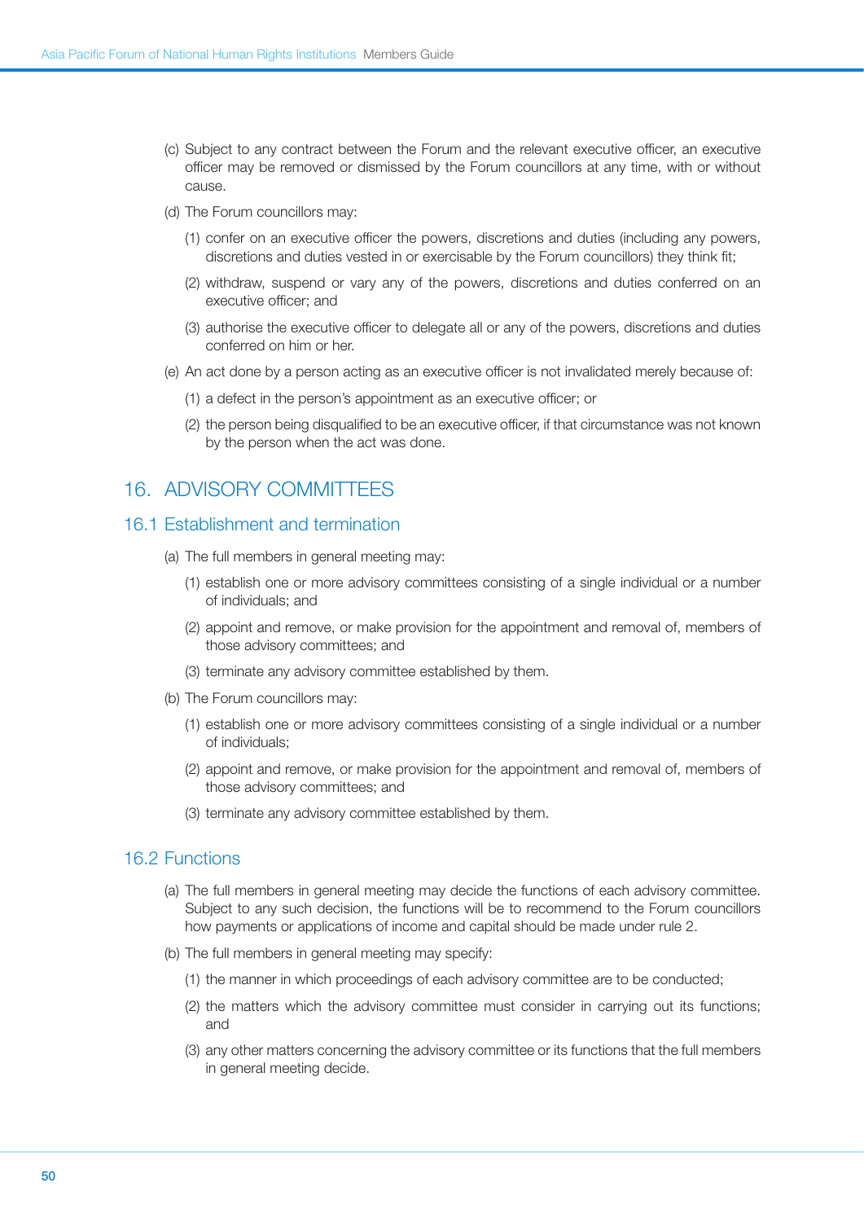(c) Subject to any contract between the Forum and the relevant executive officer, an executive officer may be removed or dismissed by the Forum councillors at any time, with or without cause.

(d) The Forum councillors may:

  (1) confer on an executive officer the powers, discretions and duties (including any powers, discretions and duties vested in or exercisable by the Forum councillors) they think fit;

  (2) withdraw, suspend or vary any of the powers, discretions and duties conferred on an executive officer; and

  (3) authorise the executive officer to delegate all or any of the powers, discretions and duties conferred on him or her.

(e) An act done by a person acting as an executive officer is not invalidated merely because of:

  (1) a defect in the person's appointment as an executive officer; or

  (2) the person being disqualified to be an executive officer, if that circumstance was not known by the person when the act was done.

## 16. ADVISORY COMMITTEES

### 16.1 Establishment and termination

(a) The full members in general meeting may:

  (1) establish one or more advisory committees consisting of a single individual or a number of individuals; and

  (2) appoint and remove, or make provision for the appointment and removal of, members of those advisory committees; and

  (3) terminate any advisory committee established by them.

(b) The Forum councillors may:

  (1) establish one or more advisory committees consisting of a single individual or a number of individuals;

  (2) appoint and remove, or make provision for the appointment and removal of, members of those advisory committees; and

  (3) terminate any advisory committee established by them.

### 16.2 Functions

(a) The full members in general meeting may decide the functions of each advisory committee. Subject to any such decision, the functions will be to recommend to the Forum councillors how payments or applications of income and capital should be made under rule 2.

(b) The full members in general meeting may specify:

  (1) the manner in which proceedings of each advisory committee are to be conducted;

  (2) the matters which the advisory committee must consider in carrying out its functions; and

  (3) any other matters concerning the advisory committee or its functions that the full members in general meeting decide.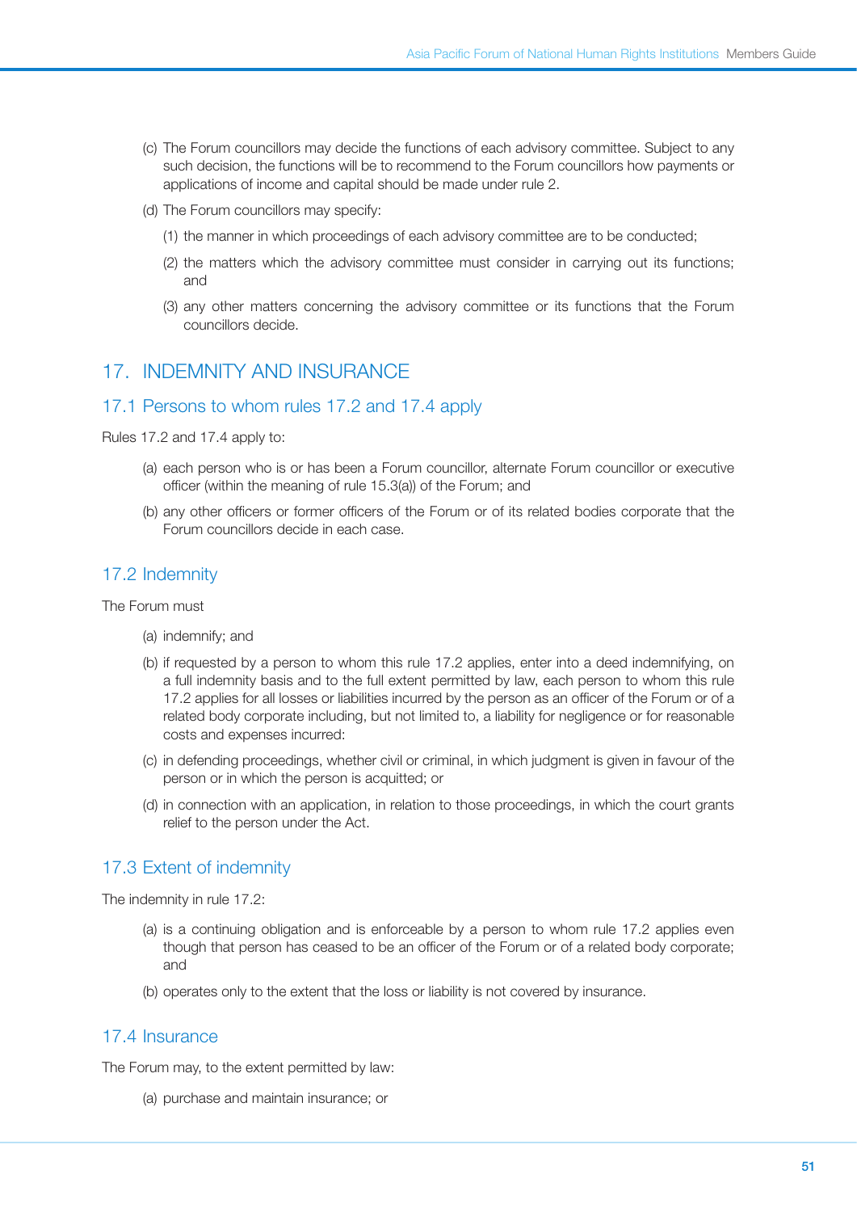(c) The Forum councillors may decide the functions of each advisory committee. Subject to any such decision, the functions will be to recommend to the Forum councillors how payments or applications of income and capital should be made under rule 2.

(d) The Forum councillors may specify:

   (1) the manner in which proceedings of each advisory committee are to be conducted;

   (2) the matters which the advisory committee must consider in carrying out its functions; and

   (3) any other matters concerning the advisory committee or its functions that the Forum councillors decide.

## 17. INDEMNITY AND INSURANCE

### 17.1 Persons to whom rules 17.2 and 17.4 apply

Rules 17.2 and 17.4 apply to:

(a) each person who is or has been a Forum councillor, alternate Forum councillor or executive officer (within the meaning of rule 15.3(a)) of the Forum; and

(b) any other officers or former officers of the Forum or of its related bodies corporate that the Forum councillors decide in each case.

### 17.2 Indemnity

The Forum must

(a) indemnify; and

(b) if requested by a person to whom this rule 17.2 applies, enter into a deed indemnifying, on a full indemnity basis and to the full extent permitted by law, each person to whom this rule 17.2 applies for all losses or liabilities incurred by the person as an officer of the Forum or of a related body corporate including, but not limited to, a liability for negligence or for reasonable costs and expenses incurred:

(c) in defending proceedings, whether civil or criminal, in which judgment is given in favour of the person or in which the person is acquitted; or

(d) in connection with an application, in relation to those proceedings, in which the court grants relief to the person under the Act.

### 17.3 Extent of indemnity

The indemnity in rule 17.2:

(a) is a continuing obligation and is enforceable by a person to whom rule 17.2 applies even though that person has ceased to be an officer of the Forum or of a related body corporate; and

(b) operates only to the extent that the loss or liability is not covered by insurance.

### 17.4 Insurance

The Forum may, to the extent permitted by law:

(a) purchase and maintain insurance; or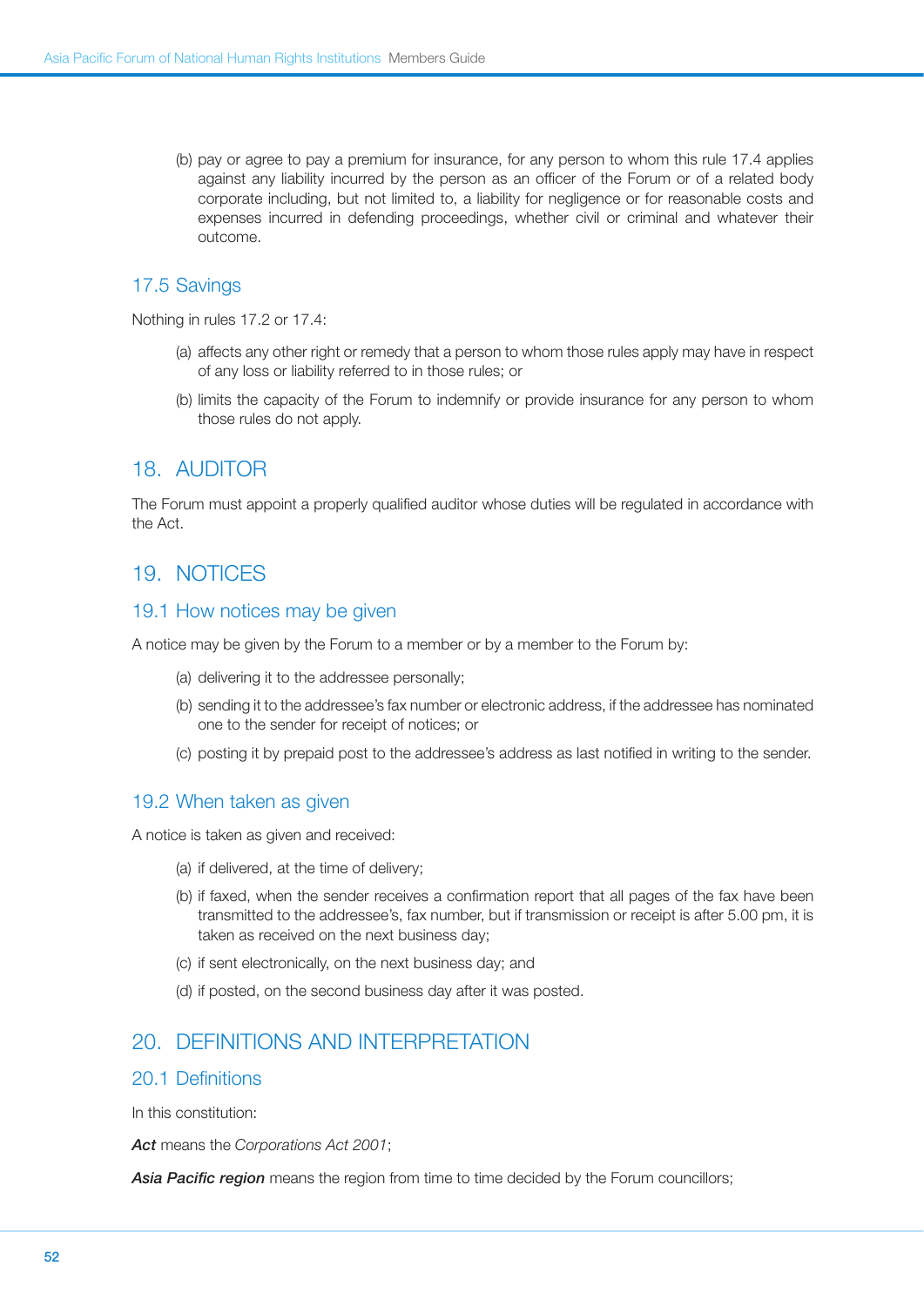(b) pay or agree to pay a premium for insurance, for any person to whom this rule 17.4 applies against any liability incurred by the person as an officer of the Forum or of a related body corporate including, but not limited to, a liability for negligence or for reasonable costs and expenses incurred in defending proceedings, whether civil or criminal and whatever their outcome.

### 17.5 Savings

Nothing in rules 17.2 or 17.4:

(a) affects any other right or remedy that a person to whom those rules apply may have in respect of any loss or liability referred to in those rules; or

(b) limits the capacity of the Forum to indemnify or provide insurance for any person to whom those rules do not apply.

## 18. AUDITOR

The Forum must appoint a properly qualified auditor whose duties will be regulated in accordance with the Act.

## 19. NOTICES

### 19.1 How notices may be given

A notice may be given by the Forum to a member or by a member to the Forum by:

(a) delivering it to the addressee personally;

(b) sending it to the addressee's fax number or electronic address, if the addressee has nominated one to the sender for receipt of notices; or

(c) posting it by prepaid post to the addressee's address as last notified in writing to the sender.

### 19.2 When taken as given

A notice is taken as given and received:

(a) if delivered, at the time of delivery;

(b) if faxed, when the sender receives a confirmation report that all pages of the fax have been transmitted to the addressee's, fax number, but if transmission or receipt is after 5.00 pm, it is taken as received on the next business day;

(c) if sent electronically, on the next business day; and

(d) if posted, on the second business day after it was posted.

## 20. DEFINITIONS AND INTERPRETATION

### 20.1 Definitions

In this constitution:

***Act*** means the *Corporations Act 2001*;

***Asia Pacific region*** means the region from time to time decided by the Forum councillors;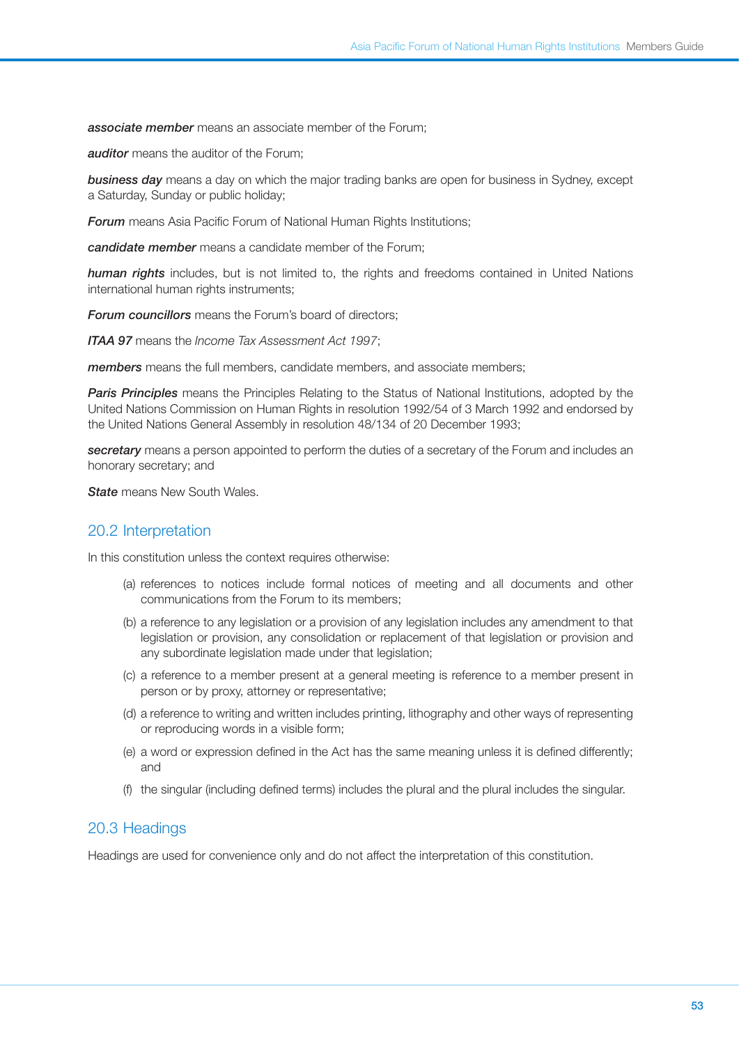***associate member*** means an associate member of the Forum;

***auditor*** means the auditor of the Forum;

***business day*** means a day on which the major trading banks are open for business in Sydney, except a Saturday, Sunday or public holiday;

***Forum*** means Asia Pacific Forum of National Human Rights Institutions;

***candidate member*** means a candidate member of the Forum;

***human rights*** includes, but is not limited to, the rights and freedoms contained in United Nations international human rights instruments;

***Forum councillors*** means the Forum's board of directors;

***ITAA 97*** means the *Income Tax Assessment Act 1997*;

***members*** means the full members, candidate members, and associate members;

***Paris Principles*** means the Principles Relating to the Status of National Institutions, adopted by the United Nations Commission on Human Rights in resolution 1992/54 of 3 March 1992 and endorsed by the United Nations General Assembly in resolution 48/134 of 20 December 1993;

***secretary*** means a person appointed to perform the duties of a secretary of the Forum and includes an honorary secretary; and

***State*** means New South Wales.

## 20.2 Interpretation

In this constitution unless the context requires otherwise:

(a) references to notices include formal notices of meeting and all documents and other communications from the Forum to its members;

(b) a reference to any legislation or a provision of any legislation includes any amendment to that legislation or provision, any consolidation or replacement of that legislation or provision and any subordinate legislation made under that legislation;

(c) a reference to a member present at a general meeting is reference to a member present in person or by proxy, attorney or representative;

(d) a reference to writing and written includes printing, lithography and other ways of representing or reproducing words in a visible form;

(e) a word or expression defined in the Act has the same meaning unless it is defined differently; and

(f) the singular (including defined terms) includes the plural and the plural includes the singular.

## 20.3 Headings

Headings are used for convenience only and do not affect the interpretation of this constitution.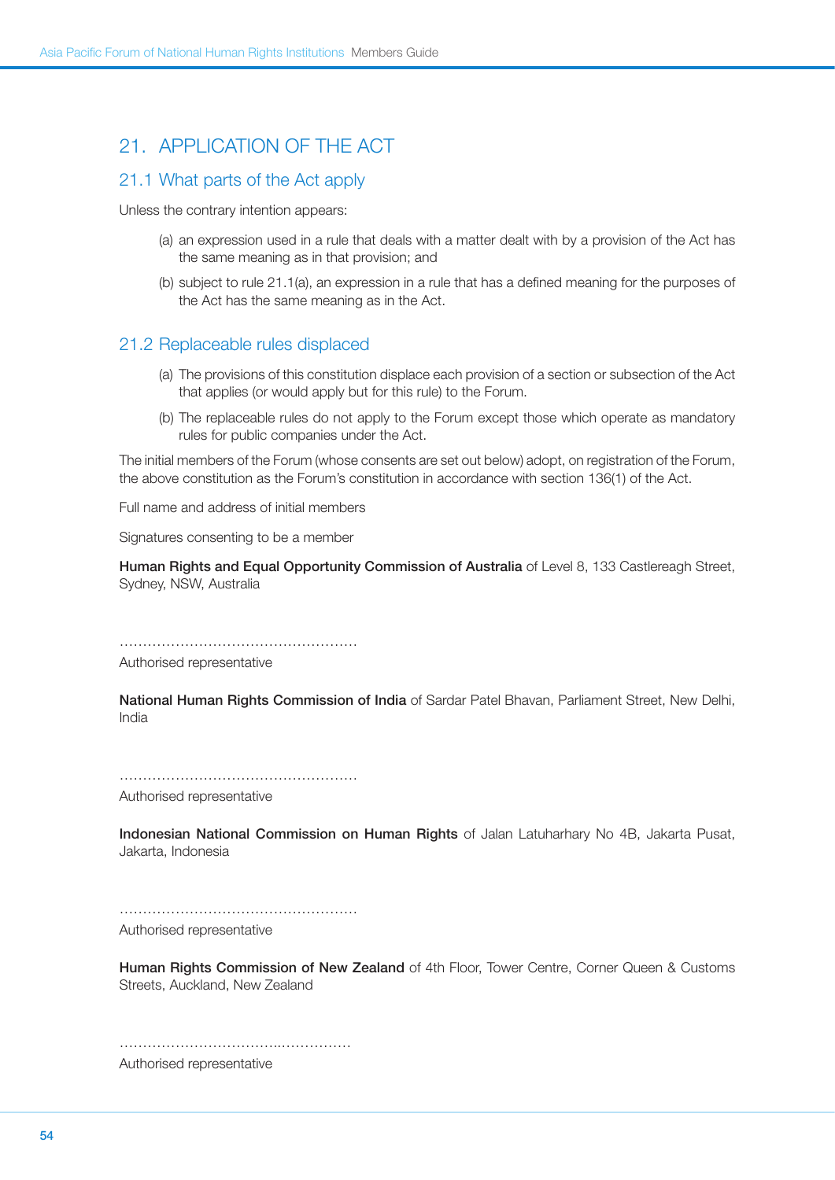## 21. APPLICATION OF THE ACT

### 21.1 What parts of the Act apply

Unless the contrary intention appears:

(a) an expression used in a rule that deals with a matter dealt with by a provision of the Act has the same meaning as in that provision; and

(b) subject to rule 21.1(a), an expression in a rule that has a defined meaning for the purposes of the Act has the same meaning as in the Act.

### 21.2 Replaceable rules displaced

(a) The provisions of this constitution displace each provision of a section or subsection of the Act that applies (or would apply but for this rule) to the Forum.

(b) The replaceable rules do not apply to the Forum except those which operate as mandatory rules for public companies under the Act.

The initial members of the Forum (whose consents are set out below) adopt, on registration of the Forum, the above constitution as the Forum's constitution in accordance with section 136(1) of the Act.

Full name and address of initial members

Signatures consenting to be a member

**Human Rights and Equal Opportunity Commission of Australia** of Level 8, 133 Castlereagh Street, Sydney, NSW, Australia

……………………………………………

Authorised representative

**National Human Rights Commission of India** of Sardar Patel Bhavan, Parliament Street, New Delhi, India

……………………………………………

Authorised representative

**Indonesian National Commission on Human Rights** of Jalan Latuharhary No 4B, Jakarta Pusat, Jakarta, Indonesia

……………………………………………

Authorised representative

**Human Rights Commission of New Zealand** of 4th Floor, Tower Centre, Corner Queen & Customs Streets, Auckland, New Zealand

……………………………………………

Authorised representative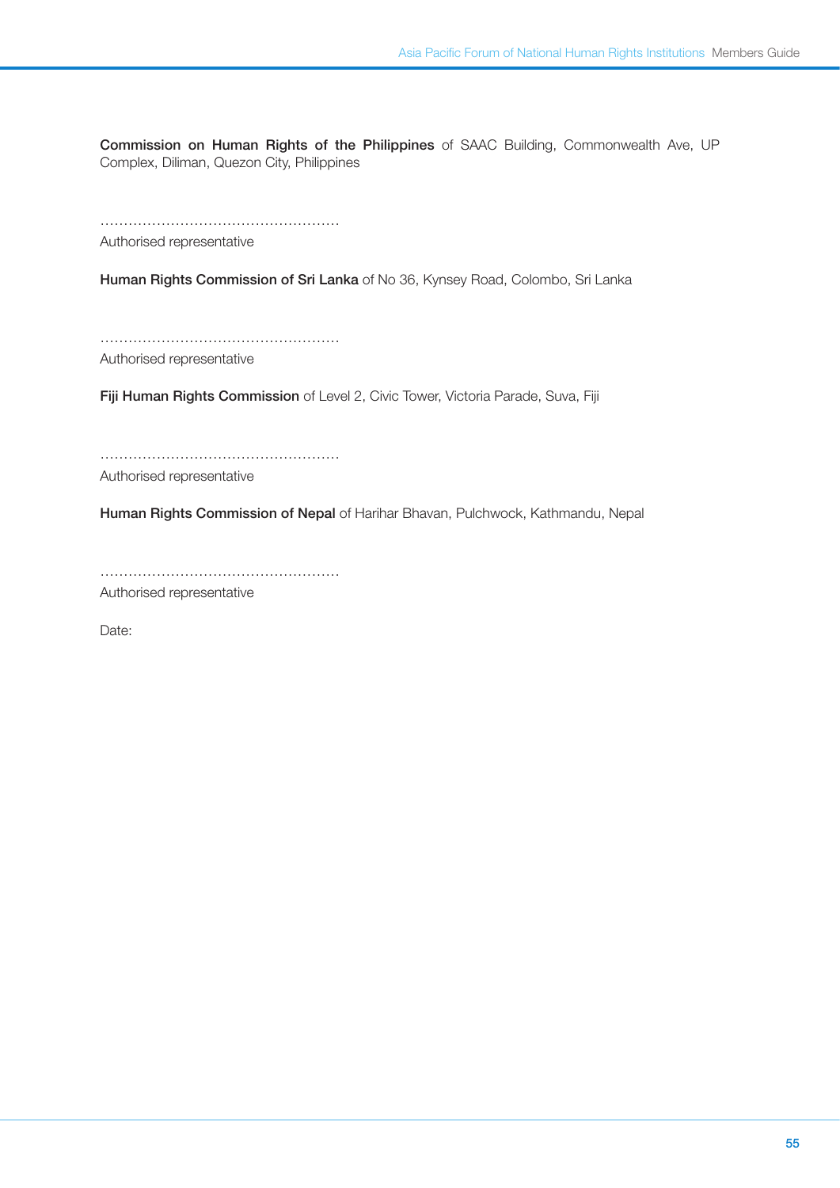**Commission on Human Rights of the Philippines** of SAAC Building, Commonwealth Ave, UP Complex, Diliman, Quezon City, Philippines

…………………………………………
Authorised representative

**Human Rights Commission of Sri Lanka** of No 36, Kynsey Road, Colombo, Sri Lanka

…………………………………………
Authorised representative

**Fiji Human Rights Commission** of Level 2, Civic Tower, Victoria Parade, Suva, Fiji

…………………………………………
Authorised representative

**Human Rights Commission of Nepal** of Harihar Bhavan, Pulchwock, Kathmandu, Nepal

…………………………………………
Authorised representative

Date: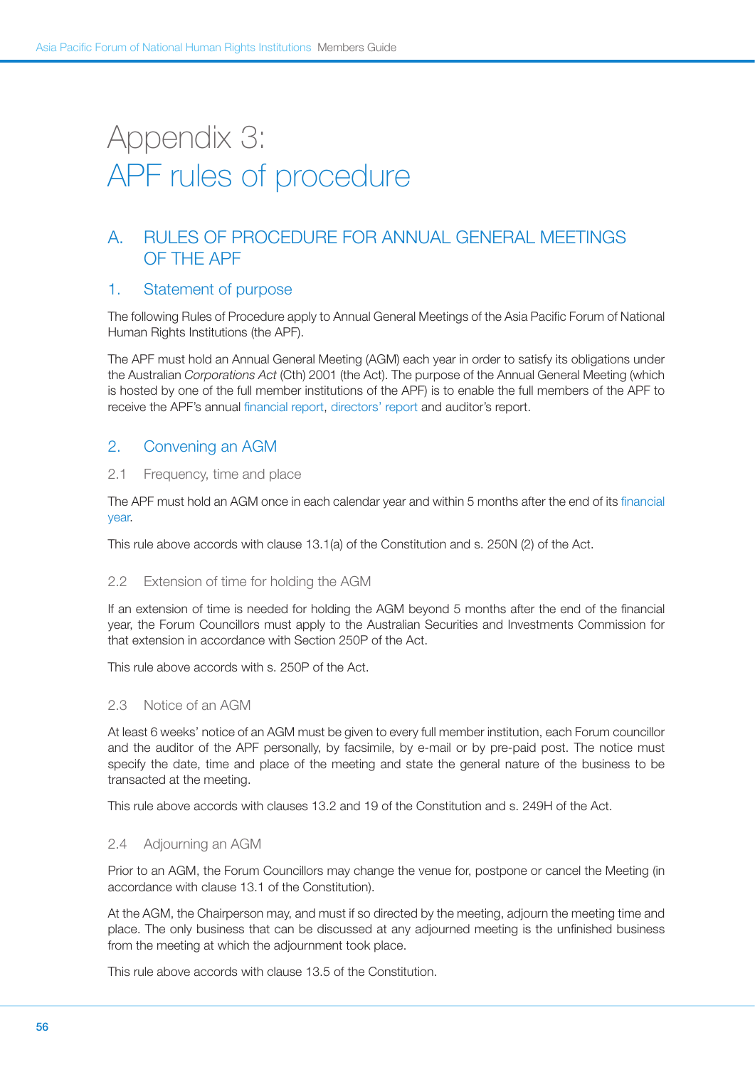# Appendix 3:
# APF rules of procedure

## A. RULES OF PROCEDURE FOR ANNUAL GENERAL MEETINGS OF THE APF

### 1. Statement of purpose

The following Rules of Procedure apply to Annual General Meetings of the Asia Pacific Forum of National Human Rights Institutions (the APF).

The APF must hold an Annual General Meeting (AGM) each year in order to satisfy its obligations under the Australian *Corporations Act* (Cth) 2001 (the Act). The purpose of the Annual General Meeting (which is hosted by one of the full member institutions of the APF) is to enable the full members of the APF to receive the APF's annual financial report, directors' report and auditor's report.

### 2. Convening an AGM

#### 2.1 Frequency, time and place

The APF must hold an AGM once in each calendar year and within 5 months after the end of its financial year.

This rule above accords with clause 13.1(a) of the Constitution and s. 250N (2) of the Act.

#### 2.2 Extension of time for holding the AGM

If an extension of time is needed for holding the AGM beyond 5 months after the end of the financial year, the Forum Councillors must apply to the Australian Securities and Investments Commission for that extension in accordance with Section 250P of the Act.

This rule above accords with s. 250P of the Act.

#### 2.3 Notice of an AGM

At least 6 weeks' notice of an AGM must be given to every full member institution, each Forum councillor and the auditor of the APF personally, by facsimile, by e-mail or by pre-paid post. The notice must specify the date, time and place of the meeting and state the general nature of the business to be transacted at the meeting.

This rule above accords with clauses 13.2 and 19 of the Constitution and s. 249H of the Act.

#### 2.4 Adjourning an AGM

Prior to an AGM, the Forum Councillors may change the venue for, postpone or cancel the Meeting (in accordance with clause 13.1 of the Constitution).

At the AGM, the Chairperson may, and must if so directed by the meeting, adjourn the meeting time and place. The only business that can be discussed at any adjourned meeting is the unfinished business from the meeting at which the adjournment took place.

This rule above accords with clause 13.5 of the Constitution.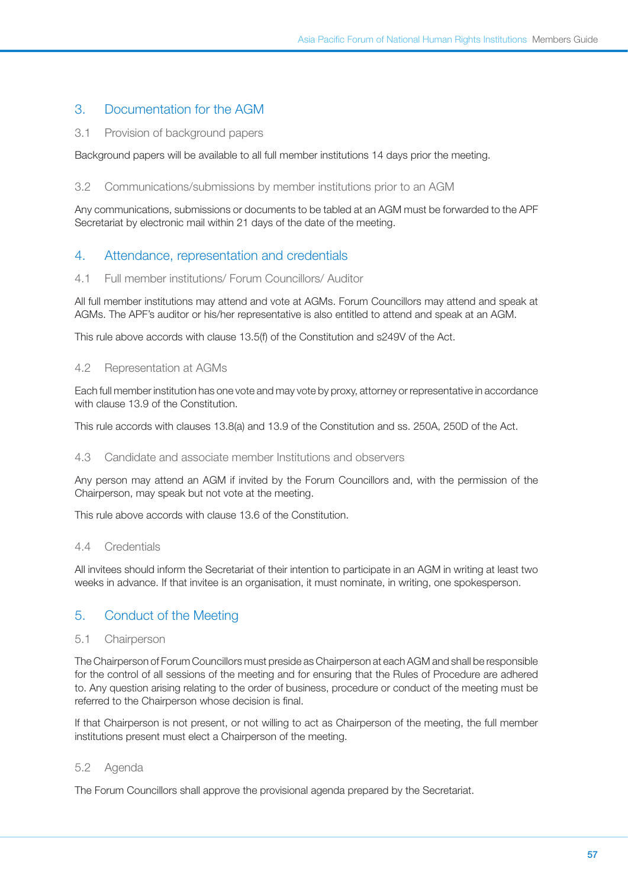## 3. Documentation for the AGM

### 3.1 Provision of background papers

Background papers will be available to all full member institutions 14 days prior the meeting.

### 3.2 Communications/submissions by member institutions prior to an AGM

Any communications, submissions or documents to be tabled at an AGM must be forwarded to the APF Secretariat by electronic mail within 21 days of the date of the meeting.

## 4. Attendance, representation and credentials

### 4.1 Full member institutions/ Forum Councillors/ Auditor

All full member institutions may attend and vote at AGMs. Forum Councillors may attend and speak at AGMs. The APF's auditor or his/her representative is also entitled to attend and speak at an AGM.

This rule above accords with clause 13.5(f) of the Constitution and s249V of the Act.

### 4.2 Representation at AGMs

Each full member institution has one vote and may vote by proxy, attorney or representative in accordance with clause 13.9 of the Constitution.

This rule accords with clauses 13.8(a) and 13.9 of the Constitution and ss. 250A, 250D of the Act.

### 4.3 Candidate and associate member Institutions and observers

Any person may attend an AGM if invited by the Forum Councillors and, with the permission of the Chairperson, may speak but not vote at the meeting.

This rule above accords with clause 13.6 of the Constitution.

### 4.4 Credentials

All invitees should inform the Secretariat of their intention to participate in an AGM in writing at least two weeks in advance. If that invitee is an organisation, it must nominate, in writing, one spokesperson.

## 5. Conduct of the Meeting

### 5.1 Chairperson

The Chairperson of Forum Councillors must preside as Chairperson at each AGM and shall be responsible for the control of all sessions of the meeting and for ensuring that the Rules of Procedure are adhered to. Any question arising relating to the order of business, procedure or conduct of the meeting must be referred to the Chairperson whose decision is final.

If that Chairperson is not present, or not willing to act as Chairperson of the meeting, the full member institutions present must elect a Chairperson of the meeting.

### 5.2 Agenda

The Forum Councillors shall approve the provisional agenda prepared by the Secretariat.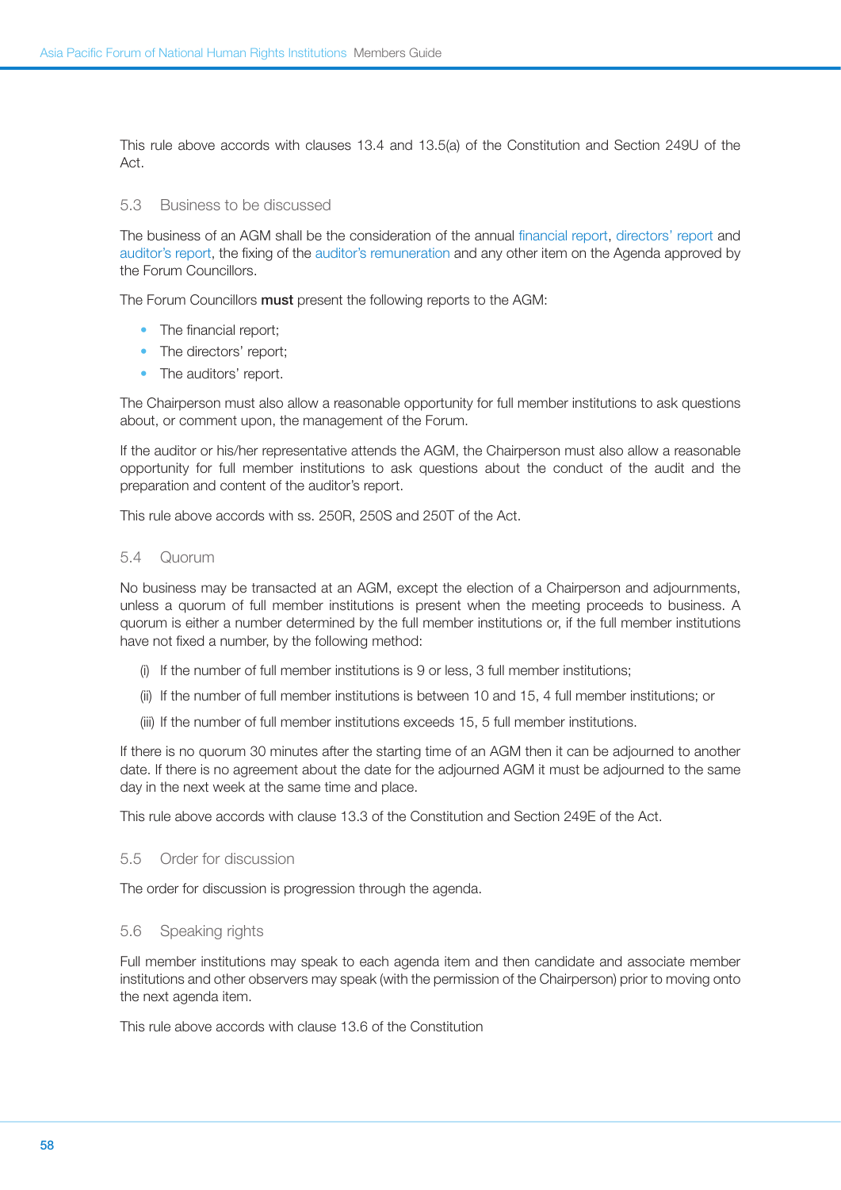This rule above accords with clauses 13.4 and 13.5(a) of the Constitution and Section 249U of the Act.

### 5.3 Business to be discussed

The business of an AGM shall be the consideration of the annual financial report, directors' report and auditor's report, the fixing of the auditor's remuneration and any other item on the Agenda approved by the Forum Councillors.

The Forum Councillors **must** present the following reports to the AGM:

- The financial report;
- The directors' report;
- The auditors' report.

The Chairperson must also allow a reasonable opportunity for full member institutions to ask questions about, or comment upon, the management of the Forum.

If the auditor or his/her representative attends the AGM, the Chairperson must also allow a reasonable opportunity for full member institutions to ask questions about the conduct of the audit and the preparation and content of the auditor's report.

This rule above accords with ss. 250R, 250S and 250T of the Act.

### 5.4 Quorum

No business may be transacted at an AGM, except the election of a Chairperson and adjournments, unless a quorum of full member institutions is present when the meeting proceeds to business. A quorum is either a number determined by the full member institutions or, if the full member institutions have not fixed a number, by the following method:

(i) If the number of full member institutions is 9 or less, 3 full member institutions;

(ii) If the number of full member institutions is between 10 and 15, 4 full member institutions; or

(iii) If the number of full member institutions exceeds 15, 5 full member institutions.

If there is no quorum 30 minutes after the starting time of an AGM then it can be adjourned to another date. If there is no agreement about the date for the adjourned AGM it must be adjourned to the same day in the next week at the same time and place.

This rule above accords with clause 13.3 of the Constitution and Section 249E of the Act.

### 5.5 Order for discussion

The order for discussion is progression through the agenda.

### 5.6 Speaking rights

Full member institutions may speak to each agenda item and then candidate and associate member institutions and other observers may speak (with the permission of the Chairperson) prior to moving onto the next agenda item.

This rule above accords with clause 13.6 of the Constitution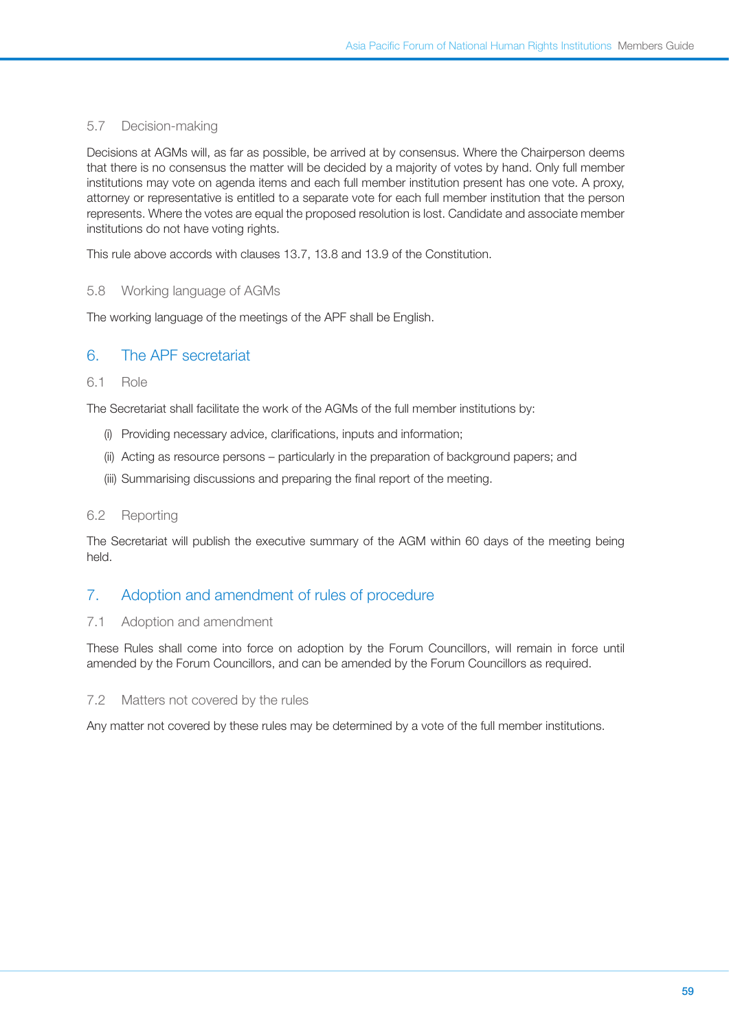### 5.7 Decision-making

Decisions at AGMs will, as far as possible, be arrived at by consensus. Where the Chairperson deems that there is no consensus the matter will be decided by a majority of votes by hand. Only full member institutions may vote on agenda items and each full member institution present has one vote. A proxy, attorney or representative is entitled to a separate vote for each full member institution that the person represents. Where the votes are equal the proposed resolution is lost. Candidate and associate member institutions do not have voting rights.

This rule above accords with clauses 13.7, 13.8 and 13.9 of the Constitution.

### 5.8 Working language of AGMs

The working language of the meetings of the APF shall be English.

## 6. The APF secretariat

### 6.1 Role

The Secretariat shall facilitate the work of the AGMs of the full member institutions by:

(i) Providing necessary advice, clarifications, inputs and information;

(ii) Acting as resource persons – particularly in the preparation of background papers; and

(iii) Summarising discussions and preparing the final report of the meeting.

### 6.2 Reporting

The Secretariat will publish the executive summary of the AGM within 60 days of the meeting being held.

## 7. Adoption and amendment of rules of procedure

### 7.1 Adoption and amendment

These Rules shall come into force on adoption by the Forum Councillors, will remain in force until amended by the Forum Councillors, and can be amended by the Forum Councillors as required.

### 7.2 Matters not covered by the rules

Any matter not covered by these rules may be determined by a vote of the full member institutions.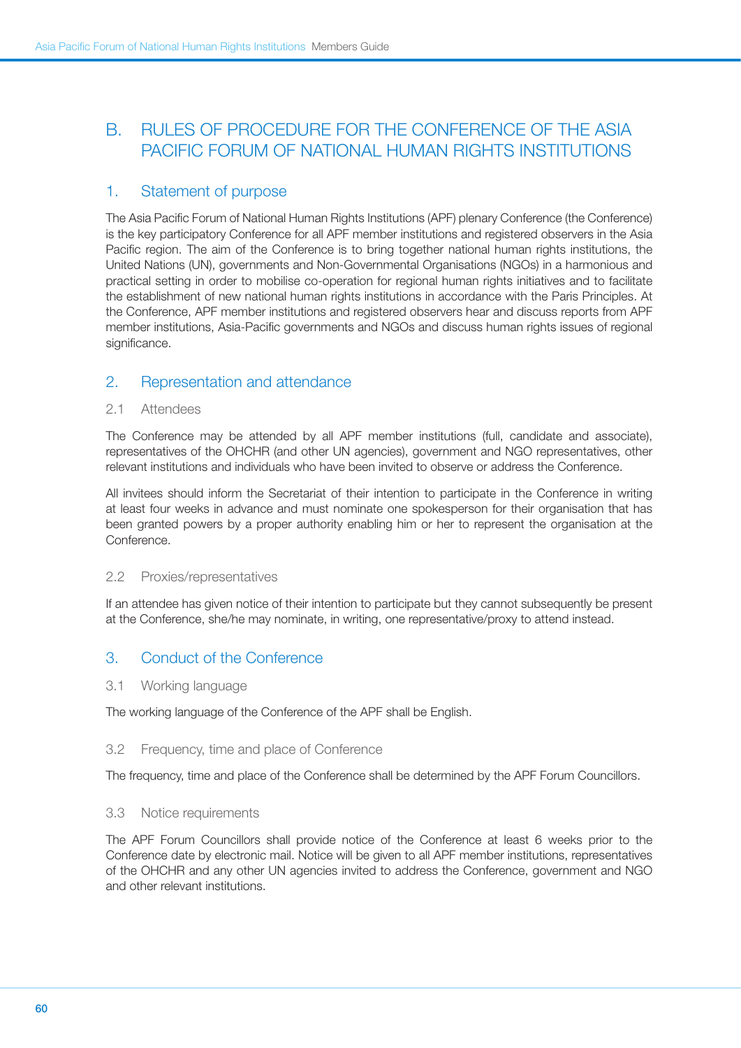# B. RULES OF PROCEDURE FOR THE CONFERENCE OF THE ASIA PACIFIC FORUM OF NATIONAL HUMAN RIGHTS INSTITUTIONS

## 1. Statement of purpose

The Asia Pacific Forum of National Human Rights Institutions (APF) plenary Conference (the Conference) is the key participatory Conference for all APF member institutions and registered observers in the Asia Pacific region. The aim of the Conference is to bring together national human rights institutions, the United Nations (UN), governments and Non-Governmental Organisations (NGOs) in a harmonious and practical setting in order to mobilise co-operation for regional human rights initiatives and to facilitate the establishment of new national human rights institutions in accordance with the Paris Principles. At the Conference, APF member institutions and registered observers hear and discuss reports from APF member institutions, Asia-Pacific governments and NGOs and discuss human rights issues of regional significance.

## 2. Representation and attendance

### 2.1 Attendees

The Conference may be attended by all APF member institutions (full, candidate and associate), representatives of the OHCHR (and other UN agencies), government and NGO representatives, other relevant institutions and individuals who have been invited to observe or address the Conference.

All invitees should inform the Secretariat of their intention to participate in the Conference in writing at least four weeks in advance and must nominate one spokesperson for their organisation that has been granted powers by a proper authority enabling him or her to represent the organisation at the Conference.

### 2.2 Proxies/representatives

If an attendee has given notice of their intention to participate but they cannot subsequently be present at the Conference, she/he may nominate, in writing, one representative/proxy to attend instead.

## 3. Conduct of the Conference

### 3.1 Working language

The working language of the Conference of the APF shall be English.

### 3.2 Frequency, time and place of Conference

The frequency, time and place of the Conference shall be determined by the APF Forum Councillors.

### 3.3 Notice requirements

The APF Forum Councillors shall provide notice of the Conference at least 6 weeks prior to the Conference date by electronic mail. Notice will be given to all APF member institutions, representatives of the OHCHR and any other UN agencies invited to address the Conference, government and NGO and other relevant institutions.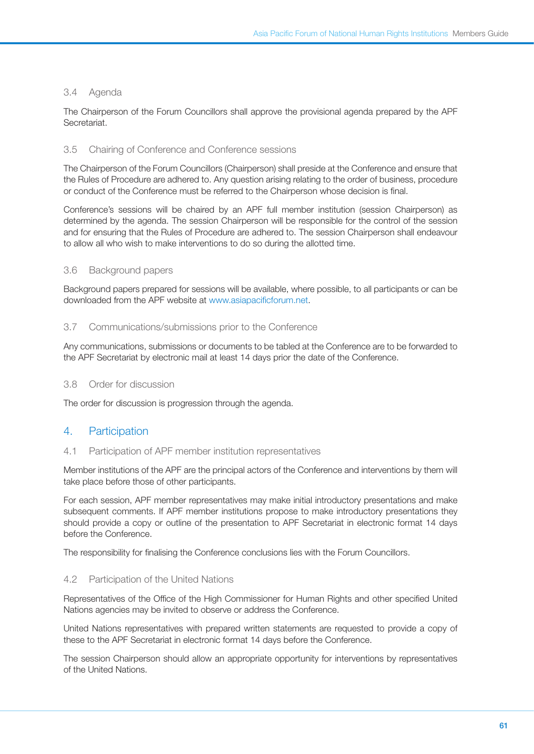### 3.4 Agenda

The Chairperson of the Forum Councillors shall approve the provisional agenda prepared by the APF Secretariat.

### 3.5 Chairing of Conference and Conference sessions

The Chairperson of the Forum Councillors (Chairperson) shall preside at the Conference and ensure that the Rules of Procedure are adhered to. Any question arising relating to the order of business, procedure or conduct of the Conference must be referred to the Chairperson whose decision is final.

Conference's sessions will be chaired by an APF full member institution (session Chairperson) as determined by the agenda. The session Chairperson will be responsible for the control of the session and for ensuring that the Rules of Procedure are adhered to. The session Chairperson shall endeavour to allow all who wish to make interventions to do so during the allotted time.

### 3.6 Background papers

Background papers prepared for sessions will be available, where possible, to all participants or can be downloaded from the APF website at www.asiapacificforum.net.

### 3.7 Communications/submissions prior to the Conference

Any communications, submissions or documents to be tabled at the Conference are to be forwarded to the APF Secretariat by electronic mail at least 14 days prior the date of the Conference.

### 3.8 Order for discussion

The order for discussion is progression through the agenda.

## 4. Participation

### 4.1 Participation of APF member institution representatives

Member institutions of the APF are the principal actors of the Conference and interventions by them will take place before those of other participants.

For each session, APF member representatives may make initial introductory presentations and make subsequent comments. If APF member institutions propose to make introductory presentations they should provide a copy or outline of the presentation to APF Secretariat in electronic format 14 days before the Conference.

The responsibility for finalising the Conference conclusions lies with the Forum Councillors.

### 4.2 Participation of the United Nations

Representatives of the Office of the High Commissioner for Human Rights and other specified United Nations agencies may be invited to observe or address the Conference.

United Nations representatives with prepared written statements are requested to provide a copy of these to the APF Secretariat in electronic format 14 days before the Conference.

The session Chairperson should allow an appropriate opportunity for interventions by representatives of the United Nations.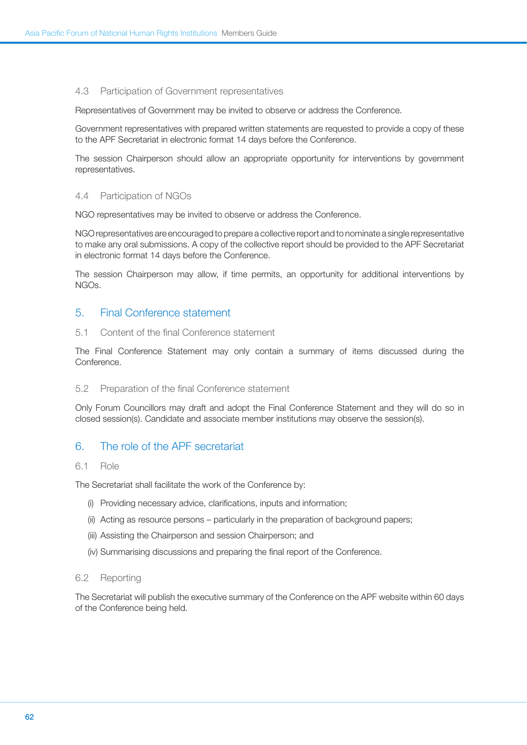### 4.3 Participation of Government representatives

Representatives of Government may be invited to observe or address the Conference.

Government representatives with prepared written statements are requested to provide a copy of these to the APF Secretariat in electronic format 14 days before the Conference.

The session Chairperson should allow an appropriate opportunity for interventions by government representatives.

### 4.4 Participation of NGOs

NGO representatives may be invited to observe or address the Conference.

NGO representatives are encouraged to prepare a collective report and to nominate a single representative to make any oral submissions. A copy of the collective report should be provided to the APF Secretariat in electronic format 14 days before the Conference.

The session Chairperson may allow, if time permits, an opportunity for additional interventions by NGOs.

## 5. Final Conference statement

### 5.1 Content of the final Conference statement

The Final Conference Statement may only contain a summary of items discussed during the Conference.

### 5.2 Preparation of the final Conference statement

Only Forum Councillors may draft and adopt the Final Conference Statement and they will do so in closed session(s). Candidate and associate member institutions may observe the session(s).

## 6. The role of the APF secretariat

### 6.1 Role

The Secretariat shall facilitate the work of the Conference by:

(i) Providing necessary advice, clarifications, inputs and information;

(ii) Acting as resource persons – particularly in the preparation of background papers;

(iii) Assisting the Chairperson and session Chairperson; and

(iv) Summarising discussions and preparing the final report of the Conference.

### 6.2 Reporting

The Secretariat will publish the executive summary of the Conference on the APF website within 60 days of the Conference being held.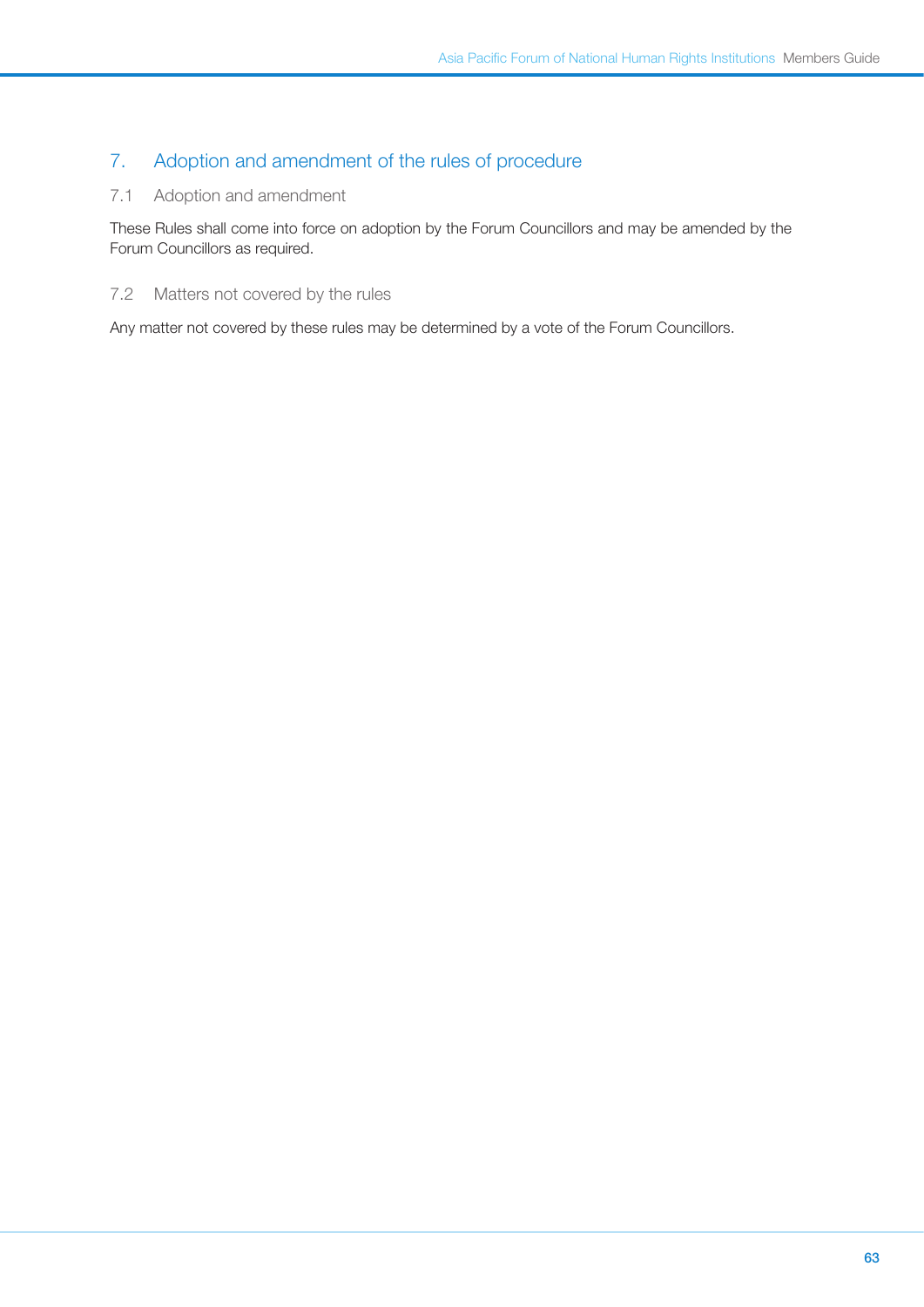## 7. Adoption and amendment of the rules of procedure

### 7.1 Adoption and amendment

These Rules shall come into force on adoption by the Forum Councillors and may be amended by the Forum Councillors as required.

### 7.2 Matters not covered by the rules

Any matter not covered by these rules may be determined by a vote of the Forum Councillors.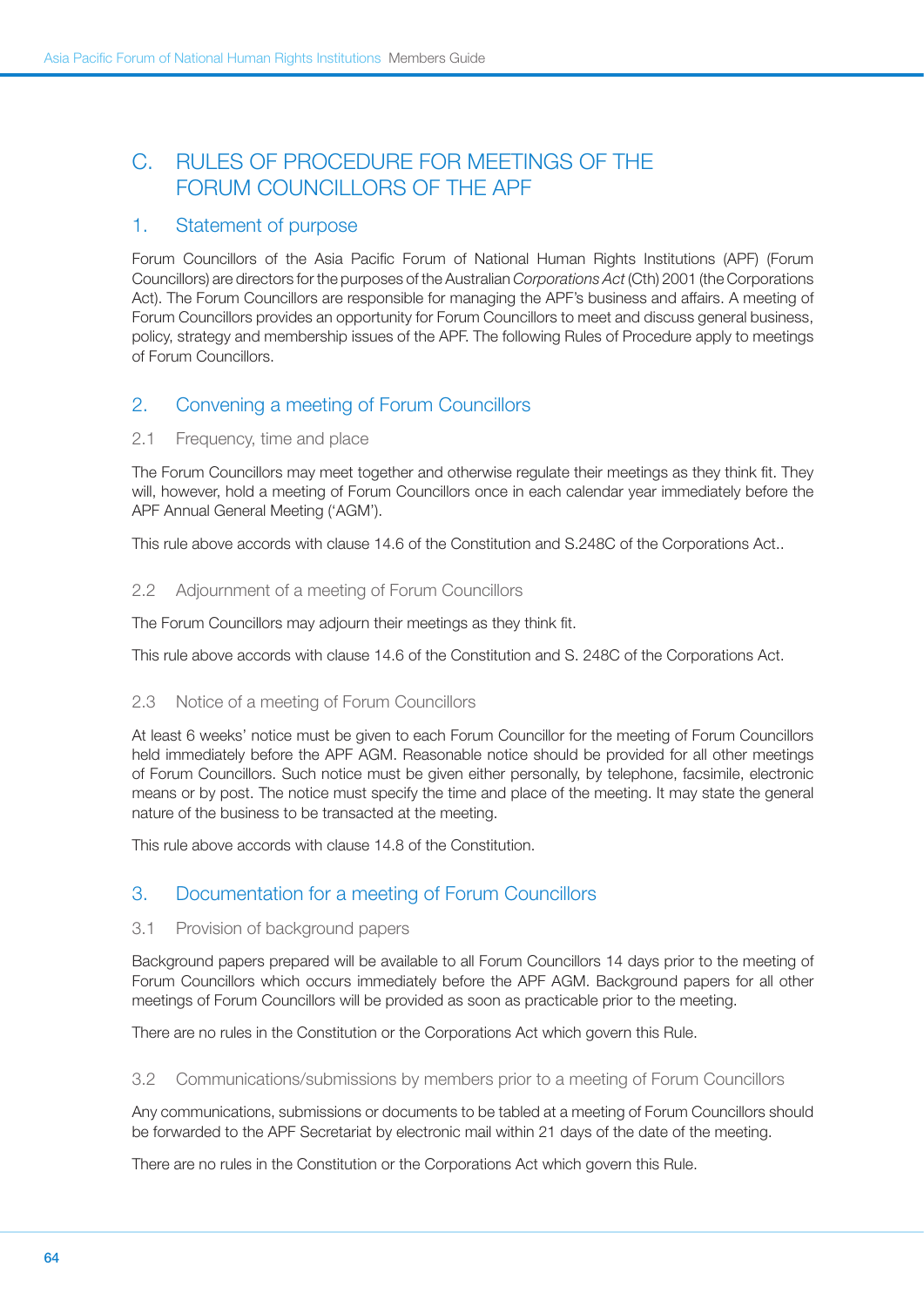# C. RULES OF PROCEDURE FOR MEETINGS OF THE FORUM COUNCILLORS OF THE APF

## 1. Statement of purpose

Forum Councillors of the Asia Pacific Forum of National Human Rights Institutions (APF) (Forum Councillors) are directors for the purposes of the Australian *Corporations Act* (Cth) 2001 (the Corporations Act). The Forum Councillors are responsible for managing the APF's business and affairs. A meeting of Forum Councillors provides an opportunity for Forum Councillors to meet and discuss general business, policy, strategy and membership issues of the APF. The following Rules of Procedure apply to meetings of Forum Councillors.

## 2. Convening a meeting of Forum Councillors

### 2.1 Frequency, time and place

The Forum Councillors may meet together and otherwise regulate their meetings as they think fit. They will, however, hold a meeting of Forum Councillors once in each calendar year immediately before the APF Annual General Meeting ('AGM').

This rule above accords with clause 14.6 of the Constitution and S.248C of the Corporations Act..

### 2.2 Adjournment of a meeting of Forum Councillors

The Forum Councillors may adjourn their meetings as they think fit.

This rule above accords with clause 14.6 of the Constitution and S. 248C of the Corporations Act.

### 2.3 Notice of a meeting of Forum Councillors

At least 6 weeks' notice must be given to each Forum Councillor for the meeting of Forum Councillors held immediately before the APF AGM. Reasonable notice should be provided for all other meetings of Forum Councillors. Such notice must be given either personally, by telephone, facsimile, electronic means or by post. The notice must specify the time and place of the meeting. It may state the general nature of the business to be transacted at the meeting.

This rule above accords with clause 14.8 of the Constitution.

## 3. Documentation for a meeting of Forum Councillors

### 3.1 Provision of background papers

Background papers prepared will be available to all Forum Councillors 14 days prior to the meeting of Forum Councillors which occurs immediately before the APF AGM. Background papers for all other meetings of Forum Councillors will be provided as soon as practicable prior to the meeting.

There are no rules in the Constitution or the Corporations Act which govern this Rule.

### 3.2 Communications/submissions by members prior to a meeting of Forum Councillors

Any communications, submissions or documents to be tabled at a meeting of Forum Councillors should be forwarded to the APF Secretariat by electronic mail within 21 days of the date of the meeting.

There are no rules in the Constitution or the Corporations Act which govern this Rule.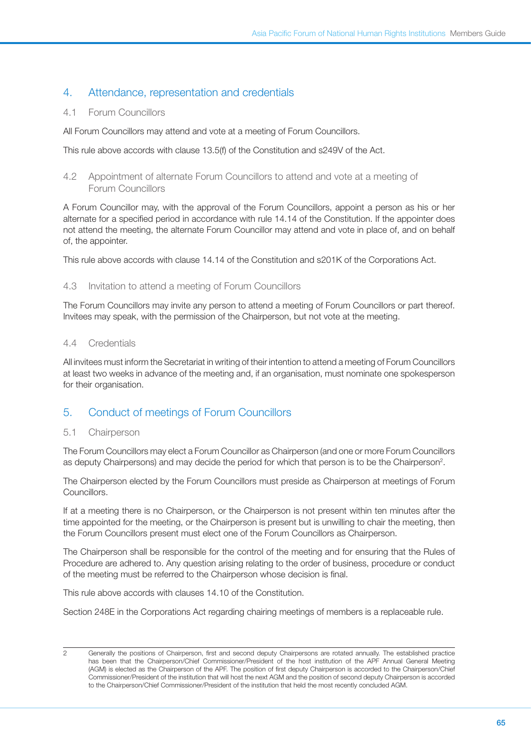## 4. Attendance, representation and credentials

### 4.1 Forum Councillors

All Forum Councillors may attend and vote at a meeting of Forum Councillors.

This rule above accords with clause 13.5(f) of the Constitution and s249V of the Act.

### 4.2 Appointment of alternate Forum Councillors to attend and vote at a meeting of Forum Councillors

A Forum Councillor may, with the approval of the Forum Councillors, appoint a person as his or her alternate for a specified period in accordance with rule 14.14 of the Constitution. If the appointer does not attend the meeting, the alternate Forum Councillor may attend and vote in place of, and on behalf of, the appointer.

This rule above accords with clause 14.14 of the Constitution and s201K of the Corporations Act.

### 4.3 Invitation to attend a meeting of Forum Councillors

The Forum Councillors may invite any person to attend a meeting of Forum Councillors or part thereof. Invitees may speak, with the permission of the Chairperson, but not vote at the meeting.

### 4.4 Credentials

All invitees must inform the Secretariat in writing of their intention to attend a meeting of Forum Councillors at least two weeks in advance of the meeting and, if an organisation, must nominate one spokesperson for their organisation.

## 5. Conduct of meetings of Forum Councillors

### 5.1 Chairperson

The Forum Councillors may elect a Forum Councillor as Chairperson (and one or more Forum Councillors as deputy Chairpersons) and may decide the period for which that person is to be the Chairperson[2].

The Chairperson elected by the Forum Councillors must preside as Chairperson at meetings of Forum Councillors.

If at a meeting there is no Chairperson, or the Chairperson is not present within ten minutes after the time appointed for the meeting, or the Chairperson is present but is unwilling to chair the meeting, then the Forum Councillors present must elect one of the Forum Councillors as Chairperson.

The Chairperson shall be responsible for the control of the meeting and for ensuring that the Rules of Procedure are adhered to. Any question arising relating to the order of business, procedure or conduct of the meeting must be referred to the Chairperson whose decision is final.

This rule above accords with clauses 14.10 of the Constitution.

Section 248E in the Corporations Act regarding chairing meetings of members is a replaceable rule.

---

2 Generally the positions of Chairperson, first and second deputy Chairpersons are rotated annually. The established practice has been that the Chairperson/Chief Commissioner/President of the host institution of the APF Annual General Meeting (AGM) is elected as the Chairperson of the APF. The position of first deputy Chairperson is accorded to the Chairperson/Chief Commissioner/President of the institution that will host the next AGM and the position of second deputy Chairperson is accorded to the Chairperson/Chief Commissioner/President of the institution that held the most recently concluded AGM.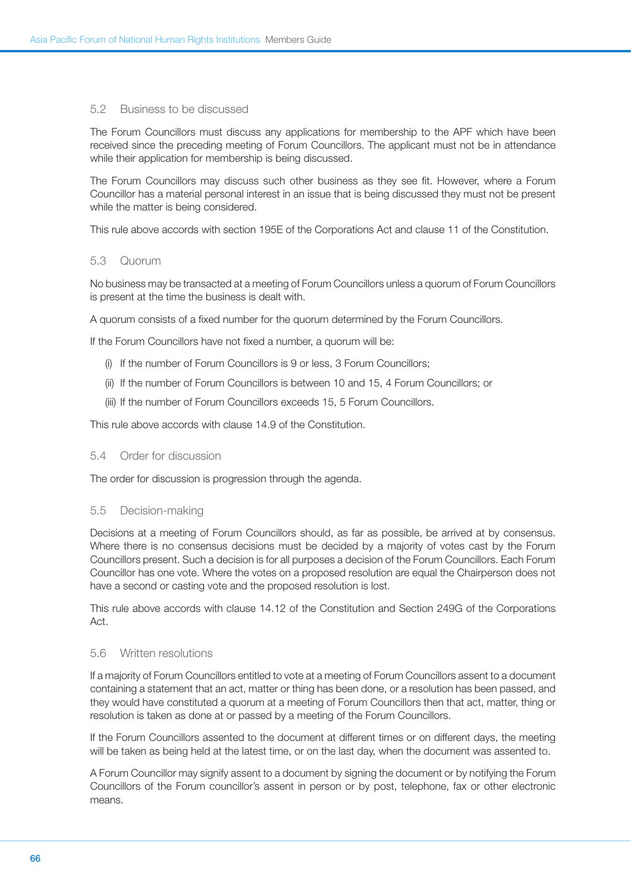### 5.2 Business to be discussed

The Forum Councillors must discuss any applications for membership to the APF which have been received since the preceding meeting of Forum Councillors. The applicant must not be in attendance while their application for membership is being discussed.

The Forum Councillors may discuss such other business as they see fit. However, where a Forum Councillor has a material personal interest in an issue that is being discussed they must not be present while the matter is being considered.

This rule above accords with section 195E of the Corporations Act and clause 11 of the Constitution.

### 5.3 Quorum

No business may be transacted at a meeting of Forum Councillors unless a quorum of Forum Councillors is present at the time the business is dealt with.

A quorum consists of a fixed number for the quorum determined by the Forum Councillors.

If the Forum Councillors have not fixed a number, a quorum will be:

(i) If the number of Forum Councillors is 9 or less, 3 Forum Councillors;

(ii) If the number of Forum Councillors is between 10 and 15, 4 Forum Councillors; or

(iii) If the number of Forum Councillors exceeds 15, 5 Forum Councillors.

This rule above accords with clause 14.9 of the Constitution.

### 5.4 Order for discussion

The order for discussion is progression through the agenda.

### 5.5 Decision-making

Decisions at a meeting of Forum Councillors should, as far as possible, be arrived at by consensus. Where there is no consensus decisions must be decided by a majority of votes cast by the Forum Councillors present. Such a decision is for all purposes a decision of the Forum Councillors. Each Forum Councillor has one vote. Where the votes on a proposed resolution are equal the Chairperson does not have a second or casting vote and the proposed resolution is lost.

This rule above accords with clause 14.12 of the Constitution and Section 249G of the Corporations Act.

### 5.6 Written resolutions

If a majority of Forum Councillors entitled to vote at a meeting of Forum Councillors assent to a document containing a statement that an act, matter or thing has been done, or a resolution has been passed, and they would have constituted a quorum at a meeting of Forum Councillors then that act, matter, thing or resolution is taken as done at or passed by a meeting of the Forum Councillors.

If the Forum Councillors assented to the document at different times or on different days, the meeting will be taken as being held at the latest time, or on the last day, when the document was assented to.

A Forum Councillor may signify assent to a document by signing the document or by notifying the Forum Councillors of the Forum councillor's assent in person or by post, telephone, fax or other electronic means.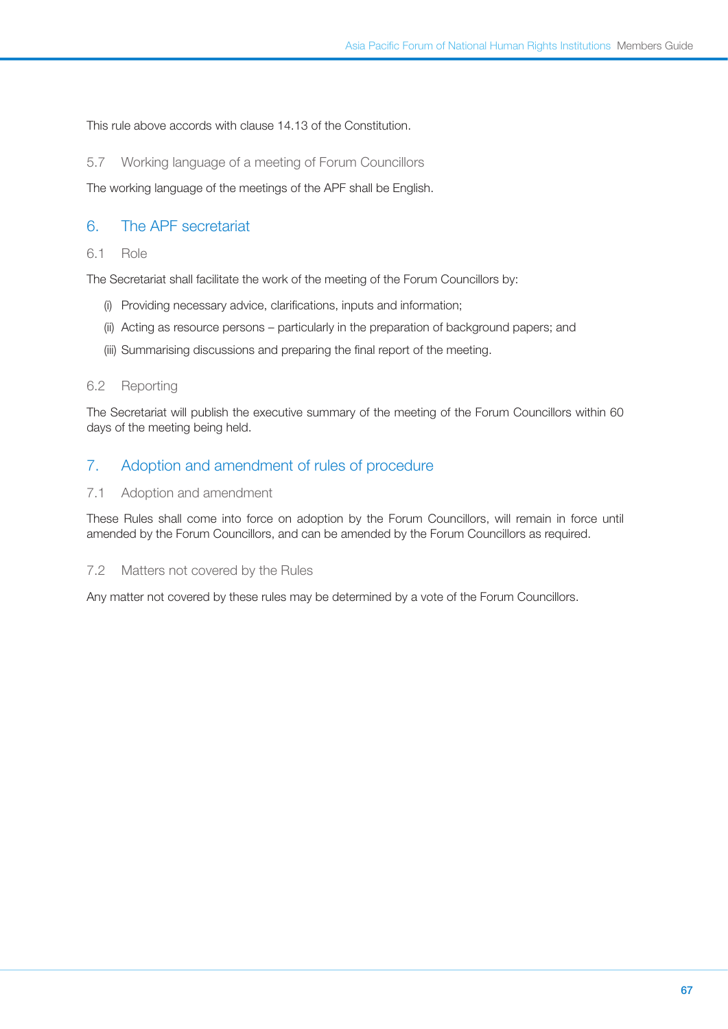This rule above accords with clause 14.13 of the Constitution.

### 5.7 Working language of a meeting of Forum Councillors

The working language of the meetings of the APF shall be English.

## 6. The APF secretariat

### 6.1 Role

The Secretariat shall facilitate the work of the meeting of the Forum Councillors by:

(i) Providing necessary advice, clarifications, inputs and information;

(ii) Acting as resource persons – particularly in the preparation of background papers; and

(iii) Summarising discussions and preparing the final report of the meeting.

### 6.2 Reporting

The Secretariat will publish the executive summary of the meeting of the Forum Councillors within 60 days of the meeting being held.

## 7. Adoption and amendment of rules of procedure

### 7.1 Adoption and amendment

These Rules shall come into force on adoption by the Forum Councillors, will remain in force until amended by the Forum Councillors, and can be amended by the Forum Councillors as required.

### 7.2 Matters not covered by the Rules

Any matter not covered by these rules may be determined by a vote of the Forum Councillors.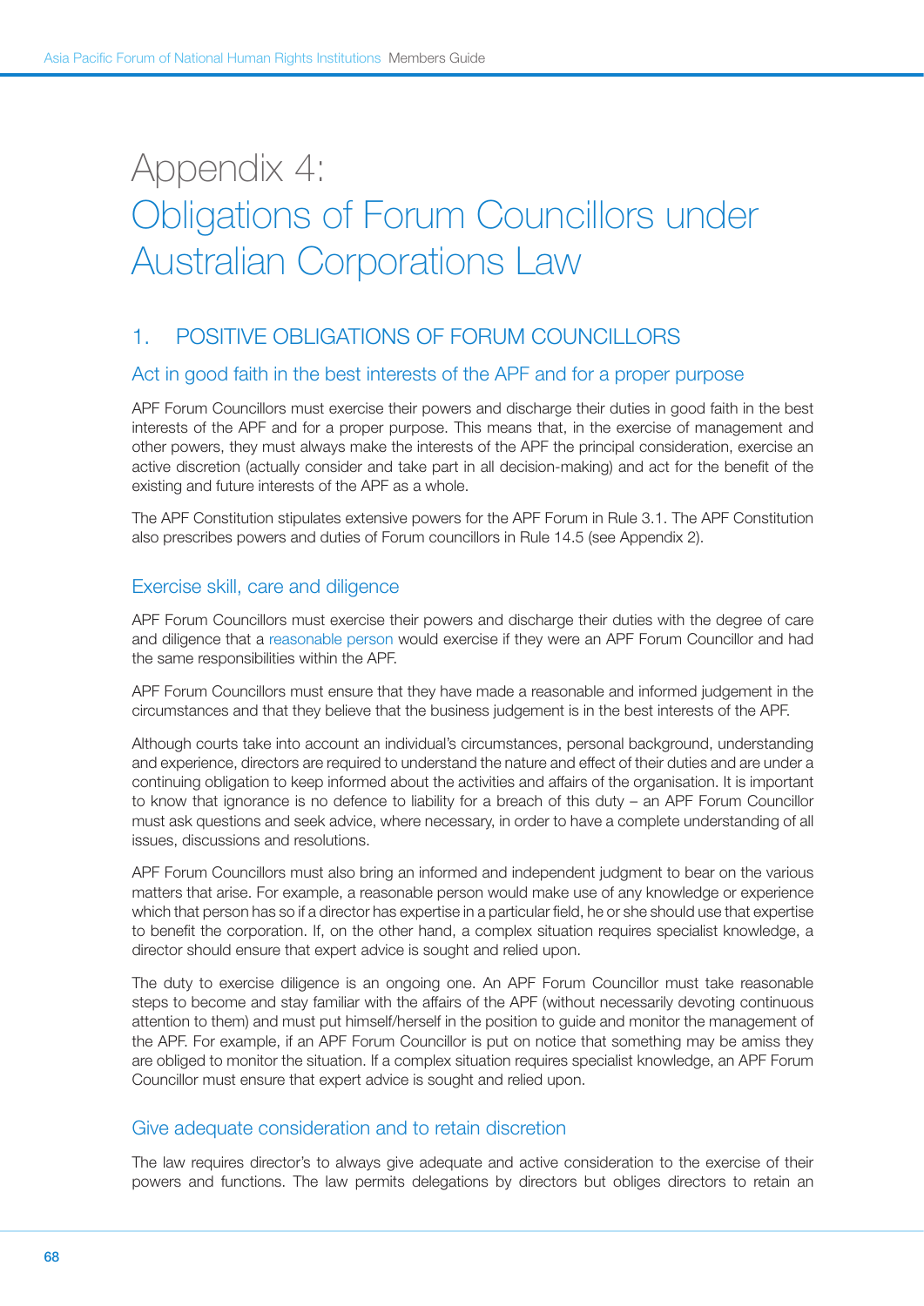# Appendix 4:
# Obligations of Forum Councillors under Australian Corporations Law

## 1. POSITIVE OBLIGATIONS OF FORUM COUNCILLORS

### Act in good faith in the best interests of the APF and for a proper purpose

APF Forum Councillors must exercise their powers and discharge their duties in good faith in the best interests of the APF and for a proper purpose. This means that, in the exercise of management and other powers, they must always make the interests of the APF the principal consideration, exercise an active discretion (actually consider and take part in all decision-making) and act for the benefit of the existing and future interests of the APF as a whole.

The APF Constitution stipulates extensive powers for the APF Forum in Rule 3.1. The APF Constitution also prescribes powers and duties of Forum councillors in Rule 14.5 (see Appendix 2).

### Exercise skill, care and diligence

APF Forum Councillors must exercise their powers and discharge their duties with the degree of care and diligence that a reasonable person would exercise if they were an APF Forum Councillor and had the same responsibilities within the APF.

APF Forum Councillors must ensure that they have made a reasonable and informed judgement in the circumstances and that they believe that the business judgement is in the best interests of the APF.

Although courts take into account an individual's circumstances, personal background, understanding and experience, directors are required to understand the nature and effect of their duties and are under a continuing obligation to keep informed about the activities and affairs of the organisation. It is important to know that ignorance is no defence to liability for a breach of this duty – an APF Forum Councillor must ask questions and seek advice, where necessary, in order to have a complete understanding of all issues, discussions and resolutions.

APF Forum Councillors must also bring an informed and independent judgment to bear on the various matters that arise. For example, a reasonable person would make use of any knowledge or experience which that person has so if a director has expertise in a particular field, he or she should use that expertise to benefit the corporation. If, on the other hand, a complex situation requires specialist knowledge, a director should ensure that expert advice is sought and relied upon.

The duty to exercise diligence is an ongoing one. An APF Forum Councillor must take reasonable steps to become and stay familiar with the affairs of the APF (without necessarily devoting continuous attention to them) and must put himself/herself in the position to guide and monitor the management of the APF. For example, if an APF Forum Councillor is put on notice that something may be amiss they are obliged to monitor the situation. If a complex situation requires specialist knowledge, an APF Forum Councillor must ensure that expert advice is sought and relied upon.

### Give adequate consideration and to retain discretion

The law requires director's to always give adequate and active consideration to the exercise of their powers and functions. The law permits delegations by directors but obliges directors to retain an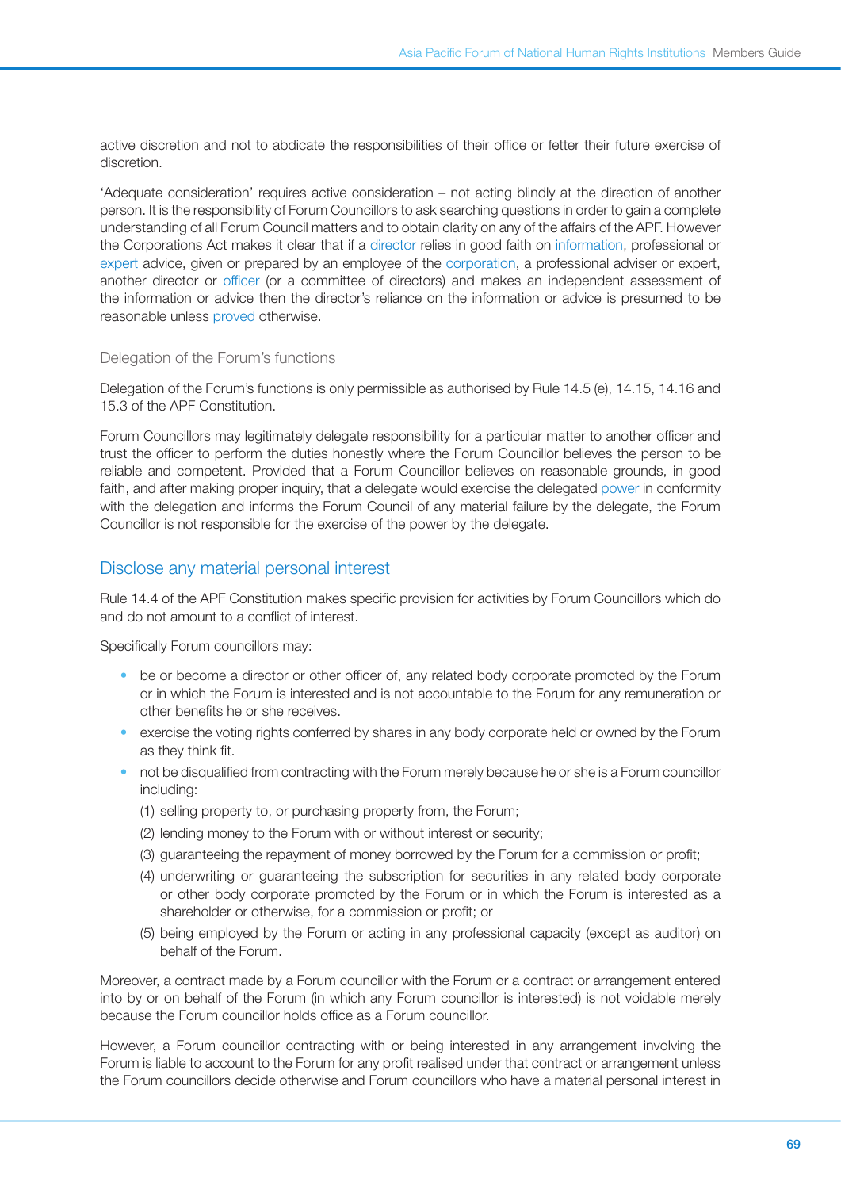active discretion and not to abdicate the responsibilities of their office or fetter their future exercise of discretion.

'Adequate consideration' requires active consideration – not acting blindly at the direction of another person. It is the responsibility of Forum Councillors to ask searching questions in order to gain a complete understanding of all Forum Council matters and to obtain clarity on any of the affairs of the APF. However the Corporations Act makes it clear that if a director relies in good faith on information, professional or expert advice, given or prepared by an employee of the corporation, a professional adviser or expert, another director or officer (or a committee of directors) and makes an independent assessment of the information or advice then the director's reliance on the information or advice is presumed to be reasonable unless proved otherwise.

### Delegation of the Forum's functions

Delegation of the Forum's functions is only permissible as authorised by Rule 14.5 (e), 14.15, 14.16 and 15.3 of the APF Constitution.

Forum Councillors may legitimately delegate responsibility for a particular matter to another officer and trust the officer to perform the duties honestly where the Forum Councillor believes the person to be reliable and competent. Provided that a Forum Councillor believes on reasonable grounds, in good faith, and after making proper inquiry, that a delegate would exercise the delegated power in conformity with the delegation and informs the Forum Council of any material failure by the delegate, the Forum Councillor is not responsible for the exercise of the power by the delegate.

## Disclose any material personal interest

Rule 14.4 of the APF Constitution makes specific provision for activities by Forum Councillors which do and do not amount to a conflict of interest.

Specifically Forum councillors may:

- be or become a director or other officer of, any related body corporate promoted by the Forum or in which the Forum is interested and is not accountable to the Forum for any remuneration or other benefits he or she receives.
- exercise the voting rights conferred by shares in any body corporate held or owned by the Forum as they think fit.
- not be disqualified from contracting with the Forum merely because he or she is a Forum councillor including:
  (1) selling property to, or purchasing property from, the Forum;
  (2) lending money to the Forum with or without interest or security;
  (3) guaranteeing the repayment of money borrowed by the Forum for a commission or profit;
  (4) underwriting or guaranteeing the subscription for securities in any related body corporate or other body corporate promoted by the Forum or in which the Forum is interested as a shareholder or otherwise, for a commission or profit; or
  (5) being employed by the Forum or acting in any professional capacity (except as auditor) on behalf of the Forum.

Moreover, a contract made by a Forum councillor with the Forum or a contract or arrangement entered into by or on behalf of the Forum (in which any Forum councillor is interested) is not voidable merely because the Forum councillor holds office as a Forum councillor.

However, a Forum councillor contracting with or being interested in any arrangement involving the Forum is liable to account to the Forum for any profit realised under that contract or arrangement unless the Forum councillors decide otherwise and Forum councillors who have a material personal interest in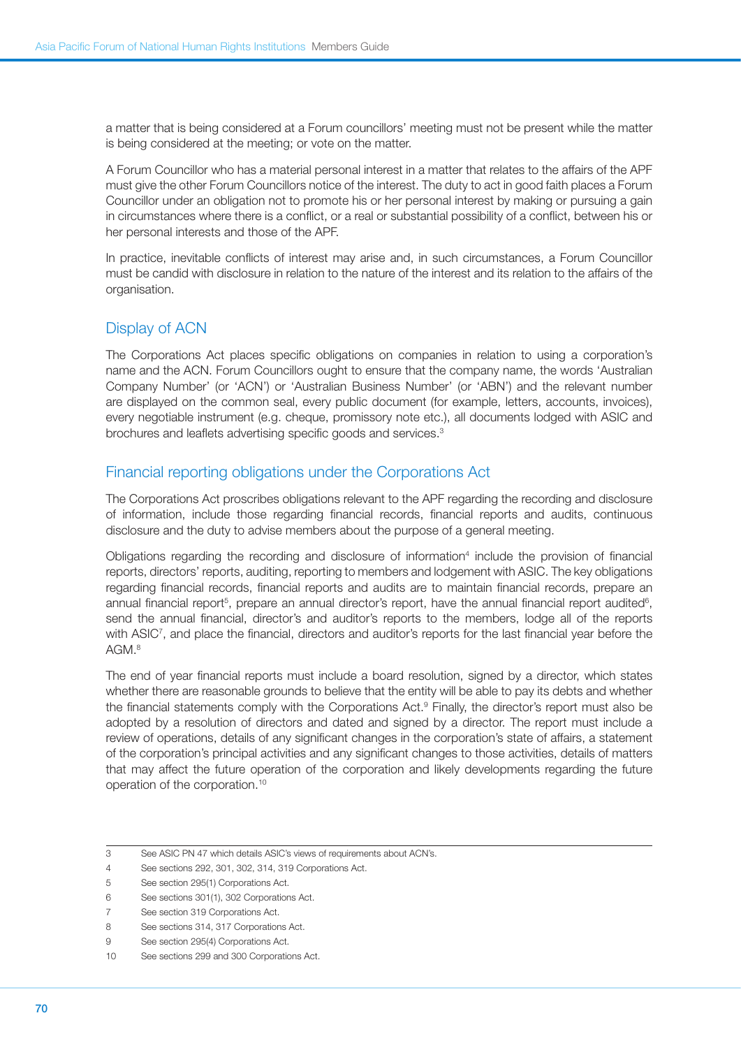a matter that is being considered at a Forum councillors' meeting must not be present while the matter is being considered at the meeting; or vote on the matter.

A Forum Councillor who has a material personal interest in a matter that relates to the affairs of the APF must give the other Forum Councillors notice of the interest. The duty to act in good faith places a Forum Councillor under an obligation not to promote his or her personal interest by making or pursuing a gain in circumstances where there is a conflict, or a real or substantial possibility of a conflict, between his or her personal interests and those of the APF.

In practice, inevitable conflicts of interest may arise and, in such circumstances, a Forum Councillor must be candid with disclosure in relation to the nature of the interest and its relation to the affairs of the organisation.

## Display of ACN

The Corporations Act places specific obligations on companies in relation to using a corporation's name and the ACN. Forum Councillors ought to ensure that the company name, the words 'Australian Company Number' (or 'ACN') or 'Australian Business Number' (or 'ABN') and the relevant number are displayed on the common seal, every public document (for example, letters, accounts, invoices), every negotiable instrument (e.g. cheque, promissory note etc.), all documents lodged with ASIC and brochures and leaflets advertising specific goods and services.[3]

## Financial reporting obligations under the Corporations Act

The Corporations Act proscribes obligations relevant to the APF regarding the recording and disclosure of information, include those regarding financial records, financial reports and audits, continuous disclosure and the duty to advise members about the purpose of a general meeting.

Obligations regarding the recording and disclosure of information[4] include the provision of financial reports, directors' reports, auditing, reporting to members and lodgement with ASIC. The key obligations regarding financial records, financial reports and audits are to maintain financial records, prepare an annual financial report[5], prepare an annual director's report, have the annual financial report audited[6], send the annual financial, director's and auditor's reports to the members, lodge all of the reports with ASIC[7], and place the financial, directors and auditor's reports for the last financial year before the AGM.[8]

The end of year financial reports must include a board resolution, signed by a director, which states whether there are reasonable grounds to believe that the entity will be able to pay its debts and whether the financial statements comply with the Corporations Act.[9] Finally, the director's report must also be adopted by a resolution of directors and dated and signed by a director. The report must include a review of operations, details of any significant changes in the corporation's state of affairs, a statement of the corporation's principal activities and any significant changes to those activities, details of matters that may affect the future operation of the corporation and likely developments regarding the future operation of the corporation.[10]

---

3 See ASIC PN 47 which details ASIC's views of requirements about ACN's.

4 See sections 292, 301, 302, 314, 319 Corporations Act.

5 See section 295(1) Corporations Act.

6 See sections 301(1), 302 Corporations Act.

7 See section 319 Corporations Act.

8 See sections 314, 317 Corporations Act.

9 See section 295(4) Corporations Act.

10 See sections 299 and 300 Corporations Act.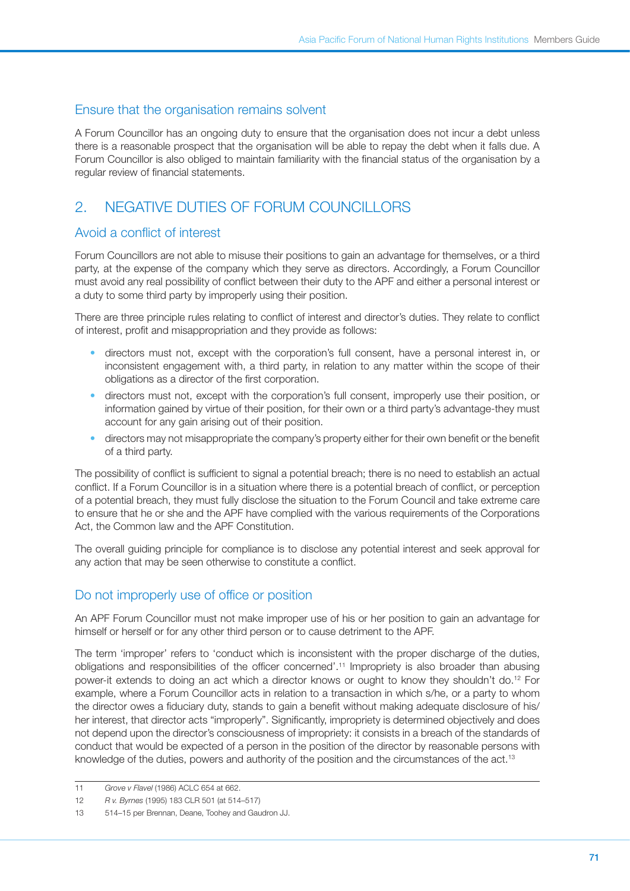### Ensure that the organisation remains solvent

A Forum Councillor has an ongoing duty to ensure that the organisation does not incur a debt unless there is a reasonable prospect that the organisation will be able to repay the debt when it falls due. A Forum Councillor is also obliged to maintain familiarity with the financial status of the organisation by a regular review of financial statements.

## 2. NEGATIVE DUTIES OF FORUM COUNCILLORS

### Avoid a conflict of interest

Forum Councillors are not able to misuse their positions to gain an advantage for themselves, or a third party, at the expense of the company which they serve as directors. Accordingly, a Forum Councillor must avoid any real possibility of conflict between their duty to the APF and either a personal interest or a duty to some third party by improperly using their position.

There are three principle rules relating to conflict of interest and director's duties. They relate to conflict of interest, profit and misappropriation and they provide as follows:

- directors must not, except with the corporation's full consent, have a personal interest in, or inconsistent engagement with, a third party, in relation to any matter within the scope of their obligations as a director of the first corporation.
- directors must not, except with the corporation's full consent, improperly use their position, or information gained by virtue of their position, for their own or a third party's advantage-they must account for any gain arising out of their position.
- directors may not misappropriate the company's property either for their own benefit or the benefit of a third party.

The possibility of conflict is sufficient to signal a potential breach; there is no need to establish an actual conflict. If a Forum Councillor is in a situation where there is a potential breach of conflict, or perception of a potential breach, they must fully disclose the situation to the Forum Council and take extreme care to ensure that he or she and the APF have complied with the various requirements of the Corporations Act, the Common law and the APF Constitution.

The overall guiding principle for compliance is to disclose any potential interest and seek approval for any action that may be seen otherwise to constitute a conflict.

### Do not improperly use of office or position

An APF Forum Councillor must not make improper use of his or her position to gain an advantage for himself or herself or for any other third person or to cause detriment to the APF.

The term 'improper' refers to 'conduct which is inconsistent with the proper discharge of the duties, obligations and responsibilities of the officer concerned'.[11] Impropriety is also broader than abusing power-it extends to doing an act which a director knows or ought to know they shouldn't do.[12] For example, where a Forum Councillor acts in relation to a transaction in which s/he, or a party to whom the director owes a fiduciary duty, stands to gain a benefit without making adequate disclosure of his/her interest, that director acts "improperly". Significantly, impropriety is determined objectively and does not depend upon the director's consciousness of impropriety: it consists in a breach of the standards of conduct that would be expected of a person in the position of the director by reasonable persons with knowledge of the duties, powers and authority of the position and the circumstances of the act.[13]

---

11 *Grove v Flavel* (1986) ACLC 654 at 662.

12 *R v. Byrnes* (1995) 183 CLR 501 (at 514–517)

13 514–15 per Brennan, Deane, Toohey and Gaudron JJ.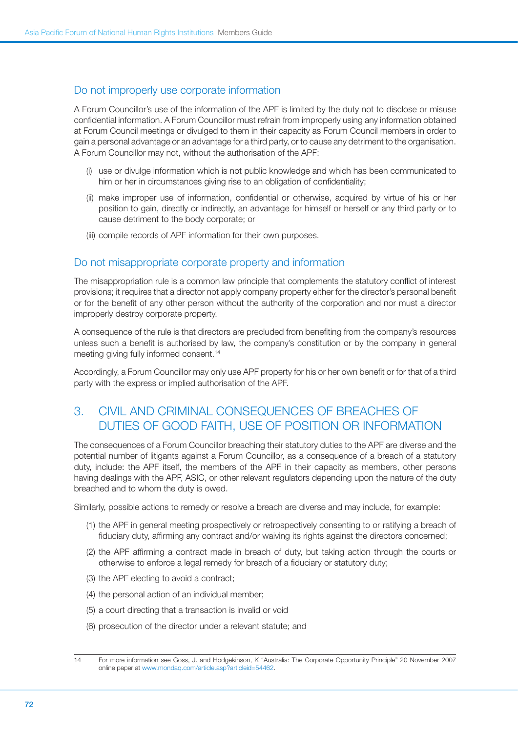### Do not improperly use corporate information

A Forum Councillor's use of the information of the APF is limited by the duty not to disclose or misuse confidential information. A Forum Councillor must refrain from improperly using any information obtained at Forum Council meetings or divulged to them in their capacity as Forum Council members in order to gain a personal advantage or an advantage for a third party, or to cause any detriment to the organisation. A Forum Councillor may not, without the authorisation of the APF:

(i) use or divulge information which is not public knowledge and which has been communicated to him or her in circumstances giving rise to an obligation of confidentiality;

(ii) make improper use of information, confidential or otherwise, acquired by virtue of his or her position to gain, directly or indirectly, an advantage for himself or herself or any third party or to cause detriment to the body corporate; or

(iii) compile records of APF information for their own purposes.

### Do not misappropriate corporate property and information

The misappropriation rule is a common law principle that complements the statutory conflict of interest provisions; it requires that a director not apply company property either for the director's personal benefit or for the benefit of any other person without the authority of the corporation and nor must a director improperly destroy corporate property.

A consequence of the rule is that directors are precluded from benefiting from the company's resources unless such a benefit is authorised by law, the company's constitution or by the company in general meeting giving fully informed consent.[14]

Accordingly, a Forum Councillor may only use APF property for his or her own benefit or for that of a third party with the express or implied authorisation of the APF.

## 3. CIVIL AND CRIMINAL CONSEQUENCES OF BREACHES OF DUTIES OF GOOD FAITH, USE OF POSITION OR INFORMATION

The consequences of a Forum Councillor breaching their statutory duties to the APF are diverse and the potential number of litigants against a Forum Councillor, as a consequence of a breach of a statutory duty, include: the APF itself, the members of the APF in their capacity as members, other persons having dealings with the APF, ASIC, or other relevant regulators depending upon the nature of the duty breached and to whom the duty is owed.

Similarly, possible actions to remedy or resolve a breach are diverse and may include, for example:

(1) the APF in general meeting prospectively or retrospectively consenting to or ratifying a breach of fiduciary duty, affirming any contract and/or waiving its rights against the directors concerned;

(2) the APF affirming a contract made in breach of duty, but taking action through the courts or otherwise to enforce a legal remedy for breach of a fiduciary or statutory duty;

(3) the APF electing to avoid a contract;

(4) the personal action of an individual member;

(5) a court directing that a transaction is invalid or void

(6) prosecution of the director under a relevant statute; and

---

14 For more information see Goss, J. and Hodgekinson, K "Australia: The Corporate Opportunity Principle" 20 November 2007 online paper at www.mondaq.com/article.asp?articleid=54462.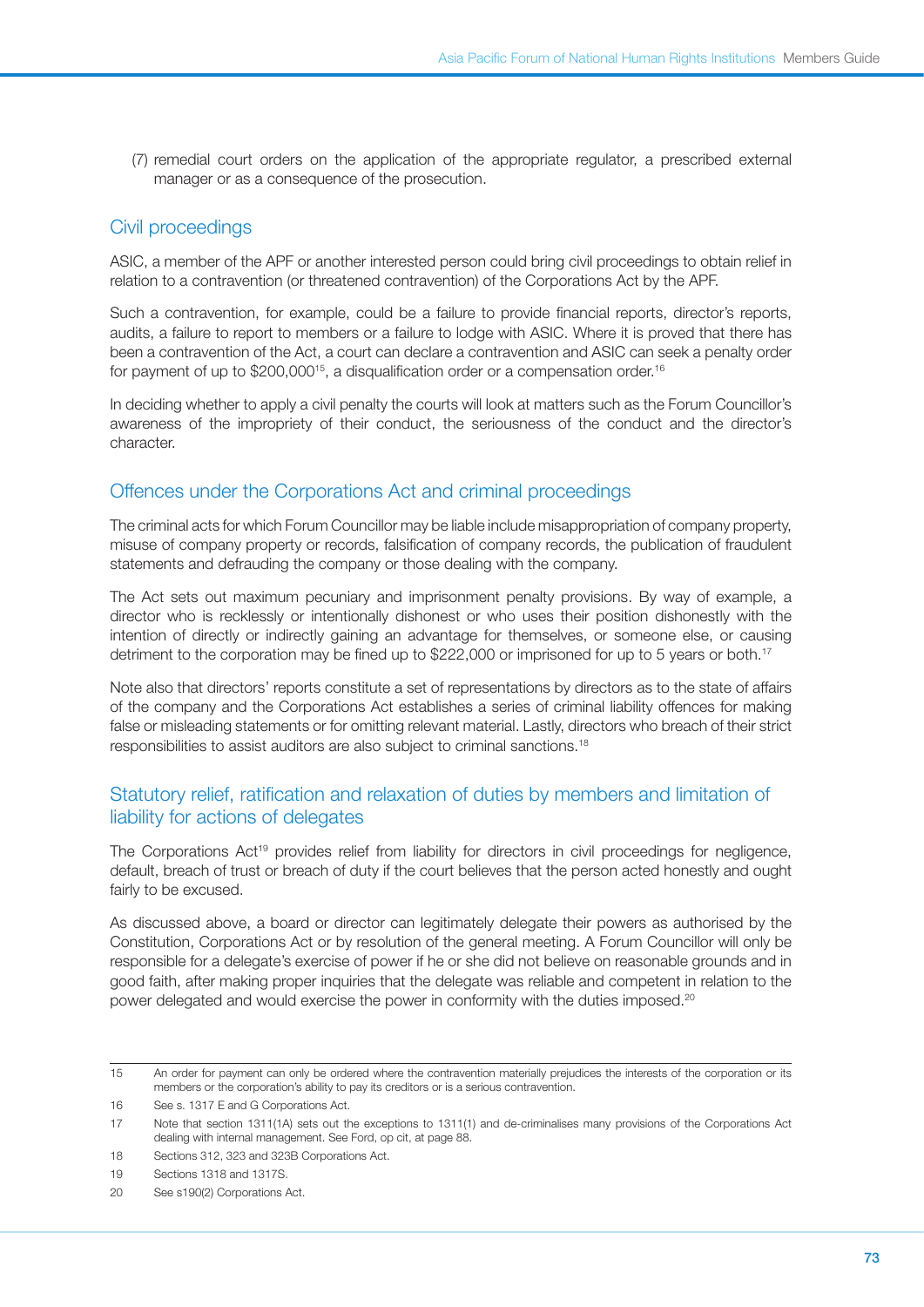(7) remedial court orders on the application of the appropriate regulator, a prescribed external manager or as a consequence of the prosecution.

## Civil proceedings

ASIC, a member of the APF or another interested person could bring civil proceedings to obtain relief in relation to a contravention (or threatened contravention) of the Corporations Act by the APF.

Such a contravention, for example, could be a failure to provide financial reports, director's reports, audits, a failure to report to members or a failure to lodge with ASIC. Where it is proved that there has been a contravention of the Act, a court can declare a contravention and ASIC can seek a penalty order for payment of up to $200,000[15], a disqualification order or a compensation order.[16]

In deciding whether to apply a civil penalty the courts will look at matters such as the Forum Councillor's awareness of the impropriety of their conduct, the seriousness of the conduct and the director's character.

## Offences under the Corporations Act and criminal proceedings

The criminal acts for which Forum Councillor may be liable include misappropriation of company property, misuse of company property or records, falsification of company records, the publication of fraudulent statements and defrauding the company or those dealing with the company.

The Act sets out maximum pecuniary and imprisonment penalty provisions. By way of example, a director who is recklessly or intentionally dishonest or who uses their position dishonestly with the intention of directly or indirectly gaining an advantage for themselves, or someone else, or causing detriment to the corporation may be fined up to $222,000 or imprisoned for up to 5 years or both.[17]

Note also that directors' reports constitute a set of representations by directors as to the state of affairs of the company and the Corporations Act establishes a series of criminal liability offences for making false or misleading statements or for omitting relevant material. Lastly, directors who breach of their strict responsibilities to assist auditors are also subject to criminal sanctions.[18]

## Statutory relief, ratification and relaxation of duties by members and limitation of liability for actions of delegates

The Corporations Act[19] provides relief from liability for directors in civil proceedings for negligence, default, breach of trust or breach of duty if the court believes that the person acted honestly and ought fairly to be excused.

As discussed above, a board or director can legitimately delegate their powers as authorised by the Constitution, Corporations Act or by resolution of the general meeting. A Forum Councillor will only be responsible for a delegate's exercise of power if he or she did not believe on reasonable grounds and in good faith, after making proper inquiries that the delegate was reliable and competent in relation to the power delegated and would exercise the power in conformity with the duties imposed.[20]

---

15 An order for payment can only be ordered where the contravention materially prejudices the interests of the corporation or its members or the corporation's ability to pay its creditors or is a serious contravention.

16 See s. 1317 E and G Corporations Act.

17 Note that section 1311(1A) sets out the exceptions to 1311(1) and de-criminalises many provisions of the Corporations Act dealing with internal management. See Ford, op cit, at page 88.

18 Sections 312, 323 and 323B Corporations Act.

19 Sections 1318 and 1317S.

20 See s190(2) Corporations Act.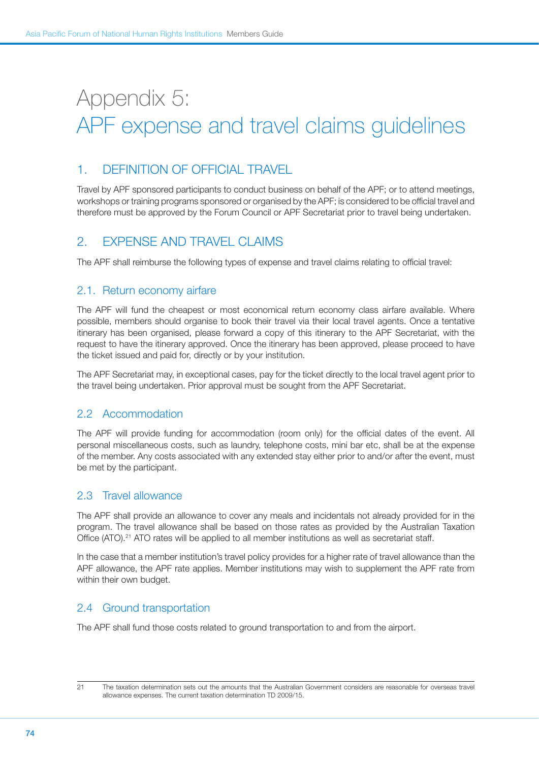# Appendix 5: APF expense and travel claims guidelines

## 1. DEFINITION OF OFFICIAL TRAVEL

Travel by APF sponsored participants to conduct business on behalf of the APF; or to attend meetings, workshops or training programs sponsored or organised by the APF; is considered to be official travel and therefore must be approved by the Forum Council or APF Secretariat prior to travel being undertaken.

## 2. EXPENSE AND TRAVEL CLAIMS

The APF shall reimburse the following types of expense and travel claims relating to official travel:

### 2.1. Return economy airfare

The APF will fund the cheapest or most economical return economy class airfare available. Where possible, members should organise to book their travel via their local travel agents. Once a tentative itinerary has been organised, please forward a copy of this itinerary to the APF Secretariat, with the request to have the itinerary approved. Once the itinerary has been approved, please proceed to have the ticket issued and paid for, directly or by your institution.

The APF Secretariat may, in exceptional cases, pay for the ticket directly to the local travel agent prior to the travel being undertaken. Prior approval must be sought from the APF Secretariat.

### 2.2 Accommodation

The APF will provide funding for accommodation (room only) for the official dates of the event. All personal miscellaneous costs, such as laundry, telephone costs, mini bar etc, shall be at the expense of the member. Any costs associated with any extended stay either prior to and/or after the event, must be met by the participant.

### 2.3 Travel allowance

The APF shall provide an allowance to cover any meals and incidentals not already provided for in the program. The travel allowance shall be based on those rates as provided by the Australian Taxation Office (ATO).[21] ATO rates will be applied to all member institutions as well as secretariat staff.

In the case that a member institution's travel policy provides for a higher rate of travel allowance than the APF allowance, the APF rate applies. Member institutions may wish to supplement the APF rate from within their own budget.

### 2.4 Ground transportation

The APF shall fund those costs related to ground transportation to and from the airport.

---

21 The taxation determination sets out the amounts that the Australian Government considers are reasonable for overseas travel allowance expenses. The current taxation determination TD 2009/15.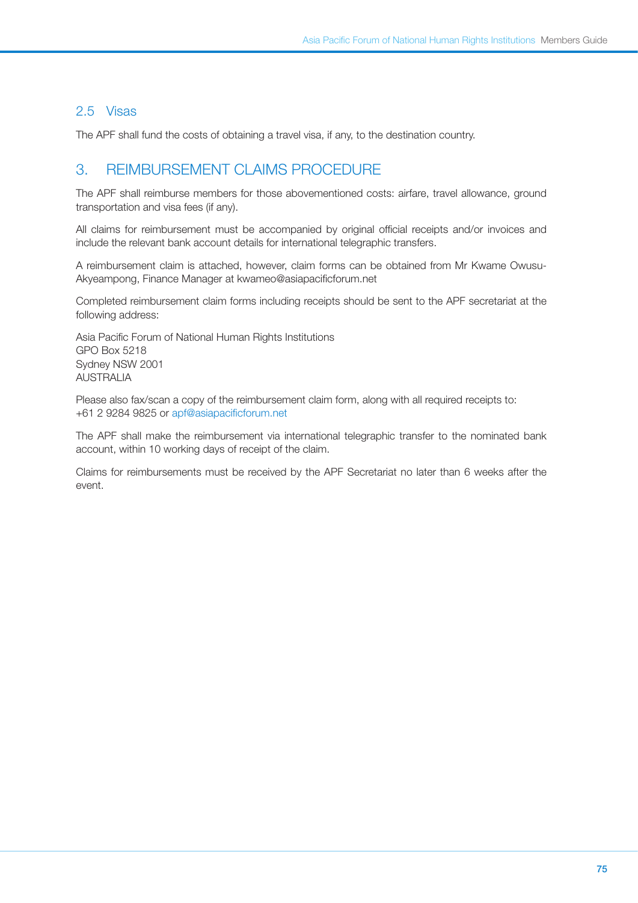### 2.5 Visas

The APF shall fund the costs of obtaining a travel visa, if any, to the destination country.

## 3. REIMBURSEMENT CLAIMS PROCEDURE

The APF shall reimburse members for those abovementioned costs: airfare, travel allowance, ground transportation and visa fees (if any).

All claims for reimbursement must be accompanied by original official receipts and/or invoices and include the relevant bank account details for international telegraphic transfers.

A reimbursement claim is attached, however, claim forms can be obtained from Mr Kwame Owusu-Akyeampong, Finance Manager at kwameo@asiapacificforum.net

Completed reimbursement claim forms including receipts should be sent to the APF secretariat at the following address:

Asia Pacific Forum of National Human Rights Institutions
GPO Box 5218
Sydney NSW 2001
AUSTRALIA

Please also fax/scan a copy of the reimbursement claim form, along with all required receipts to:
+61 2 9284 9825 or apf@asiapacificforum.net

The APF shall make the reimbursement via international telegraphic transfer to the nominated bank account, within 10 working days of receipt of the claim.

Claims for reimbursements must be received by the APF Secretariat no later than 6 weeks after the event.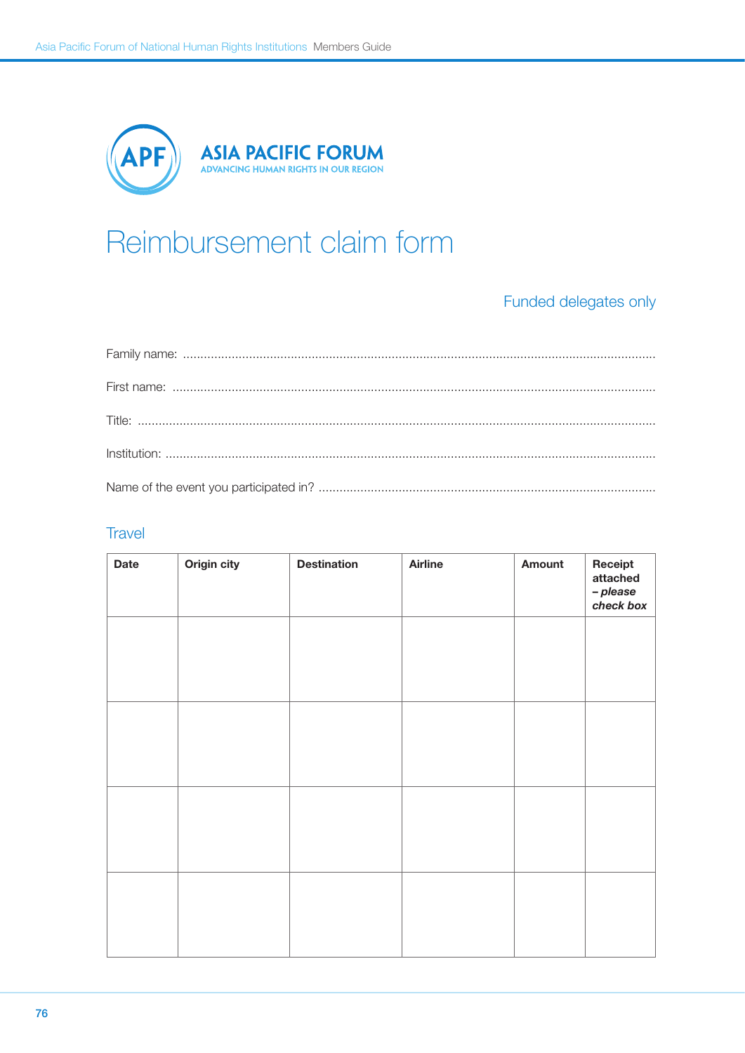ASIA PACIFIC FORUM
ADVANCING HUMAN RIGHTS IN OUR REGION

# Reimbursement claim form

Funded delegates only

Family name: ........................................................................................................................................

First name: ...........................................................................................................................................

Title: .....................................................................................................................................................

Institution: ............................................................................................................................................

Name of the event you participated in? .................................................................................................

## Travel

| **Date** | **Origin city** | **Destination** | **Airline** | **Amount** | **Receipt attached** ***– please check box*** |
|---|---|---|---|---|---|
| | | | | | |
| | | | | | |
| | | | | | |
| | | | | | |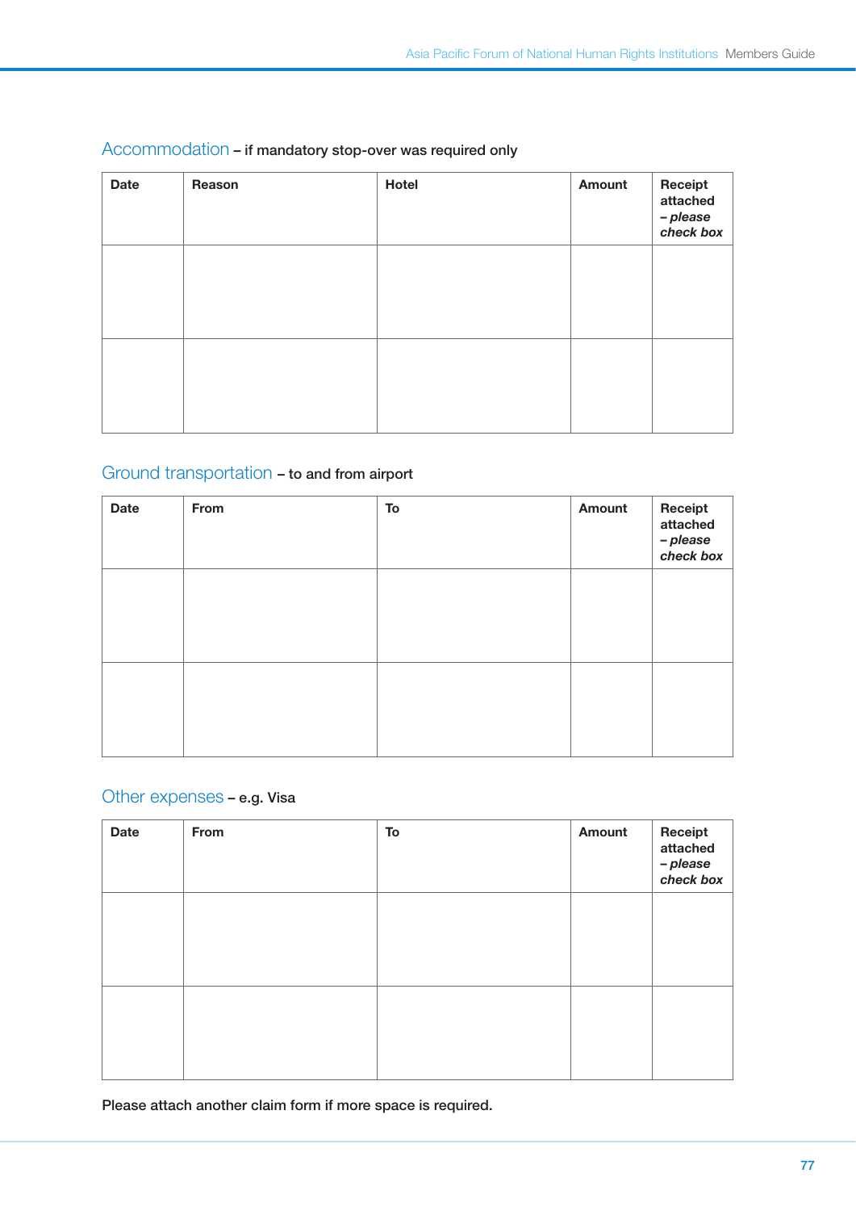## Accommodation – if mandatory stop-over was required only

| Date | Reason | Hotel | Amount | Receipt attached – *please check box* |
|---|---|---|---|---|
| | | | | |
| | | | | |

## Ground transportation – to and from airport

| Date | From | To | Amount | Receipt attached – *please check box* |
|---|---|---|---|---|
| | | | | |
| | | | | |

## Other expenses – e.g. Visa

| Date | From | To | Amount | Receipt attached – *please check box* |
|---|---|---|---|---|
| | | | | |
| | | | | |

Please attach another claim form if more space is required.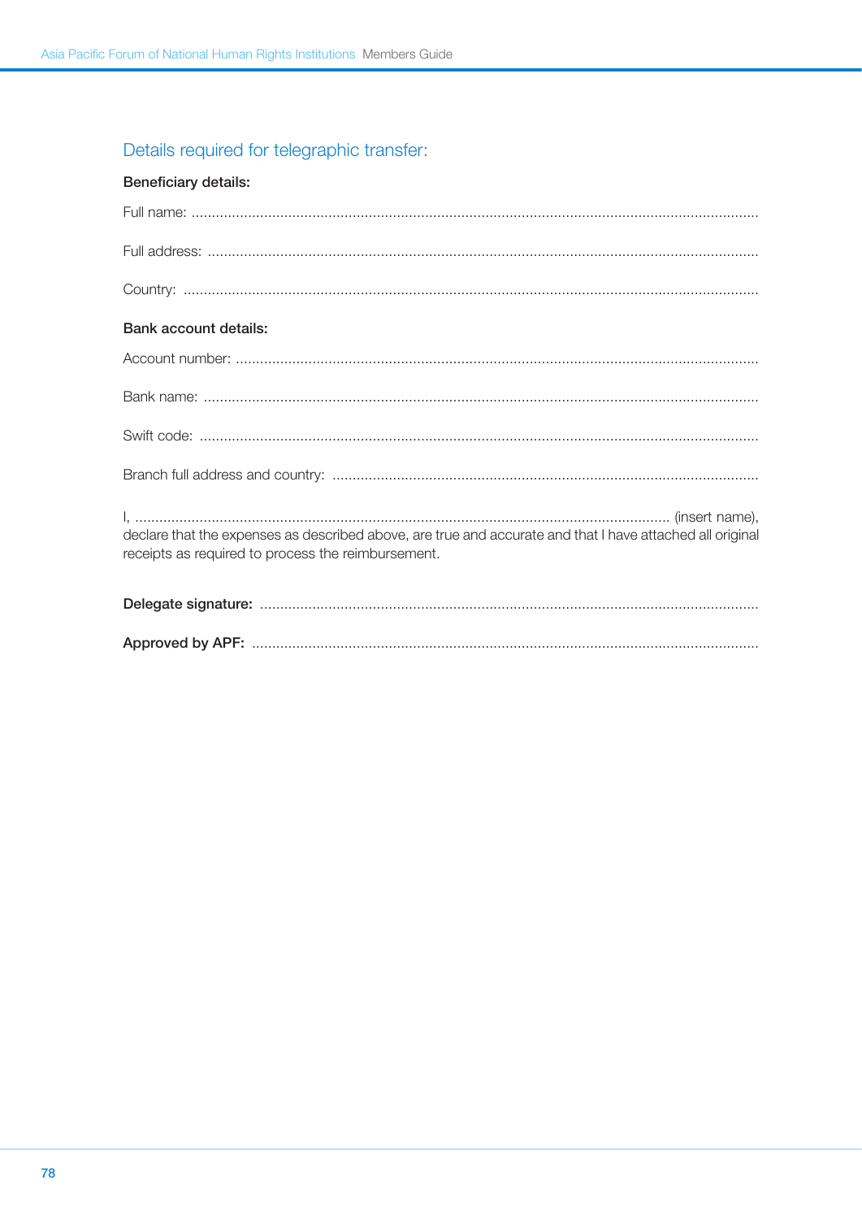## Details required for telegraphic transfer:

**Beneficiary details:**

Full name: ..........................................................................................................................................

Full address: ......................................................................................................................................

Country: .............................................................................................................................................

**Bank account details:**

Account number: ................................................................................................................................

Bank name: ........................................................................................................................................

Swift code: .........................................................................................................................................

Branch full address and country: .........................................................................................................

I, .................................................................................................................................... (insert name), declare that the expenses as described above, are true and accurate and that I have attached all original receipts as required to process the reimbursement.

**Delegate signature:** .........................................................................................................................

**Approved by APF:** ............................................................................................................................